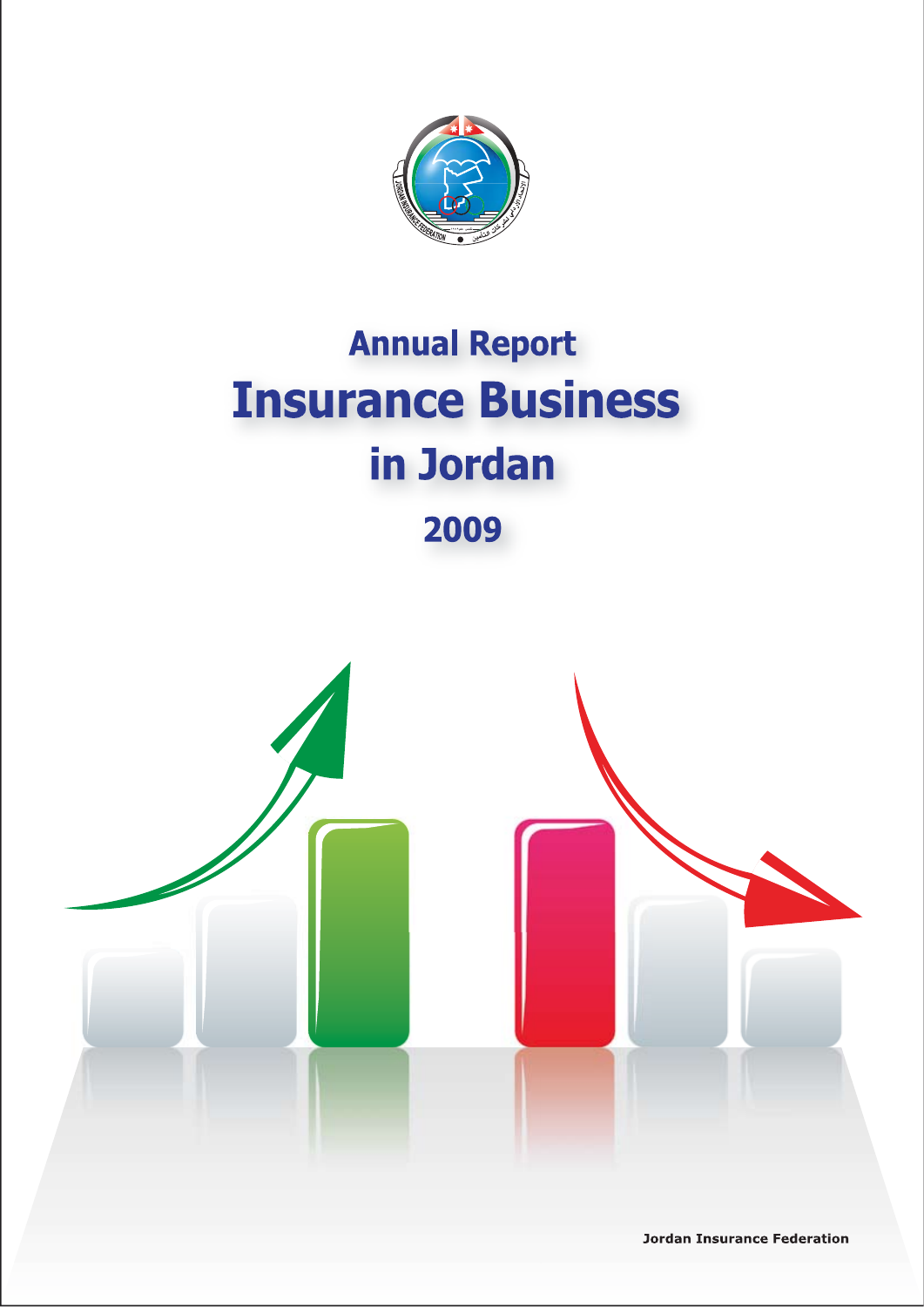# Annual Report

# Insurance Business in Jordan

## 2009

**Jordan Insurance Federation**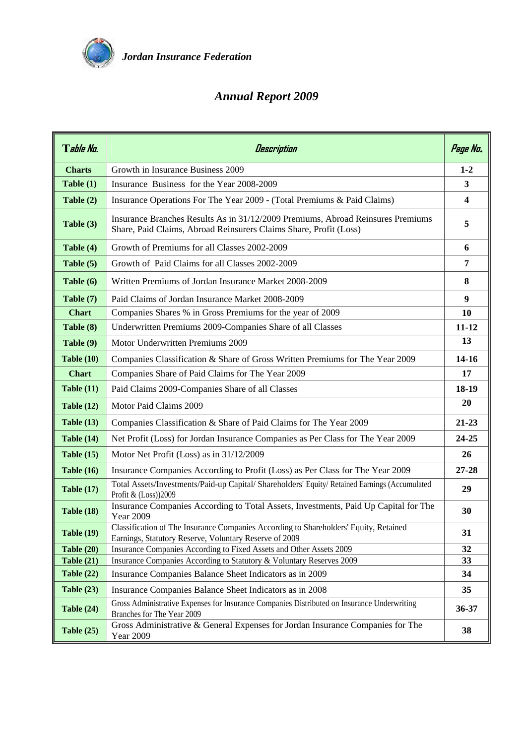*Jordan Insurance Federation*

# *Annual Report 2009*

| Table No. | Description | Page No. |
|---|---|---|
| **Charts** | Growth in Insurance Business 2009 | **1-2** |
| **Table (1)** | Insurance Business for the Year 2008-2009 | **3** |
| **Table (2)** | Insurance Operations For The Year 2009 - (Total Premiums & Paid Claims) | **4** |
| **Table (3)** | Insurance Branches Results As in 31/12/2009 Premiums, Abroad Reinsures Premiums Share, Paid Claims, Abroad Reinsurers Claims Share, Profit (Loss) | **5** |
| **Table (4)** | Growth of Premiums for all Classes 2002-2009 | **6** |
| **Table (5)** | Growth of Paid Claims for all Classes 2002-2009 | **7** |
| **Table (6)** | Written Premiums of Jordan Insurance Market 2008-2009 | **8** |
| **Table (7)** | Paid Claims of Jordan Insurance Market 2008-2009 | **9** |
| **Chart** | Companies Shares % in Gross Premiums for the year of 2009 | **10** |
| **Table (8)** | Underwritten Premiums 2009-Companies Share of all Classes | **11-12** |
| **Table (9)** | Motor Underwritten Premiums 2009 | **13** |
| **Table (10)** | Companies Classification & Share of Gross Written Premiums for The Year 2009 | **14-16** |
| **Chart** | Companies Share of Paid Claims for The Year 2009 | **17** |
| **Table (11)** | Paid Claims 2009-Companies Share of all Classes | **18-19** |
| **Table (12)** | Motor Paid Claims 2009 | **20** |
| **Table (13)** | Companies Classification & Share of Paid Claims for The Year 2009 | **21-23** |
| **Table (14)** | Net Profit (Loss) for Jordan Insurance Companies as Per Class for The Year 2009 | **24-25** |
| **Table (15)** | Motor Net Profit (Loss) as in 31/12/2009 | **26** |
| **Table (16)** | Insurance Companies According to Profit (Loss) as Per Class for The Year 2009 | **27-28** |
| **Table (17)** | Total Assets/Investments/Paid-up Capital/ Shareholders' Equity/ Retained Earnings (Accumulated Profit & (Loss))2009 | **29** |
| **Table (18)** | Insurance Companies According to Total Assets, Investments, Paid Up Capital for The Year 2009 | **30** |
| **Table (19)** | Classification of The Insurance Companies According to Shareholders' Equity, Retained Earnings, Statutory Reserve, Voluntary Reserve of 2009 | **31** |
| **Table (20)** | Insurance Companies According to Fixed Assets and Other Assets 2009 | **32** |
| **Table (21)** | Insurance Companies According to Statutory & Voluntary Reserves 2009 | **33** |
| **Table (22)** | Insurance Companies Balance Sheet Indicators as in 2009 | **34** |
| **Table (23)** | Insurance Companies Balance Sheet Indicators as in 2008 | **35** |
| **Table (24)** | Gross Administrative Expenses for Insurance Companies Distributed on Insurance Underwriting Branches for The Year 2009 | **36-37** |
| **Table (25)** | Gross Administrative & General Expenses for Jordan Insurance Companies for The Year 2009 | **38** |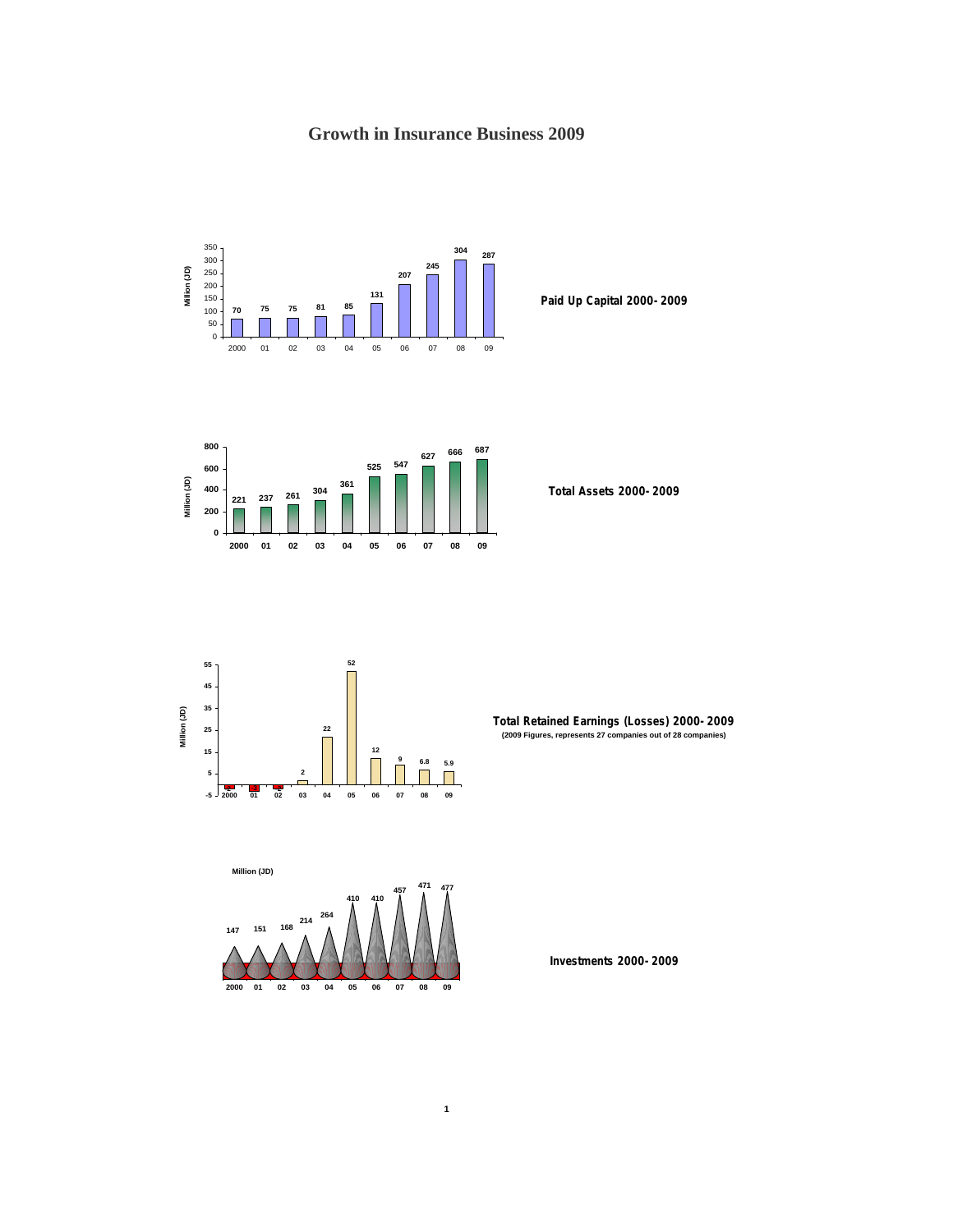# Growth in Insurance Business 2009

**Paid Up Capital 2000- 2009**

| Year | 2000 | 01 | 02 | 03 | 04 | 05 | 06 | 07 | 08 | 09 |
|---|---|---|---|---|---|---|---|---|---|---|
| Million (JD) | 70 | 75 | 75 | 81 | 85 | 131 | 207 | 245 | 304 | 287 |

**Total Assets 2000- 2009**

| Year | 2000 | 01 | 02 | 03 | 04 | 05 | 06 | 07 | 08 | 09 |
|---|---|---|---|---|---|---|---|---|---|---|
| Million (JD) | 221 | 237 | 261 | 304 | 361 | 525 | 547 | 627 | 666 | 687 |

**Total Retained Earnings (Losses) 2000- 2009**
**(2009 Figures, represents 27 companies out of 28 companies)**

| Year | 2000 | 01 | 02 | 03 | 04 | 05 | 06 | 07 | 08 | 09 |
|---|---|---|---|---|---|---|---|---|---|---|
| Million (JD) | -1 | -1 | -1 | 2 | 22 | 52 | 12 | 9 | 6.8 | 5.9 |

**Investments 2000- 2009**

| Year | 2000 | 01 | 02 | 03 | 04 | 05 | 06 | 07 | 08 | 09 |
|---|---|---|---|---|---|---|---|---|---|---|
| Million (JD) | 147 | 151 | 168 | 214 | 264 | 410 | 410 | 457 | 471 | 477 |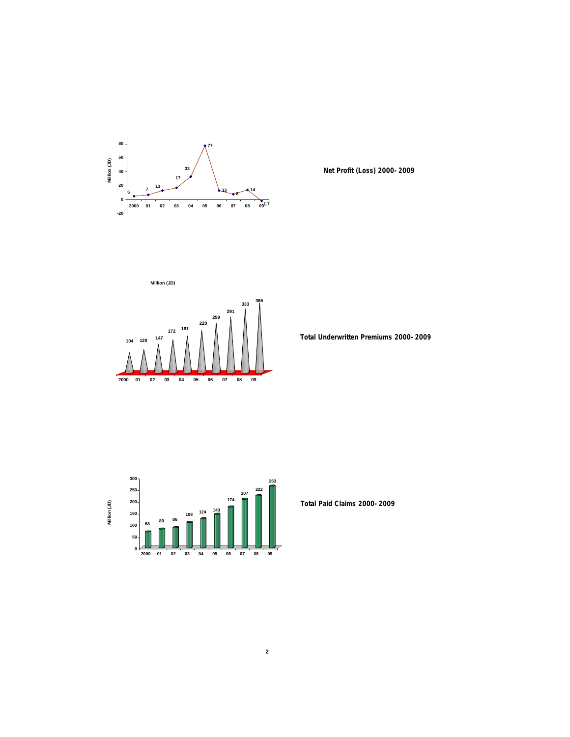**Net Profit (Loss) 2000- 2009**

| Year | 2000 | 01 | 02 | 03 | 04 | 05 | 06 | 07 | 08 | 09 |
|---|---|---|---|---|---|---|---|---|---|---|
| Million (JD) | 5 | 7 | 13 | 17 | 33 | 77 | 13 | 8 | 14 | -1.7 |

**Total Underwritten Premiums 2000- 2009**

| Year | 2000 | 01 | 02 | 03 | 04 | 05 | 06 | 07 | 08 | 09 |
|---|---|---|---|---|---|---|---|---|---|---|
| Million (JD) | 104 | 120 | 147 | 172 | 191 | 220 | 259 | 291 | 333 | 365 |

**Total Paid Claims 2000- 2009**

| Year | 2000 | 01 | 02 | 03 | 04 | 05 | 06 | 07 | 08 | 09 |
|---|---|---|---|---|---|---|---|---|---|---|
| Million (JD) | 68 | 80 | 86 | 108 | 124 | 143 | 174 | 207 | 222 | 263 |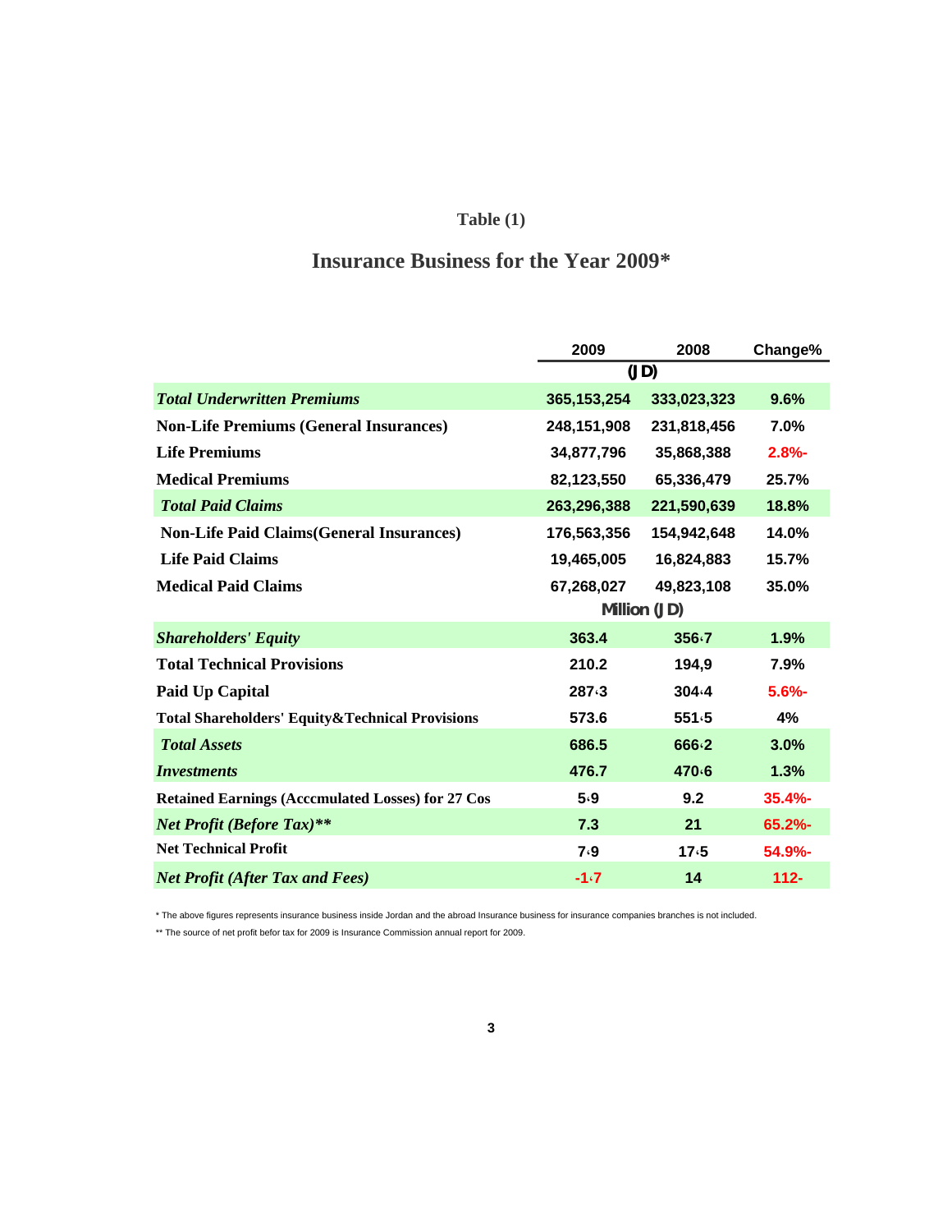Table (1)

## Insurance Business for the Year 2009*

| | 2009 | 2008 | Change% |
|---|---|---|---|
| | (JD) | | |
| ***Total Underwritten Premiums*** | 365,153,254 | 333,023,323 | 9.6% |
| **Non-Life Premiums (General Insurances)** | 248,151,908 | 231,818,456 | 7.0% |
| **Life Premiums** | 34,877,796 | 35,868,388 | 2.8%- |
| **Medical Premiums** | 82,123,550 | 65,336,479 | 25.7% |
| ***Total Paid Claims*** | 263,296,388 | 221,590,639 | 18.8% |
| **Non-Life Paid Claims(General Insurances)** | 176,563,356 | 154,942,648 | 14.0% |
| **Life Paid Claims** | 19,465,005 | 16,824,883 | 15.7% |
| **Medical Paid Claims** | 67,268,027 | 49,823,108 | 35.0% |
| | Million (JD) | | |
| ***Shareholders' Equity*** | 363.4 | 356،7 | 1.9% |
| **Total Technical Provisions** | 210.2 | 194,9 | 7.9% |
| **Paid Up Capital** | 287،3 | 304،4 | 5.6%- |
| **Total Shareholders' Equity&Technical Provisions** | 573.6 | 551،5 | 4% |
| ***Total Assets*** | 686.5 | 666،2 | 3.0% |
| ***Investments*** | 476.7 | 470،6 | 1.3% |
| **Retained Earnings (Acccmulated Losses) for 27 Cos** | 5،9 | 9.2 | 35.4%- |
| ***Net Profit (Before Tax)**** | 7.3 | 21 | 65.2%- |
| **Net Technical Profit** | 7،9 | 17،5 | 54.9%- |
| ***Net Profit (After Tax and Fees)*** | -1،7 | 14 | 112- |

\* The above figures represents insurance business inside Jordan and the abroad Insurance business for insurance companies branches is not included.

\** The source of net profit befor tax for 2009 is Insurance Commission annual report for 2009.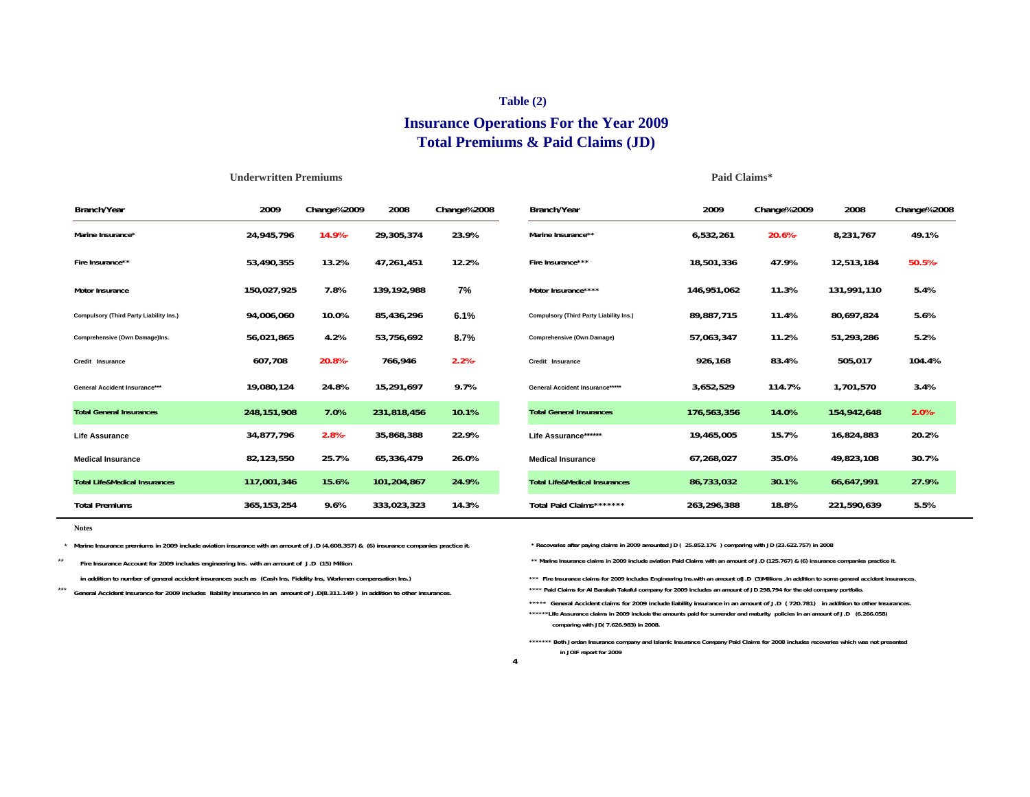# Table (2)

## Insurance Operations For the Year 2009
## Total Premiums & Paid Claims (JD)

**Underwritten Premiums**

| Branch/Year | 2009 | Change%2009 | 2008 | Change%2008 |
|---|---|---|---|---|
| Marine Insurance* | 24,945,796 | 14.9%- | 29,305,374 | 23.9% |
| Fire Insurance** | 53,490,355 | 13.2% | 47,261,451 | 12.2% |
| Motor Insurance | 150,027,925 | 7.8% | 139,192,988 | 7% |
| Compulsory (Third Party Liability Ins.) | 94,006,060 | 10.0% | 85,436,296 | 6.1% |
| Comprehensive (Own Damage)Ins. | 56,021,865 | 4.2% | 53,756,692 | 8.7% |
| Credit Insurance | 607,708 | 20.8%- | 766,946 | 2.2%- |
| General Accident Insurance*** | 19,080,124 | 24.8% | 15,291,697 | 9.7% |
| **Total General Insurances** | **248,151,908** | **7.0%** | **231,818,456** | **10.1%** |
| Life Assurance | 34,877,796 | 2.8%- | 35,868,388 | 22.9% |
| Medical Insurance | 82,123,550 | 25.7% | 65,336,479 | 26.0% |
| **Total Life&Medical Insurances** | **117,001,346** | **15.6%** | **101,204,867** | **24.9%** |
| **Total Premiums** | **365,153,254** | **9.6%** | **333,023,323** | **14.3%** |

**Paid Claims***

| Branch/Year | 2009 | Change%2009 | 2008 | Change%2008 |
|---|---|---|---|---|
| Marine Insurance** | 6,532,261 | 20.6%- | 8,231,767 | 49.1% |
| Fire Insurance*** | 18,501,336 | 47.9% | 12,513,184 | 50.5%- |
| Motor Insurance**** | 146,951,062 | 11.3% | 131,991,110 | 5.4% |
| Compulsory (Third Party Liability Ins.) | 89,887,715 | 11.4% | 80,697,824 | 5.6% |
| Comprehensive (Own Damage) | 57,063,347 | 11.2% | 51,293,286 | 5.2% |
| Credit Insurance | 926,168 | 83.4% | 505,017 | 104.4% |
| General Accident Insurance***** | 3,652,529 | 114.7% | 1,701,570 | 3.4% |
| **Total General Insurances** | **176,563,356** | **14.0%** | **154,942,648** | **2.0%-** |
| Life Assurance****** | 19,465,005 | 15.7% | 16,824,883 | 20.2% |
| Medical Insurance | 67,268,027 | 35.0% | 49,823,108 | 30.7% |
| **Total Life&Medical Insurances** | **86,733,032** | **30.1%** | **66,647,991** | **27.9%** |
| **Total Paid Claims******* | **263,296,388** | **18.8%** | **221,590,639** | **5.5%** |

**Notes**

\* Marine Insurance premiums in 2009 include aviation insurance with an amount of J.D (4.608.357) & (6) insurance companies practice it.

\** Fire Insurance Account for 2009 includes engineering Ins. with an amount of J.D (15) Million in addition to number of general accident insurances such as (Cash Ins, Fidelity Ins, Workmen compensation Ins.)

\*** General Accident Insurance for 2009 includes liability insurance in an amount of J.D(8.311.149 ) in addition to other insurances.

\* Recoveries after paying claims in 2009 amounted J D ( 25.852.176 ) comparing with J D (23.622.757) in 2008

\** Marine Insurance claims in 2009 include aviation Paid Claims with an amount of J.D (125.767) & (6) insurance companies practice it.

\*** Fire Insurance claims for 2009 includes Engineering Ins.with an amount ofJ.D (3)Millions ,in addition to some general accident insurances.

\**** Paid Claims for Al Barakah Takaful company for 2009 includes an amount of J D 298,794 for the old company portfolio.

\***** General Accident claims for 2009 include liability insurance in an amount of J.D ( 720.781) in addition to other Insurances.

\******Life Assurance claims in 2009 include the amounts paid for surrender and maturity policies in an amount of J.D (6.266.058) comparing with JD( 7.626.983) in 2008.

\******* Both Jordan Insurance company and Islamic Insurance Company Paid Claims for 2008 includes recoveries which was not presented in JOIF report for 2009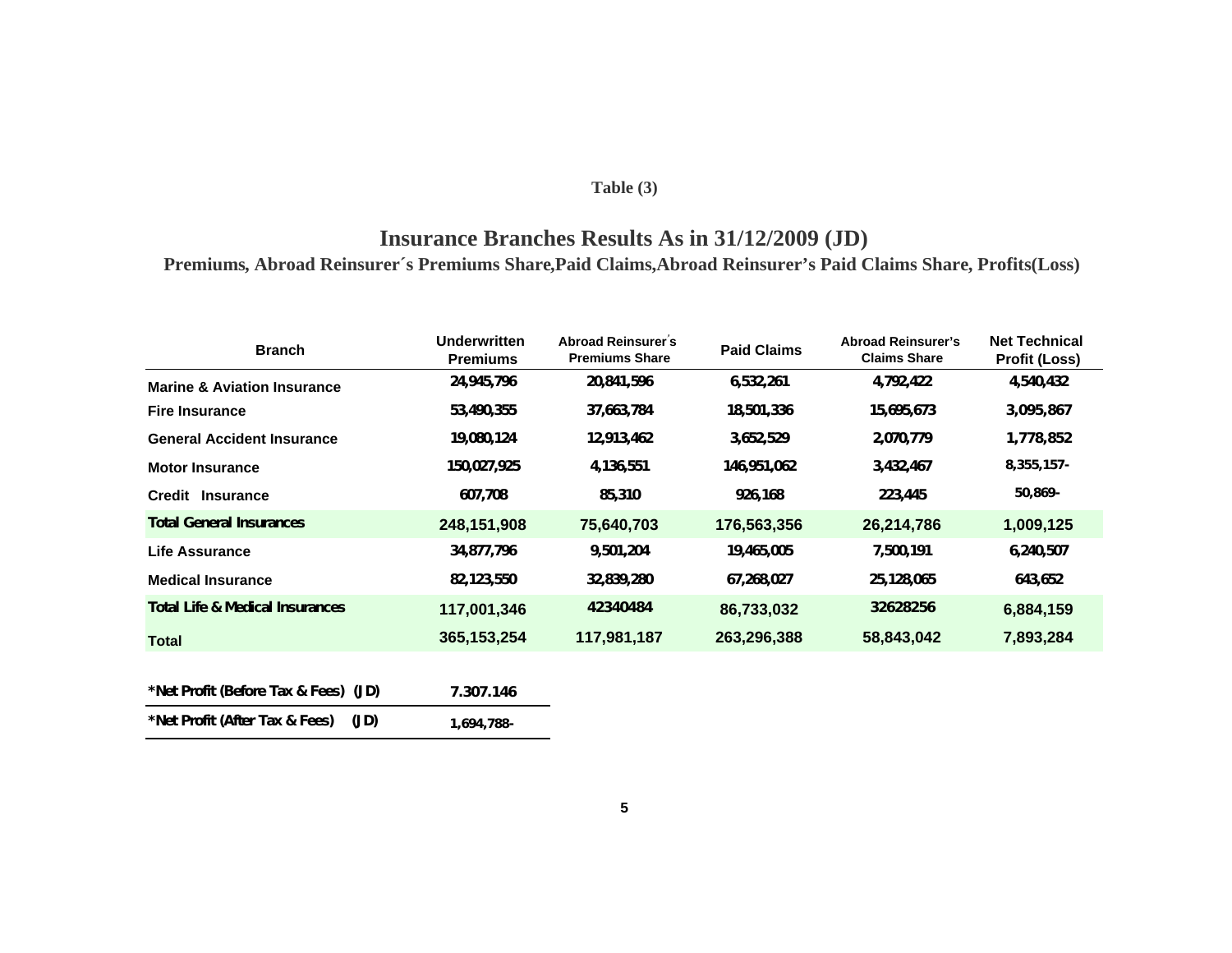Table (3)

# Insurance Branches Results As in 31/12/2009 (JD)

**Premiums, Abroad Reinsurer´s Premiums Share,Paid Claims,Abroad Reinsurer's Paid Claims Share, Profits(Loss)**

| Branch | Underwritten Premiums | Abroad Reinsurer´s Premiums Share | Paid Claims | Abroad Reinsurer's Claims Share | Net Technical Profit (Loss) |
|---|---|---|---|---|---|
| Marine & Aviation Insurance | 24,945,796 | 20,841,596 | 6,532,261 | 4,792,422 | 4,540,432 |
| Fire Insurance | 53,490,355 | 37,663,784 | 18,501,336 | 15,695,673 | 3,095,867 |
| General Accident Insurance | 19,080,124 | 12,913,462 | 3,652,529 | 2,070,779 | 1,778,852 |
| Motor Insurance | 150,027,925 | 4,136,551 | 146,951,062 | 3,432,467 | 8,355,157- |
| Credit Insurance | 607,708 | 85,310 | 926,168 | 223,445 | 50,869- |
| **Total General Insurances** | 248,151,908 | 75,640,703 | 176,563,356 | 26,214,786 | 1,009,125 |
| Life Assurance | 34,877,796 | 9,501,204 | 19,465,005 | 7,500,191 | 6,240,507 |
| Medical Insurance | 82,123,550 | 32,839,280 | 67,268,027 | 25,128,065 | 643,652 |
| **Total Life & Medical Insurances** | 117,001,346 | 42340484 | 86,733,032 | 32628256 | 6,884,159 |
| **Total** | 365,153,254 | 117,981,187 | 263,296,388 | 58,843,042 | 7,893,284 |

| | |
|---|---|
| *Net Profit (Before Tax & Fees) (JD) | 7.307.146 |
| *Net Profit (After Tax & Fees) (JD) | 1,694,788- |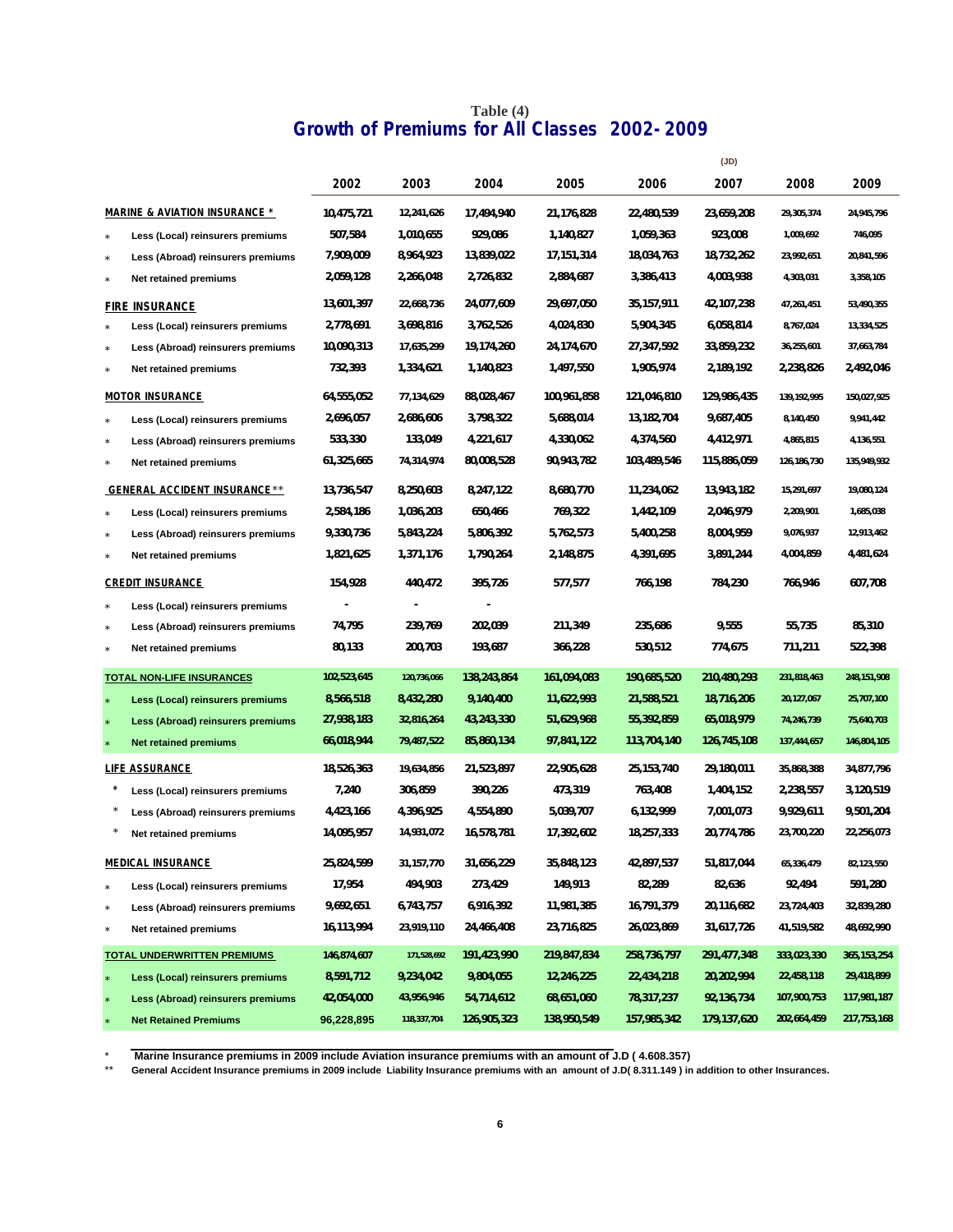**Table (4)**

## Growth of Premiums for All Classes 2002-2009

(JD)

| | 2002 | 2003 | 2004 | 2005 | 2006 | 2007 | 2008 | 2009 |
|---|---|---|---|---|---|---|---|---|
| **MARINE & AVIATION INSURANCE *** | 10,475,721 | 12,241,626 | 17,494,940 | 21,176,828 | 22,480,539 | 23,659,208 | 29,305,374 | 24,945,796 |
| * Less (Local) reinsurers premiums | 507,584 | 1,010,655 | 929,086 | 1,140,827 | 1,059,363 | 923,008 | 1,009,692 | 746,095 |
| * Less (Abroad) reinsurers premiums | 7,909,009 | 8,964,923 | 13,839,022 | 17,151,314 | 18,034,763 | 18,732,262 | 23,992,651 | 20,841,596 |
| * Net retained premiums | 2,059,128 | 2,266,048 | 2,726,832 | 2,884,687 | 3,386,413 | 4,003,938 | 4,303,031 | 3,358,105 |
| **FIRE INSURANCE** | 13,601,397 | 22,668,736 | 24,077,609 | 29,697,050 | 35,157,911 | 42,107,238 | 47,261,451 | 53,490,355 |
| * Less (Local) reinsurers premiums | 2,778,691 | 3,698,816 | 3,762,526 | 4,024,830 | 5,904,345 | 6,058,814 | 8,767,024 | 13,334,525 |
| * Less (Abroad) reinsurers premiums | 10,090,313 | 17,635,299 | 19,174,260 | 24,174,670 | 27,347,592 | 33,859,232 | 36,255,601 | 37,663,784 |
| * Net retained premiums | 732,393 | 1,334,621 | 1,140,823 | 1,497,550 | 1,905,974 | 2,189,192 | 2,238,826 | 2,492,046 |
| **MOTOR INSURANCE** | 64,555,052 | 77,134,629 | 88,028,467 | 100,961,858 | 121,046,810 | 129,986,435 | 139,192,995 | 150,027,925 |
| * Less (Local) reinsurers premiums | 2,696,057 | 2,686,606 | 3,798,322 | 5,688,014 | 13,182,704 | 9,687,405 | 8,140,450 | 9,941,442 |
| * Less (Abroad) reinsurers premiums | 533,330 | 133,049 | 4,221,617 | 4,330,062 | 4,374,560 | 4,412,971 | 4,865,815 | 4,136,551 |
| * Net retained premiums | 61,325,665 | 74,314,974 | 80,008,528 | 90,943,782 | 103,489,546 | 115,886,059 | 126,186,730 | 135,949,932 |
| **GENERAL ACCIDENT INSURANCE **** | 13,736,547 | 8,250,603 | 8,247,122 | 8,680,770 | 11,234,062 | 13,943,182 | 15,291,697 | 19,080,124 |
| * Less (Local) reinsurers premiums | 2,584,186 | 1,036,203 | 650,466 | 769,322 | 1,442,109 | 2,046,979 | 2,209,901 | 1,685,038 |
| * Less (Abroad) reinsurers premiums | 9,330,736 | 5,843,224 | 5,806,392 | 5,762,573 | 5,400,258 | 8,004,959 | 9,076,937 | 12,913,462 |
| * Net retained premiums | 1,821,625 | 1,371,176 | 1,790,264 | 2,148,875 | 4,391,695 | 3,891,244 | 4,004,859 | 4,481,624 |
| **CREDIT INSURANCE** | 154,928 | 440,472 | 395,726 | 577,577 | 766,198 | 784,230 | 766,946 | 607,708 |
| * Less (Local) reinsurers premiums | - | - | - | | | | | |
| * Less (Abroad) reinsurers premiums | 74,795 | 239,769 | 202,039 | 211,349 | 235,686 | 9,555 | 55,735 | 85,310 |
| * Net retained premiums | 80,133 | 200,703 | 193,687 | 366,228 | 530,512 | 774,675 | 711,211 | 522,398 |
| **TOTAL NON-LIFE INSURANCES** | 102,523,645 | 120,736,066 | 138,243,864 | 161,094,083 | 190,685,520 | 210,480,293 | 231,818,463 | 248,151,908 |
| * Less (Local) reinsurers premiums | 8,566,518 | 8,432,280 | 9,140,400 | 11,622,993 | 21,588,521 | 18,716,206 | 20,127,067 | 25,707,100 |
| * Less (Abroad) reinsurers premiums | 27,938,183 | 32,816,264 | 43,243,330 | 51,629,968 | 55,392,859 | 65,018,979 | 74,246,739 | 75,640,703 |
| * Net retained premiums | 66,018,944 | 79,487,522 | 85,860,134 | 97,841,122 | 113,704,140 | 126,745,108 | 137,444,657 | 146,804,105 |
| **LIFE ASSURANCE** | 18,526,363 | 19,634,856 | 21,523,897 | 22,905,628 | 25,153,740 | 29,180,011 | 35,868,388 | 34,877,796 |
| * Less (Local) reinsurers premiums | 7,240 | 306,859 | 390,226 | 473,319 | 763,408 | 1,404,152 | 2,238,557 | 3,120,519 |
| * Less (Abroad) reinsurers premiums | 4,423,166 | 4,396,925 | 4,554,890 | 5,039,707 | 6,132,999 | 7,001,073 | 9,929,611 | 9,501,204 |
| * Net retained premiums | 14,095,957 | 14,931,072 | 16,578,781 | 17,392,602 | 18,257,333 | 20,774,786 | 23,700,220 | 22,256,073 |
| **MEDICAL INSURANCE** | 25,824,599 | 31,157,770 | 31,656,229 | 35,848,123 | 42,897,537 | 51,817,044 | 65,336,479 | 82,123,550 |
| * Less (Local) reinsurers premiums | 17,954 | 494,903 | 273,429 | 149,913 | 82,289 | 82,636 | 92,494 | 591,280 |
| * Less (Abroad) reinsurers premiums | 9,692,651 | 6,743,757 | 6,916,392 | 11,981,385 | 16,791,379 | 20,116,682 | 23,724,403 | 32,839,280 |
| * Net retained premiums | 16,113,994 | 23,919,110 | 24,466,408 | 23,716,825 | 26,023,869 | 31,617,726 | 41,519,582 | 48,692,990 |
| **TOTAL UNDERWRITTEN PREMIUMS** | 146,874,607 | 171,528,692 | 191,423,990 | 219,847,834 | 258,736,797 | 291,477,348 | 333,023,330 | 365,153,254 |
| * Less (Local) reinsurers premiums | 8,591,712 | 9,234,042 | 9,804,055 | 12,246,225 | 22,434,218 | 20,202,994 | 22,458,118 | 29,418,899 |
| * Less (Abroad) reinsurers premiums | 42,054,000 | 43,956,946 | 54,714,612 | 68,651,060 | 78,317,237 | 92,136,734 | 107,900,753 | 117,981,187 |
| * Net Retained Premiums | 96,228,895 | 118,337,704 | 126,905,323 | 138,950,549 | 157,985,342 | 179,137,620 | 202,664,459 | 217,753,168 |

\* Marine Insurance premiums in 2009 include Aviation insurance premiums with an amount of J.D ( 4.608.357)

\*\* General Accident Insurance premiums in 2009 include Liability Insurance premiums with an amount of J.D( 8.311.149 ) in addition to other Insurances.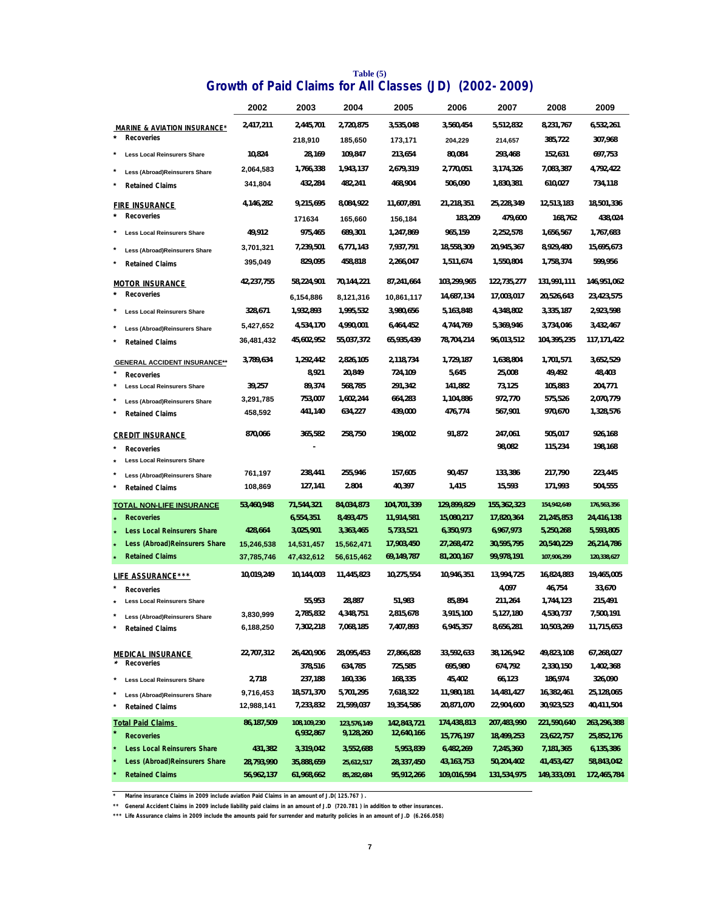Table (5)

# Growth of Paid Claims for All Classes (JD) (2002-2009)

| | 2002 | 2003 | 2004 | 2005 | 2006 | 2007 | 2008 | 2009 |
|---|---|---|---|---|---|---|---|---|
| **MARINE & AVIATION INSURANCE*** | 2,417,211 | 2,445,701 | 2,720,875 | 3,535,048 | 3,560,454 | 5,512,832 | 8,231,767 | 6,532,261 |
| * Recoveries | | 218,910 | 185,650 | 173,171 | 204,229 | 214,657 | 385,722 | 307,968 |
| * Less Local Reinsurers Share | 10,824 | 28,169 | 109,847 | 213,654 | 80,084 | 293,468 | 152,631 | 697,753 |
| * Less (Abroad)Reinsurers Share | 2,064,583 | 1,766,338 | 1,943,137 | 2,679,319 | 2,770,051 | 3,174,326 | 7,083,387 | 4,792,422 |
| * Retained Claims | 341,804 | 432,284 | 482,241 | 468,904 | 506,090 | 1,830,381 | 610,027 | 734,118 |
| **FIRE INSURANCE** | 4,146,282 | 9,215,695 | 8,084,922 | 11,607,891 | 21,218,351 | 25,228,349 | 12,513,183 | 18,501,336 |
| * Recoveries | | 171634 | 165,660 | 156,184 | 183,209 | 479,600 | 168,762 | 438,024 |
| * Less Local Reinsurers Share | 49,912 | 975,465 | 689,301 | 1,247,869 | 965,159 | 2,252,578 | 1,656,567 | 1,767,683 |
| * Less (Abroad)Reinsurers Share | 3,701,321 | 7,239,501 | 6,771,143 | 7,937,791 | 18,558,309 | 20,945,367 | 8,929,480 | 15,695,673 |
| * Retained Claims | 395,049 | 829,095 | 458,818 | 2,266,047 | 1,511,674 | 1,550,804 | 1,758,374 | 599,956 |
| **MOTOR INSURANCE** | 42,237,755 | 58,224,901 | 70,144,221 | 87,241,664 | 103,299,965 | 122,735,277 | 131,991,111 | 146,951,062 |
| * Recoveries | | 6,154,886 | 8,121,316 | 10,861,117 | 14,687,134 | 17,003,017 | 20,526,643 | 23,423,575 |
| * Less Local Reinsurers Share | 328,671 | 1,932,893 | 1,995,532 | 3,980,656 | 5,163,848 | 4,348,802 | 3,335,187 | 2,923,598 |
| * Less (Abroad)Reinsurers Share | 5,427,652 | 4,534,170 | 4,990,001 | 6,464,452 | 4,744,769 | 5,369,946 | 3,734,046 | 3,432,467 |
| * Retained Claims | 36,481,432 | 45,602,952 | 55,037,372 | 65,935,439 | 78,704,214 | 96,013,512 | 104,395,235 | 117,171,422 |
| **GENERAL ACCIDENT INSURANCE**** | 3,789,634 | 1,292,442 | 2,826,105 | 2,118,734 | 1,729,187 | 1,638,804 | 1,701,571 | 3,652,529 |
| * Recoveries | | 8,921 | 20,849 | 724,109 | 5,645 | 25,008 | 49,492 | 48,403 |
| * Less Local Reinsurers Share | 39,257 | 89,374 | 568,785 | 291,342 | 141,882 | 73,125 | 105,883 | 204,771 |
| * Less (Abroad)Reinsurers Share | 3,291,785 | 753,007 | 1,602,244 | 664,283 | 1,104,886 | 972,770 | 575,526 | 2,070,779 |
| * Retained Claims | 458,592 | 441,140 | 634,227 | 439,000 | 476,774 | 567,901 | 970,670 | 1,328,576 |
| **CREDIT INSURANCE** | 870,066 | 365,582 | 258,750 | 198,002 | 91,872 | 247,061 | 505,017 | 926,168 |
| * Recoveries | | - | | | | 98,082 | 115,234 | 198,168 |
| * Less Local Reinsurers Share | | | | | | | | |
| * Less (Abroad)Reinsurers Share | 761,197 | 238,441 | 255,946 | 157,605 | 90,457 | 133,386 | 217,790 | 223,445 |
| * Retained Claims | 108,869 | 127,141 | 2,804 | 40,397 | 1,415 | 15,593 | 171,993 | 504,555 |
| **TOTAL NON-LIFE INSURANCE** | 53,460,948 | 71,544,321 | 84,034,873 | 104,701,339 | 129,899,829 | 155,362,323 | 154,942,649 | 176,563,356 |
| * Recoveries | | 6,554,351 | 8,493,475 | 11,914,581 | 15,080,217 | 17,820,364 | 21,245,853 | 24,416,138 |
| * Less Local Reinsurers Share | 428,664 | 3,025,901 | 3,363,465 | 5,733,521 | 6,350,973 | 6,967,973 | 5,250,268 | 5,593,805 |
| * Less (Abroad)Reinsurers Share | 15,246,538 | 14,531,457 | 15,562,471 | 17,903,450 | 27,268,472 | 30,595,795 | 20,540,229 | 26,214,786 |
| * Retained Claims | 37,785,746 | 47,432,612 | 56,615,462 | 69,149,787 | 81,200,167 | 99,978,191 | 107,906,299 | 120,338,627 |
| **LIFE ASSURANCE***** | 10,019,249 | 10,144,003 | 11,445,823 | 10,275,554 | 10,946,351 | 13,994,725 | 16,824,883 | 19,465,005 |
| * Recoveries | | | | | | 4,097 | 46,754 | 33,670 |
| * Less Local Reinsurers Share | | 55,953 | 28,887 | 51,983 | 85,894 | 211,264 | 1,744,123 | 215,491 |
| * Less (Abroad)Reinsurers Share | 3,830,999 | 2,785,832 | 4,348,751 | 2,815,678 | 3,915,100 | 5,127,180 | 4,530,737 | 7,500,191 |
| * Retained Claims | 6,188,250 | 7,302,218 | 7,068,185 | 7,407,893 | 6,945,357 | 8,656,281 | 10,503,269 | 11,715,653 |
| **MEDICAL INSURANCE** | 22,707,312 | 26,420,906 | 28,095,453 | 27,866,828 | 33,592,633 | 38,126,942 | 49,823,108 | 67,268,027 |
| * Recoveries | | 378,516 | 634,785 | 725,585 | 695,980 | 674,792 | 2,330,150 | 1,402,368 |
| * Less Local Reinsurers Share | 2,718 | 237,188 | 160,336 | 168,335 | 45,402 | 66,123 | 186,974 | 326,090 |
| * Less (Abroad)Reinsurers Share | 9,716,453 | 18,571,370 | 5,701,295 | 7,618,322 | 11,980,181 | 14,481,427 | 16,382,461 | 25,128,065 |
| * Retained Claims | 12,988,141 | 7,233,832 | 21,599,037 | 19,354,586 | 20,871,070 | 22,904,600 | 30,923,523 | 40,411,504 |
| **Total Paid Claims** | 86,187,509 | 108,109,230 | 123,576,149 | 142,843,721 | 174,438,813 | 207,483,990 | 221,590,640 | 263,296,388 |
| * Recoveries | | 6,932,867 | 9,128,260 | 12,640,166 | 15,776,197 | 18,499,253 | 23,622,757 | 25,852,176 |
| * Less Local Reinsurers Share | 431,382 | 3,319,042 | 3,552,688 | 5,953,839 | 6,482,269 | 7,245,360 | 7,181,365 | 6,135,386 |
| * Less (Abroad)Reinsurers Share | 28,793,990 | 35,888,659 | 25,612,517 | 28,337,450 | 43,163,753 | 50,204,402 | 41,453,427 | 58,843,042 |
| * Retained Claims | 56,962,137 | 61,968,662 | 85,282,684 | 95,912,266 | 109,016,594 | 131,534,975 | 149,333,091 | 172,465,784 |

* Marine insurance Claims in 2009 include aviation Paid Claims in an amount of J.D( 125.767 ).

** General Accident Claims in 2009 include liability paid claims in an amount of J.D (720.781 ) in addition to other insurances.

*** Life Assurance claims in 2009 include the amounts paid for surrender and maturity policies in an amount of J.D (6.266.058)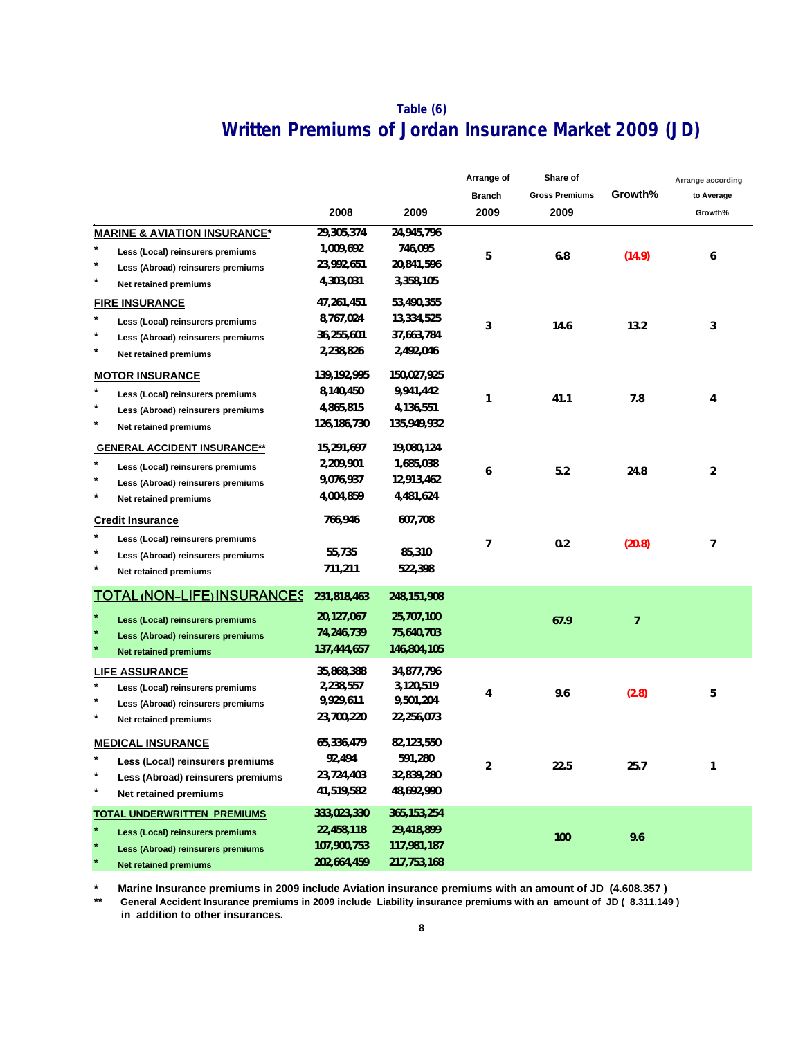## Table (6)

# Written Premiums of Jordan Insurance Market 2009 (JD)

| | 2008 | 2009 | Arrange of Branch 2009 | Share of Gross Premiums 2009 | Growth% | Arrange according to Average Growth% |
|---|---|---|---|---|---|---|
| **MARINE & AVIATION INSURANCE*** | 29,305,374 | 24,945,796 | 5 | 6.8 | (14.9) | 6 |
| * Less (Local) reinsurers premiums | 1,009,692 | 746,095 | | | | |
| * Less (Abroad) reinsurers premiums | 23,992,651 | 20,841,596 | | | | |
| * Net retained premiums | 4,303,031 | 3,358,105 | | | | |
| **FIRE INSURANCE** | 47,261,451 | 53,490,355 | 3 | 14.6 | 13.2 | 3 |
| * Less (Local) reinsurers premiums | 8,767,024 | 13,334,525 | | | | |
| * Less (Abroad) reinsurers premiums | 36,255,601 | 37,663,784 | | | | |
| * Net retained premiums | 2,238,826 | 2,492,046 | | | | |
| **MOTOR INSURANCE** | 139,192,995 | 150,027,925 | 1 | 41.1 | 7.8 | 4 |
| * Less (Local) reinsurers premiums | 8,140,450 | 9,941,442 | | | | |
| * Less (Abroad) reinsurers premiums | 4,865,815 | 4,136,551 | | | | |
| * Net retained premiums | 126,186,730 | 135,949,932 | | | | |
| **GENERAL ACCIDENT INSURANCE**** | 15,291,697 | 19,080,124 | 6 | 5.2 | 24.8 | 2 |
| * Less (Local) reinsurers premiums | 2,209,901 | 1,685,038 | | | | |
| * Less (Abroad) reinsurers premiums | 9,076,937 | 12,913,462 | | | | |
| * Net retained premiums | 4,004,859 | 4,481,624 | | | | |
| **Credit Insurance** | 766,946 | 607,708 | 7 | 0.2 | (20.8) | 7 |
| * Less (Local) reinsurers premiums | | | | | | |
| * Less (Abroad) reinsurers premiums | 55,735 | 85,310 | | | | |
| * Net retained premiums | 711,211 | 522,398 | | | | |
| **TOTAL (NON-LIFE) INSURANCES** | 231,818,463 | 248,151,908 | | 67.9 | 7 | |
| * Less (Local) reinsurers premiums | 20,127,067 | 25,707,100 | | | | |
| * Less (Abroad) reinsurers premiums | 74,246,739 | 75,640,703 | | | | |
| * Net retained premiums | 137,444,657 | 146,804,105 | | | | |
| **LIFE ASSURANCE** | 35,868,388 | 34,877,796 | 4 | 9.6 | (2.8) | 5 |
| * Less (Local) reinsurers premiums | 2,238,557 | 3,120,519 | | | | |
| * Less (Abroad) reinsurers premiums | 9,929,611 | 9,501,204 | | | | |
| * Net retained premiums | 23,700,220 | 22,256,073 | | | | |
| **MEDICAL INSURANCE** | 65,336,479 | 82,123,550 | 2 | 22.5 | 25.7 | 1 |
| * Less (Local) reinsurers premiums | 92,494 | 591,280 | | | | |
| * Less (Abroad) reinsurers premiums | 23,724,403 | 32,839,280 | | | | |
| * Net retained premiums | 41,519,582 | 48,692,990 | | | | |
| **TOTAL UNDERWRITTEN PREMIUMS** | 333,023,330 | 365,153,254 | | 100 | 9.6 | |
| * Less (Local) reinsurers premiums | 22,458,118 | 29,418,899 | | | | |
| * Less (Abroad) reinsurers premiums | 107,900,753 | 117,981,187 | | | | |
| * Net retained premiums | 202,664,459 | 217,753,168 | | | | |

\* Marine Insurance premiums in 2009 include Aviation insurance premiums with an amount of JD (4.608.357 )

** General Accident Insurance premiums in 2009 include Liability insurance premiums with an amount of JD ( 8.311.149 ) in addition to other insurances.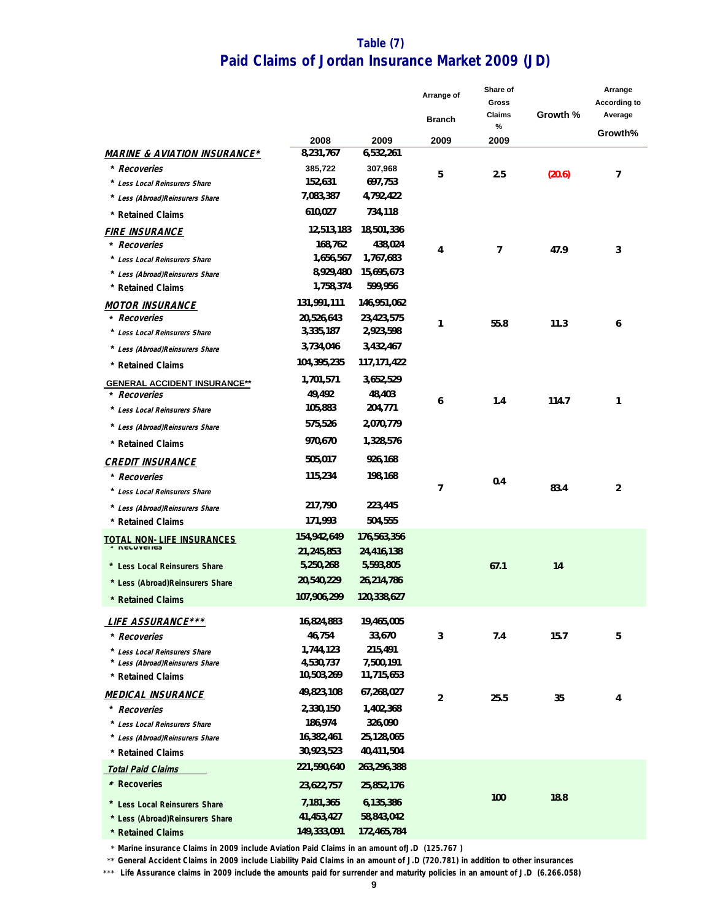## Table (7)
# Paid Claims of Jordan Insurance Market 2009 (JD)

| | 2008 | 2009 | Arrange of Branch 2009 | Share of Gross Claims % 2009 | Growth % | Arrange According to Average Growth% |
|---|---|---|---|---|---|---|
| **MARINE & AVIATION INSURANCE*** | 8,231,767 | 6,532,261 | 5 | 2.5 | (20.6) | 7 |
| * Recoveries | 385,722 | 307,968 | | | | |
| * Less Local Reinsurers Share | 152,631 | 697,753 | | | | |
| * Less (Abroad)Reinsurers Share | 7,083,387 | 4,792,422 | | | | |
| * Retained Claims | 610,027 | 734,118 | | | | |
| **FIRE INSURANCE** | 12,513,183 | 18,501,336 | 4 | 7 | 47.9 | 3 |
| * Recoveries | 168,762 | 438,024 | | | | |
| * Less Local Reinsurers Share | 1,656,567 | 1,767,683 | | | | |
| * Less (Abroad)Reinsurers Share | 8,929,480 | 15,695,673 | | | | |
| * Retained Claims | 1,758,374 | 599,956 | | | | |
| **MOTOR INSURANCE** | 131,991,111 | 146,951,062 | 1 | 55.8 | 11.3 | 6 |
| * Recoveries | 20,526,643 | 23,423,575 | | | | |
| * Less Local Reinsurers Share | 3,335,187 | 2,923,598 | | | | |
| * Less (Abroad)Reinsurers Share | 3,734,046 | 3,432,467 | | | | |
| * Retained Claims | 104,395,235 | 117,171,422 | | | | |
| **GENERAL ACCIDENT INSURANCE**** | 1,701,571 | 3,652,529 | 6 | 1.4 | 114.7 | 1 |
| * Recoveries | 49,492 | 48,403 | | | | |
| * Less Local Reinsurers Share | 105,883 | 204,771 | | | | |
| * Less (Abroad)Reinsurers Share | 575,526 | 2,070,779 | | | | |
| * Retained Claims | 970,670 | 1,328,576 | | | | |
| **CREDIT INSURANCE** | 505,017 | 926,168 | 7 | 0.4 | 83.4 | 2 |
| * Recoveries | 115,234 | 198,168 | | | | |
| * Less Local Reinsurers Share | | | | | | |
| * Less (Abroad)Reinsurers Share | 217,790 | 223,445 | | | | |
| * Retained Claims | 171,993 | 504,555 | | | | |
| **TOTAL NON- LIFE INSURANCES** | 154,942,649 | 176,563,356 | | 67.1 | 14 | |
| * Recoveries | 21,245,853 | 24,416,138 | | | | |
| * Less Local Reinsurers Share | 5,250,268 | 5,593,805 | | | | |
| * Less (Abroad)Reinsurers Share | 20,540,229 | 26,214,786 | | | | |
| * Retained Claims | 107,906,299 | 120,338,627 | | | | |
| **LIFE ASSURANCE***** | 16,824,883 | 19,465,005 | 3 | 7.4 | 15.7 | 5 |
| * Recoveries | 46,754 | 33,670 | | | | |
| * Less Local Reinsurers Share | 1,744,123 | 215,491 | | | | |
| * Less (Abroad)Reinsurers Share | 4,530,737 | 7,500,191 | | | | |
| * Retained Claims | 10,503,269 | 11,715,653 | | | | |
| **MEDICAL INSURANCE** | 49,823,108 | 67,268,027 | 2 | 25.5 | 35 | 4 |
| * Recoveries | 2,330,150 | 1,402,368 | | | | |
| * Less Local Reinsurers Share | 186,974 | 326,090 | | | | |
| * Less (Abroad)Reinsurers Share | 16,382,461 | 25,128,065 | | | | |
| * Retained Claims | 30,923,523 | 40,411,504 | | | | |
| **Total Paid Claims** | 221,590,640 | 263,296,388 | | 100 | 18.8 | |
| * Recoveries | 23,622,757 | 25,852,176 | | | | |
| * Less Local Reinsurers Share | 7,181,365 | 6,135,386 | | | | |
| * Less (Abroad)Reinsurers Share | 41,453,427 | 58,843,042 | | | | |
| * Retained Claims | 149,333,091 | 172,465,784 | | | | |

\* Marine insurance Claims in 2009 include Aviation Paid Claims in an amount of J.D (125.767 )

** General Accident Claims in 2009 include Liability Paid Claims in an amount of J.D (720.781) in addition to other insurances

*** Life Assurance claims in 2009 include the amounts paid for surrender and maturity policies in an amount of J.D (6.266.058)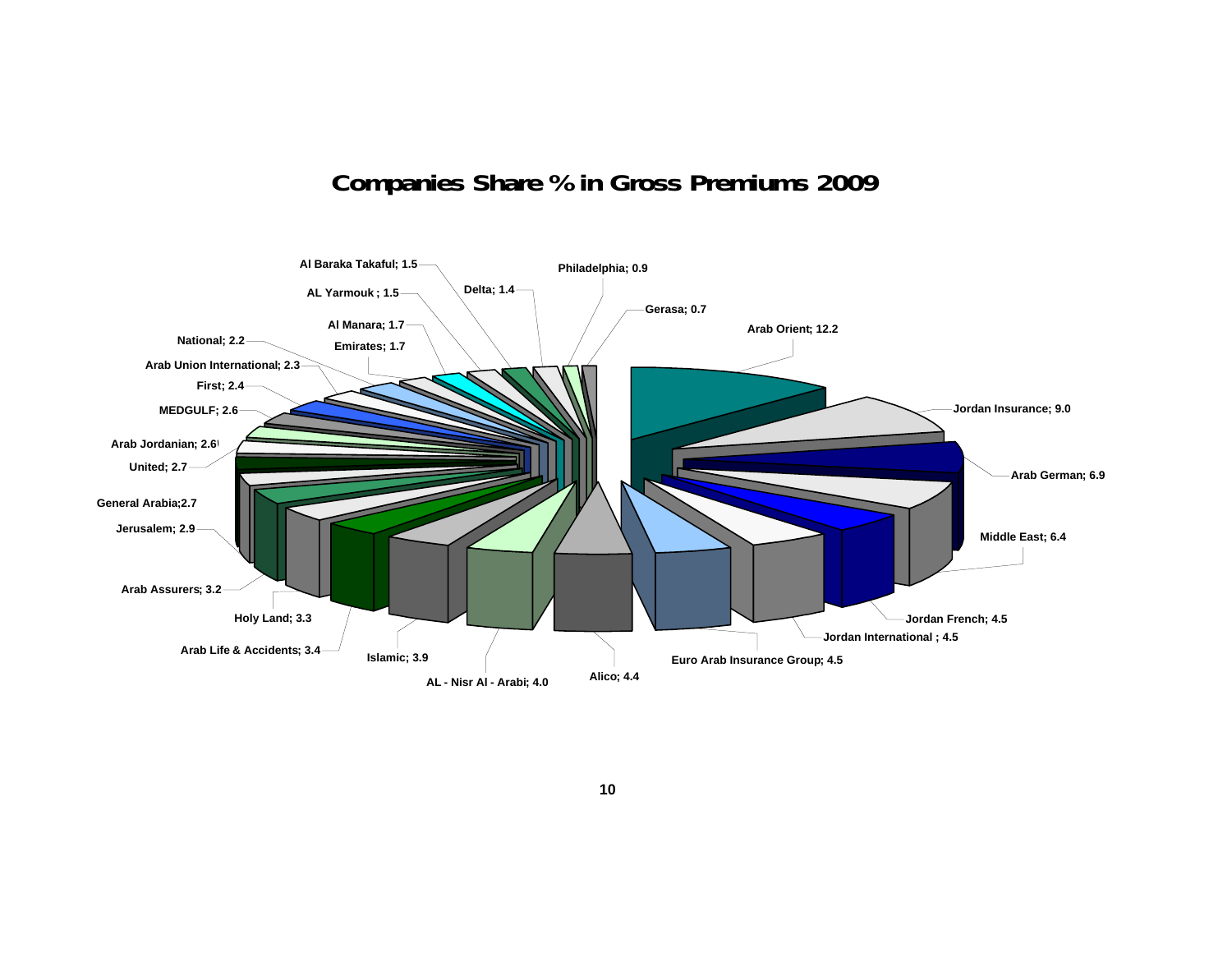## Companies Share % in Gross Premiums 2009

| Company | Share % |
|---|---|
| Arab Orient | 12.2 |
| Jordan Insurance | 9.0 |
| Arab German | 6.9 |
| Middle East | 6.4 |
| Jordan French | 4.5 |
| Jordan International | 4.5 |
| Euro Arab Insurance Group | 4.5 |
| Alico | 4.4 |
| AL - Nisr Al - Arabi | 4.0 |
| Islamic | 3.9 |
| Arab Life & Accidents | 3.4 |
| Holy Land | 3.3 |
| Arab Assurers | 3.2 |
| Jerusalem | 2.9 |
| General Arabia | 2.7 |
| United | 2.7 |
| Arab Jordanian | 2.6 |
| MEDGULF | 2.6 |
| First | 2.4 |
| Arab Union International | 2.3 |
| National | 2.2 |
| Emirates | 1.7 |
| Al Manara | 1.7 |
| AL Yarmouk | 1.5 |
| Al Baraka Takaful | 1.5 |
| Delta | 1.4 |
| Philadelphia | 0.9 |
| Gerasa | 0.7 |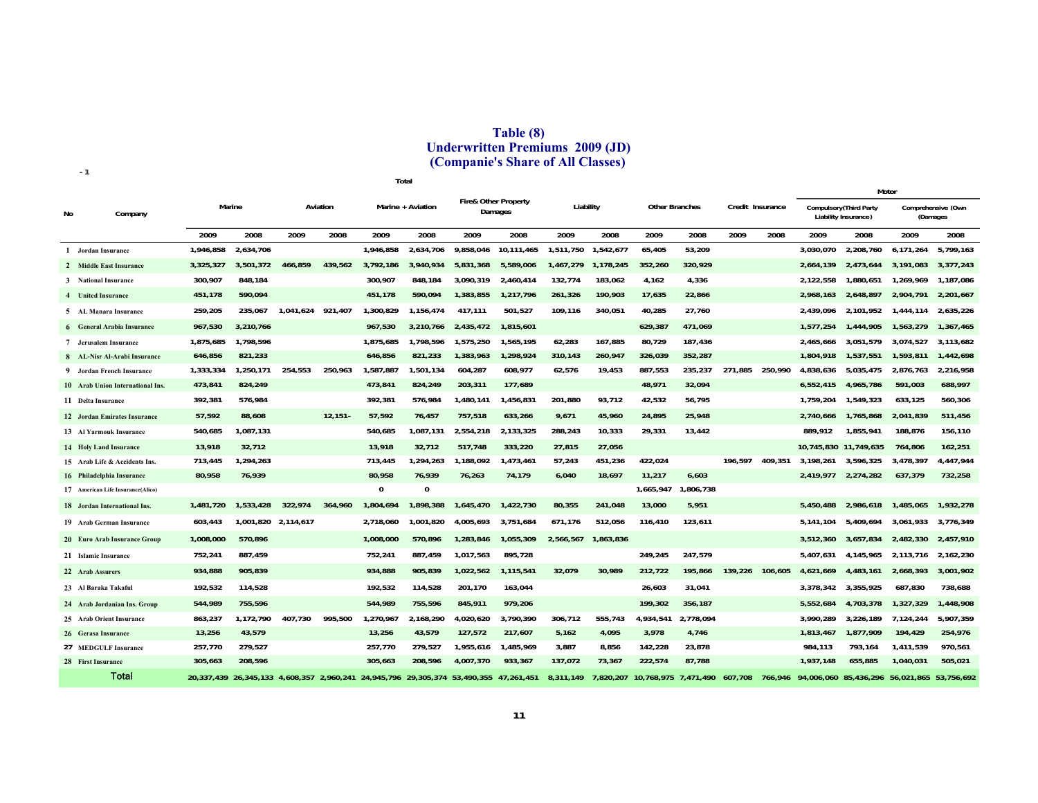# Table (8)
## Underwritten Premiums 2009 (JD)
## (Companie's Share of All Classes)

- 1

| No | Company | Marine | | Aviation | | Total Marine + Aviation | | Fire& Other Property Damages | | Liability | | Other Branches | | Credit Insurance | | Motor Compulsory(Third Party Liability Insurance) | | Motor Comprehensive (Own (Damages | |
|---|---|---|---|---|---|---|---|---|---|---|---|---|---|---|---|---|---|---|---|
| | | 2009 | 2008 | 2009 | 2008 | 2009 | 2008 | 2009 | 2008 | 2009 | 2008 | 2009 | 2008 | 2009 | 2008 | 2009 | 2008 | 2009 | 2008 |
| 1 | Jordan Insurance | 1,946,858 | 2,634,706 | | | 1,946,858 | 2,634,706 | 9,858,046 | 10,111,465 | 1,511,750 | 1,542,677 | 65,405 | 53,209 | | | 3,030,070 | 2,208,760 | 6,171,264 | 5,799,163 |
| 2 | Middle East Insurance | 3,325,327 | 3,501,372 | 466,859 | 439,562 | 3,792,186 | 3,940,934 | 5,831,368 | 5,589,006 | 1,467,279 | 1,178,245 | 352,260 | 320,929 | | | 2,664,139 | 2,473,644 | 3,191,083 | 3,377,243 |
| 3 | National Insurance | 300,907 | 848,184 | | | 300,907 | 848,184 | 3,090,319 | 2,460,414 | 132,774 | 183,062 | 4,162 | 4,336 | | | 2,122,558 | 1,880,651 | 1,269,969 | 1,187,086 |
| 4 | United Insurance | 451,178 | 590,094 | | | 451,178 | 590,094 | 1,383,855 | 1,217,796 | 261,326 | 190,903 | 17,635 | 22,866 | | | 2,968,163 | 2,648,897 | 2,904,791 | 2,201,667 |
| 5 | AL Manara Insurance | 259,205 | 235,067 | 1,041,624 | 921,407 | 1,300,829 | 1,156,474 | 417,111 | 501,527 | 109,116 | 340,051 | 40,285 | 27,760 | | | 2,439,096 | 2,101,952 | 1,444,114 | 2,635,226 |
| 6 | General Arabia Insurance | 967,530 | 3,210,766 | | | 967,530 | 3,210,766 | 2,435,472 | 1,815,601 | | | 629,387 | 471,069 | | | 1,577,254 | 1,444,905 | 1,563,279 | 1,367,465 |
| 7 | Jerusalem Insurance | 1,875,685 | 1,798,596 | | | 1,875,685 | 1,798,596 | 1,575,250 | 1,565,195 | 62,283 | 167,885 | 80,729 | 187,436 | | | 2,465,666 | 3,051,579 | 3,074,527 | 3,113,682 |
| 8 | AL-Nisr Al-Arabi Insurance | 646,856 | 821,233 | | | 646,856 | 821,233 | 1,383,963 | 1,298,924 | 310,143 | 260,947 | 326,039 | 352,287 | | | 1,804,918 | 1,537,551 | 1,593,811 | 1,442,698 |
| 9 | Jordan French Insurance | 1,333,334 | 1,250,171 | 254,553 | 250,963 | 1,587,887 | 1,501,134 | 604,287 | 608,977 | 62,576 | 19,453 | 887,553 | 235,237 | 271,885 | 250,990 | 4,838,636 | 5,035,475 | 2,876,763 | 2,216,958 |
| 10 | Arab Union International Ins. | 473,841 | 824,249 | | | 473,841 | 824,249 | 203,311 | 177,689 | | | 48,971 | 32,094 | | | 6,552,415 | 4,965,786 | 591,003 | 688,997 |
| 11 | Delta Insurance | 392,381 | 576,984 | | | 392,381 | 576,984 | 1,480,141 | 1,456,831 | 201,880 | 93,712 | 42,532 | 56,795 | | | 1,759,204 | 1,549,323 | 633,125 | 560,306 |
| 12 | Jordan Emirates Insurance | 57,592 | 88,608 | | 12,151- | 57,592 | 76,457 | 757,518 | 633,266 | 9,671 | 45,960 | 24,895 | 25,948 | | | 2,740,666 | 1,765,868 | 2,041,839 | 511,456 |
| 13 | Al Yarmouk Insurance | 540,685 | 1,087,131 | | | 540,685 | 1,087,131 | 2,554,218 | 2,133,325 | 288,243 | 10,333 | 29,331 | 13,442 | | | 889,912 | 1,855,941 | 188,876 | 156,110 |
| 14 | Holy Land Insurance | 13,918 | 32,712 | | | 13,918 | 32,712 | 517,748 | 333,220 | 27,815 | 27,056 | | | | | 10,745,830 | 11,749,635 | 764,806 | 162,251 |
| 15 | Arab Life & Accidents Ins. | 713,445 | 1,294,263 | | | 713,445 | 1,294,263 | 1,188,092 | 1,473,461 | 57,243 | 451,236 | 422,024 | | 196,597 | 409,351 | 3,198,261 | 3,596,325 | 3,478,397 | 4,447,944 |
| 16 | Philadelphia Insurance | 80,958 | 76,939 | | | 80,958 | 76,939 | 76,263 | 74,179 | 6,040 | 18,697 | 11,217 | 6,603 | | | 2,419,977 | 2,274,282 | 637,379 | 732,258 |
| 17 | American Life Insurance(Alico) | | | | | 0 | 0 | | | | | 1,665,947 | 1,806,738 | | | | | | |
| 18 | Jordan International Ins. | 1,481,720 | 1,533,428 | 322,974 | 364,960 | 1,804,694 | 1,898,388 | 1,645,470 | 1,422,730 | 80,355 | 241,048 | 13,000 | 5,951 | | | 5,450,488 | 2,986,618 | 1,485,065 | 1,932,278 |
| 19 | Arab German Insurance | 603,443 | 1,001,820 | 2,114,617 | | 2,718,060 | 1,001,820 | 4,005,693 | 3,751,684 | 671,176 | 512,056 | 116,410 | 123,611 | | | 5,141,104 | 5,409,694 | 3,061,933 | 3,776,349 |
| 20 | Euro Arab Insurance Group | 1,008,000 | 570,896 | | | 1,008,000 | 570,896 | 1,283,846 | 1,055,309 | 2,566,567 | 1,863,836 | | | | | 3,512,360 | 3,657,834 | 2,482,330 | 2,457,910 |
| 21 | Islamic Insurance | 752,241 | 887,459 | | | 752,241 | 887,459 | 1,017,563 | 895,728 | | | 249,245 | 247,579 | | | 5,407,631 | 4,145,965 | 2,113,716 | 2,162,230 |
| 22 | Arab Assurers | 934,888 | 905,839 | | | 934,888 | 905,839 | 1,022,562 | 1,115,541 | 32,079 | 30,989 | 212,722 | 195,866 | 139,226 | 106,605 | 4,621,669 | 4,483,161 | 2,668,393 | 3,001,902 |
| 23 | Al Baraka Takaful | 192,532 | 114,528 | | | 192,532 | 114,528 | 201,170 | 163,044 | | | 26,603 | 31,041 | | | 3,378,342 | 3,355,925 | 687,830 | 738,688 |
| 24 | Arab Jordanian Ins. Group | 544,989 | 755,596 | | | 544,989 | 755,596 | 845,911 | 979,206 | | | 199,302 | 356,187 | | | 5,552,684 | 4,703,378 | 1,327,329 | 1,448,908 |
| 25 | Arab Orient Insurance | 863,237 | 1,172,790 | 407,730 | 995,500 | 1,270,967 | 2,168,290 | 4,020,620 | 3,790,390 | 306,712 | 555,743 | 4,934,541 | 2,778,094 | | | 3,990,289 | 3,226,189 | 7,124,244 | 5,907,359 |
| 26 | Gerasa Insurance | 13,256 | 43,579 | | | 13,256 | 43,579 | 127,572 | 217,607 | 5,162 | 4,095 | 3,978 | 4,746 | | | 1,813,467 | 1,877,909 | 194,429 | 254,976 |
| 27 | MEDGULF Insurance | 257,770 | 279,527 | | | 257,770 | 279,527 | 1,955,616 | 1,485,969 | 3,887 | 8,856 | 142,228 | 23,878 | | | 984,113 | 793,164 | 1,411,539 | 970,561 |
| 28 | First Insurance | 305,663 | 208,596 | | | 305,663 | 208,596 | 4,007,370 | 933,367 | 137,072 | 73,367 | 222,574 | 87,788 | | | 1,937,148 | 655,885 | 1,040,031 | 505,021 |
| | Total | 20,337,439 | 26,345,133 | 4,608,357 | 2,960,241 | 24,945,796 | 29,305,374 | 53,490,355 | 47,261,451 | 8,311,149 | 7,820,207 | 10,768,975 | 7,471,490 | 607,708 | 766,946 | 94,006,060 | 85,436,296 | 56,021,865 | 53,756,692 |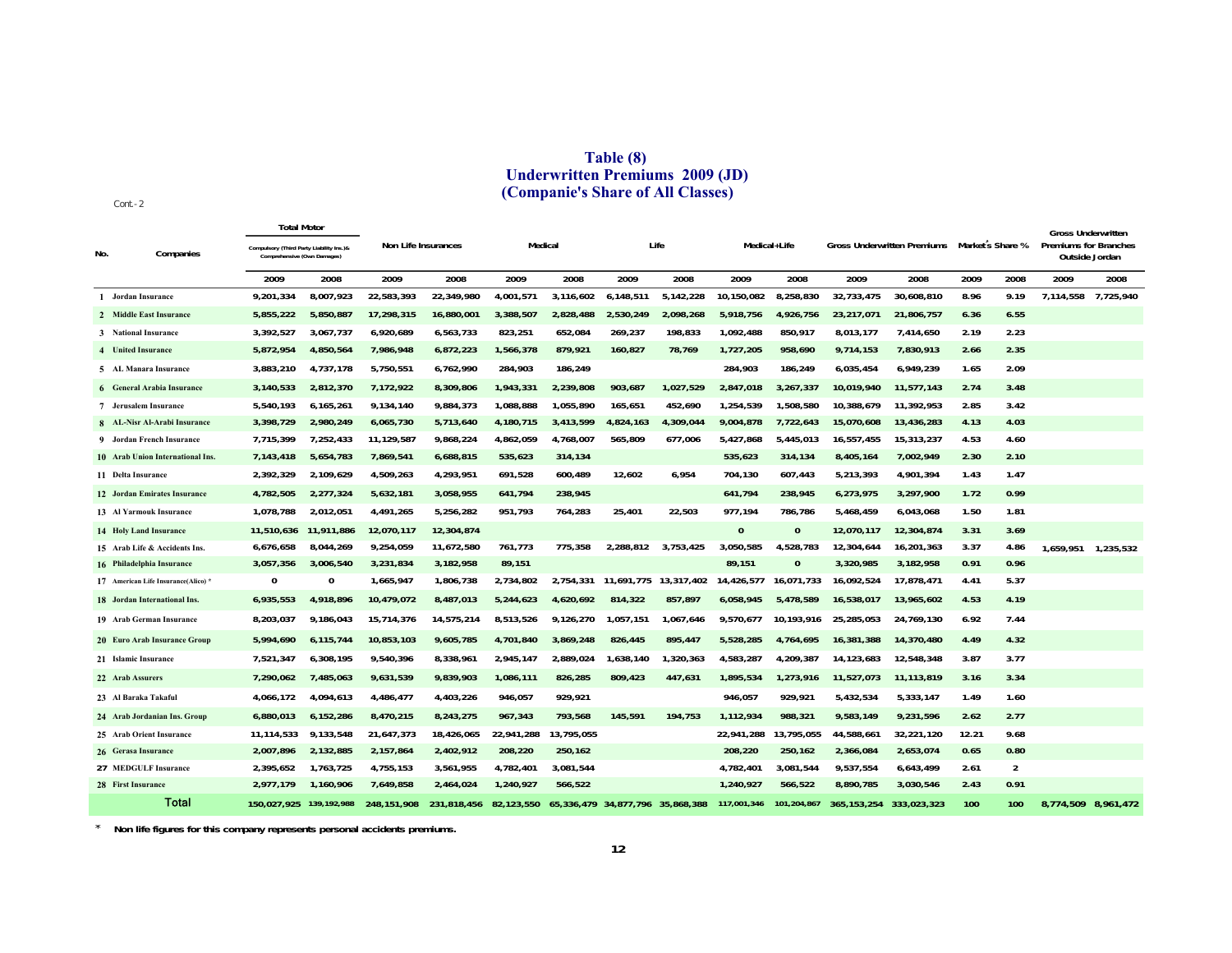# Table (8)
## Underwritten Premiums 2009 (JD)
## (Companie's Share of All Classes)

Cont.- 2

| No. | Companies | Total Motor Compulsory (Third Party Liability Ins.)& Comprehensive (Own Damages) | | Non Life Insurances | | Medical | | Life | | Medical+Life | | Gross Underwritten Premiums | | Market's Share % | | Gross Underwritten Premiums for Branches Outside Jordan | |
|---|---|---|---|---|---|---|---|---|---|---|---|---|---|---|---|---|---|
| | | 2009 | 2008 | 2009 | 2008 | 2009 | 2008 | 2009 | 2008 | 2009 | 2008 | 2009 | 2008 | 2009 | 2008 | 2009 | 2008 |
| 1 | Jordan Insurance | 9,201,334 | 8,007,923 | 22,583,393 | 22,349,980 | 4,001,571 | 3,116,602 | 6,148,511 | 5,142,228 | 10,150,082 | 8,258,830 | 32,733,475 | 30,608,810 | 8.96 | 9.19 | 7,114,558 | 7,725,940 |
| 2 | Middle East Insurance | 5,855,222 | 5,850,887 | 17,298,315 | 16,880,001 | 3,388,507 | 2,828,488 | 2,530,249 | 2,098,268 | 5,918,756 | 4,926,756 | 23,217,071 | 21,806,757 | 6.36 | 6.55 | | |
| 3 | National Insurance | 3,392,527 | 3,067,737 | 6,920,689 | 6,563,733 | 823,251 | 652,084 | 269,237 | 198,833 | 1,092,488 | 850,917 | 8,013,177 | 7,414,650 | 2.19 | 2.23 | | |
| 4 | United Insurance | 5,872,954 | 4,850,564 | 7,986,948 | 6,872,223 | 1,566,378 | 879,921 | 160,827 | 78,769 | 1,727,205 | 958,690 | 9,714,153 | 7,830,913 | 2.66 | 2.35 | | |
| 5 | AL Manara Insurance | 3,883,210 | 4,737,178 | 5,750,551 | 6,762,990 | 284,903 | 186,249 | | | 284,903 | 186,249 | 6,035,454 | 6,949,239 | 1.65 | 2.09 | | |
| 6 | General Arabia Insurance | 3,140,533 | 2,812,370 | 7,172,922 | 8,309,806 | 1,943,331 | 2,239,808 | 903,687 | 1,027,529 | 2,847,018 | 3,267,337 | 10,019,940 | 11,577,143 | 2.74 | 3.48 | | |
| 7 | Jerusalem Insurance | 5,540,193 | 6,165,261 | 9,134,140 | 9,884,373 | 1,088,888 | 1,055,890 | 165,651 | 452,690 | 1,254,539 | 1,508,580 | 10,388,679 | 11,392,953 | 2.85 | 3.42 | | |
| 8 | AL-Nisr Al-Arabi Insurance | 3,398,729 | 2,980,249 | 6,065,730 | 5,713,640 | 4,180,715 | 3,413,599 | 4,824,163 | 4,309,044 | 9,004,878 | 7,722,643 | 15,070,608 | 13,436,283 | 4.13 | 4.03 | | |
| 9 | Jordan French Insurance | 7,715,399 | 7,252,433 | 11,129,587 | 9,868,224 | 4,862,059 | 4,768,007 | 565,809 | 677,006 | 5,427,868 | 5,445,013 | 16,557,455 | 15,313,237 | 4.53 | 4.60 | | |
| 10 | Arab Union International Ins. | 7,143,418 | 5,654,783 | 7,869,541 | 6,688,815 | 535,623 | 314,134 | | | 535,623 | 314,134 | 8,405,164 | 7,002,949 | 2.30 | 2.10 | | |
| 11 | Delta Insurance | 2,392,329 | 2,109,629 | 4,509,263 | 4,293,951 | 691,528 | 600,489 | 12,602 | 6,954 | 704,130 | 607,443 | 5,213,393 | 4,901,394 | 1.43 | 1.47 | | |
| 12 | Jordan Emirates Insurance | 4,782,505 | 2,277,324 | 5,632,181 | 3,058,955 | 641,794 | 238,945 | | | 641,794 | 238,945 | 6,273,975 | 3,297,900 | 1.72 | 0.99 | | |
| 13 | Al Yarmouk Insurance | 1,078,788 | 2,012,051 | 4,491,265 | 5,256,282 | 951,793 | 764,283 | 25,401 | 22,503 | 977,194 | 786,786 | 5,468,459 | 6,043,068 | 1.50 | 1.81 | | |
| 14 | Holy Land Insurance | 11,510,636 | 11,911,886 | 12,070,117 | 12,304,874 | | | | | 0 | 0 | 12,070,117 | 12,304,874 | 3.31 | 3.69 | | |
| 15 | Arab Life & Accidents Ins. | 6,676,658 | 8,044,269 | 9,254,059 | 11,672,580 | 761,773 | 775,358 | 2,288,812 | 3,753,425 | 3,050,585 | 4,528,783 | 12,304,644 | 16,201,363 | 3.37 | 4.86 | 1,659,951 | 1,235,532 |
| 16 | Philadelphia Insurance | 3,057,356 | 3,006,540 | 3,231,834 | 3,182,958 | 89,151 | | | | 89,151 | 0 | 3,320,985 | 3,182,958 | 0.91 | 0.96 | | |
| 17 | American Life Insurance(Alico) * | 0 | 0 | 1,665,947 | 1,806,738 | 2,734,802 | 2,754,331 | 11,691,775 | 13,317,402 | 14,426,577 | 16,071,733 | 16,092,524 | 17,878,471 | 4.41 | 5.37 | | |
| 18 | Jordan International Ins. | 6,935,553 | 4,918,896 | 10,479,072 | 8,487,013 | 5,244,623 | 4,620,692 | 814,322 | 857,897 | 6,058,945 | 5,478,589 | 16,538,017 | 13,965,602 | 4.53 | 4.19 | | |
| 19 | Arab German Insurance | 8,203,037 | 9,186,043 | 15,714,376 | 14,575,214 | 8,513,526 | 9,126,270 | 1,057,151 | 1,067,646 | 9,570,677 | 10,193,916 | 25,285,053 | 24,769,130 | 6.92 | 7.44 | | |
| 20 | Euro Arab Insurance Group | 5,994,690 | 6,115,744 | 10,853,103 | 9,605,785 | 4,701,840 | 3,869,248 | 826,445 | 895,447 | 5,528,285 | 4,764,695 | 16,381,388 | 14,370,480 | 4.49 | 4.32 | | |
| 21 | Islamic Insurance | 7,521,347 | 6,308,195 | 9,540,396 | 8,338,961 | 2,945,147 | 2,889,024 | 1,638,140 | 1,320,363 | 4,583,287 | 4,209,387 | 14,123,683 | 12,548,348 | 3.87 | 3.77 | | |
| 22 | Arab Assurers | 7,290,062 | 7,485,063 | 9,631,539 | 9,839,903 | 1,086,111 | 826,285 | 809,423 | 447,631 | 1,895,534 | 1,273,916 | 11,527,073 | 11,113,819 | 3.16 | 3.34 | | |
| 23 | Al Baraka Takaful | 4,066,172 | 4,094,613 | 4,486,477 | 4,403,226 | 946,057 | 929,921 | | | 946,057 | 929,921 | 5,432,534 | 5,333,147 | 1.49 | 1.60 | | |
| 24 | Arab Jordanian Ins. Group | 6,880,013 | 6,152,286 | 8,470,215 | 8,243,275 | 967,343 | 793,568 | 145,591 | 194,753 | 1,112,934 | 988,321 | 9,583,149 | 9,231,596 | 2.62 | 2.77 | | |
| 25 | Arab Orient Insurance | 11,114,533 | 9,133,548 | 21,647,373 | 18,426,065 | 22,941,288 | 13,795,055 | | | 22,941,288 | 13,795,055 | 44,588,661 | 32,221,120 | 12.21 | 9.68 | | |
| 26 | Gerasa Insurance | 2,007,896 | 2,132,885 | 2,157,864 | 2,402,912 | 208,220 | 250,162 | | | 208,220 | 250,162 | 2,366,084 | 2,653,074 | 0.65 | 0.80 | | |
| 27 | MEDGULF Insurance | 2,395,652 | 1,763,725 | 4,755,153 | 3,561,955 | 4,782,401 | 3,081,544 | | | 4,782,401 | 3,081,544 | 9,537,554 | 6,643,499 | 2.61 | 2 | | |
| 28 | First Insurance | 2,977,179 | 1,160,906 | 7,649,858 | 2,464,024 | 1,240,927 | 566,522 | | | 1,240,927 | 566,522 | 8,890,785 | 3,030,546 | 2.43 | 0.91 | | |
| | **Total** | 150,027,925 | 139,192,988 | 248,151,908 | 231,818,456 | 82,123,550 | 65,336,479 | 34,877,796 | 35,868,388 | 117,001,346 | 101,204,867 | 365,153,254 | 333,023,323 | 100 | 100 | 8,774,509 | 8,961,472 |

\* Non life figures for this company represents personal accidents premiums.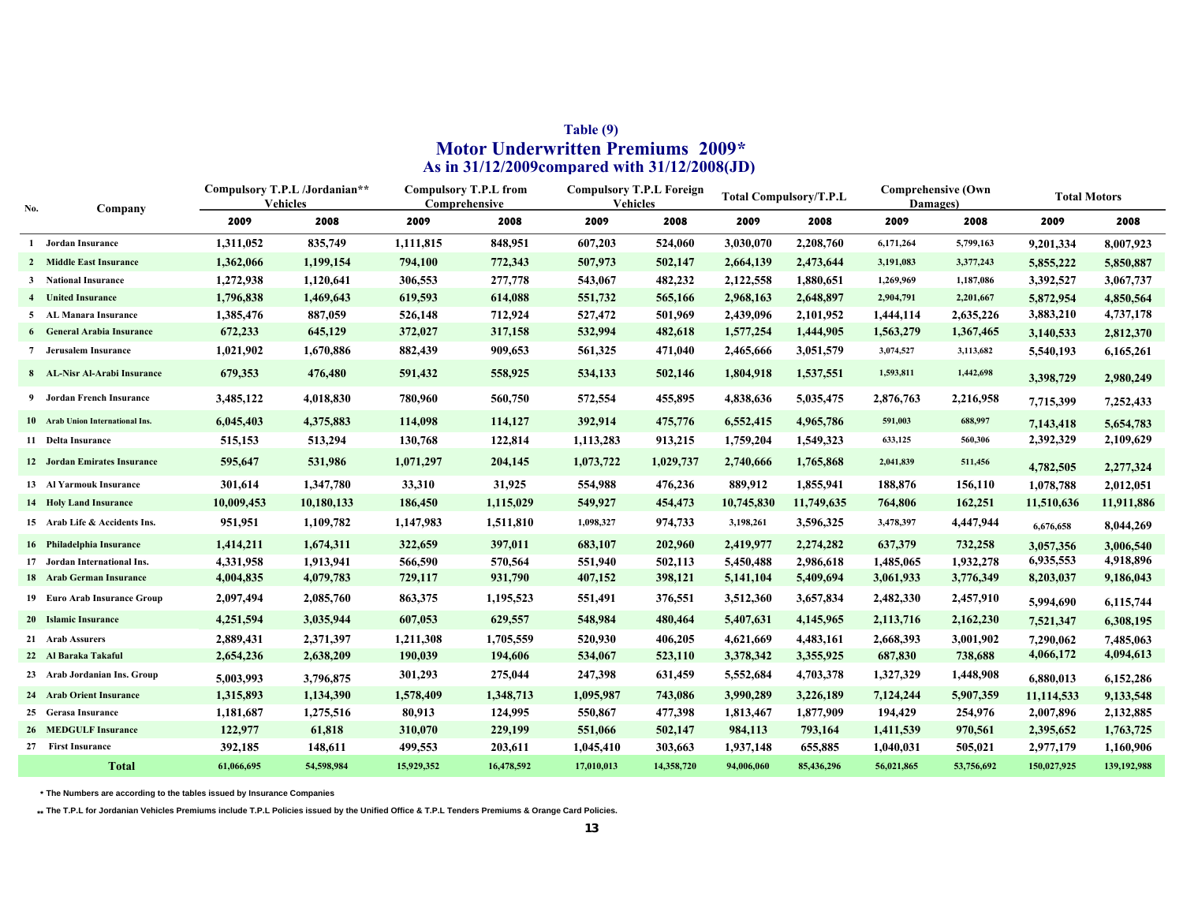### Table (9)

## Motor Underwritten Premiums 2009*

### As in 31/12/2009compared with 31/12/2008(JD)

| No. | Company | Compulsory T.P.L /Jordanian** Vehicles | | Compulsory T.P.L from Comprehensive | | Compulsory T.P.L Foreign Vehicles | | Total Compulsory/T.P.L | | Comprehensive (Own Damages) | | Total Motors | |
|---|---|---|---|---|---|---|---|---|---|---|---|---|---|
| | | 2009 | 2008 | 2009 | 2008 | 2009 | 2008 | 2009 | 2008 | 2009 | 2008 | 2009 | 2008 |
| 1 | Jordan Insurance | 1,311,052 | 835,749 | 1,111,815 | 848,951 | 607,203 | 524,060 | 3,030,070 | 2,208,760 | 6,171,264 | 5,799,163 | 9,201,334 | 8,007,923 |
| 2 | Middle East Insurance | 1,362,066 | 1,199,154 | 794,100 | 772,343 | 507,973 | 502,147 | 2,664,139 | 2,473,644 | 3,191,083 | 3,377,243 | 5,855,222 | 5,850,887 |
| 3 | National Insurance | 1,272,938 | 1,120,641 | 306,553 | 277,778 | 543,067 | 482,232 | 2,122,558 | 1,880,651 | 1,269,969 | 1,187,086 | 3,392,527 | 3,067,737 |
| 4 | United Insurance | 1,796,838 | 1,469,643 | 619,593 | 614,088 | 551,732 | 565,166 | 2,968,163 | 2,648,897 | 2,904,791 | 2,201,667 | 5,872,954 | 4,850,564 |
| 5 | AL Manara Insurance | 1,385,476 | 887,059 | 526,148 | 712,924 | 527,472 | 501,969 | 2,439,096 | 2,101,952 | 1,444,114 | 2,635,226 | 3,883,210 | 4,737,178 |
| 6 | General Arabia Insurance | 672,233 | 645,129 | 372,027 | 317,158 | 532,994 | 482,618 | 1,577,254 | 1,444,905 | 1,563,279 | 1,367,465 | 3,140,533 | 2,812,370 |
| 7 | Jerusalem Insurance | 1,021,902 | 1,670,886 | 882,439 | 909,653 | 561,325 | 471,040 | 2,465,666 | 3,051,579 | 3,074,527 | 3,113,682 | 5,540,193 | 6,165,261 |
| 8 | AL-Nisr Al-Arabi Insurance | 679,353 | 476,480 | 591,432 | 558,925 | 534,133 | 502,146 | 1,804,918 | 1,537,551 | 1,593,811 | 1,442,698 | 3,398,729 | 2,980,249 |
| 9 | Jordan French Insurance | 3,485,122 | 4,018,830 | 780,960 | 560,750 | 572,554 | 455,895 | 4,838,636 | 5,035,475 | 2,876,763 | 2,216,958 | 7,715,399 | 7,252,433 |
| 10 | Arab Union International Ins. | 6,045,403 | 4,375,883 | 114,098 | 114,127 | 392,914 | 475,776 | 6,552,415 | 4,965,786 | 591,003 | 688,997 | 7,143,418 | 5,654,783 |
| 11 | Delta Insurance | 515,153 | 513,294 | 130,768 | 122,814 | 1,113,283 | 913,215 | 1,759,204 | 1,549,323 | 633,125 | 560,306 | 2,392,329 | 2,109,629 |
| 12 | Jordan Emirates Insurance | 595,647 | 531,986 | 1,071,297 | 204,145 | 1,073,722 | 1,029,737 | 2,740,666 | 1,765,868 | 2,041,839 | 511,456 | 4,782,505 | 2,277,324 |
| 13 | Al Yarmouk Insurance | 301,614 | 1,347,780 | 33,310 | 31,925 | 554,988 | 476,236 | 889,912 | 1,855,941 | 188,876 | 156,110 | 1,078,788 | 2,012,051 |
| 14 | Holy Land Insurance | 10,009,453 | 10,180,133 | 186,450 | 1,115,029 | 549,927 | 454,473 | 10,745,830 | 11,749,635 | 764,806 | 162,251 | 11,510,636 | 11,911,886 |
| 15 | Arab Life & Accidents Ins. | 951,951 | 1,109,782 | 1,147,983 | 1,511,810 | 1,098,327 | 974,733 | 3,198,261 | 3,596,325 | 3,478,397 | 4,447,944 | 6,676,658 | 8,044,269 |
| 16 | Philadelphia Insurance | 1,414,211 | 1,674,311 | 322,659 | 397,011 | 683,107 | 202,960 | 2,419,977 | 2,274,282 | 637,379 | 732,258 | 3,057,356 | 3,006,540 |
| 17 | Jordan International Ins. | 4,331,958 | 1,913,941 | 566,590 | 570,564 | 551,940 | 502,113 | 5,450,488 | 2,986,618 | 1,485,065 | 1,932,278 | 6,935,553 | 4,918,896 |
| 18 | Arab German Insurance | 4,004,835 | 4,079,783 | 729,117 | 931,790 | 407,152 | 398,121 | 5,141,104 | 5,409,694 | 3,061,933 | 3,776,349 | 8,203,037 | 9,186,043 |
| 19 | Euro Arab Insurance Group | 2,097,494 | 2,085,760 | 863,375 | 1,195,523 | 551,491 | 376,551 | 3,512,360 | 3,657,834 | 2,482,330 | 2,457,910 | 5,994,690 | 6,115,744 |
| 20 | Islamic Insurance | 4,251,594 | 3,035,944 | 607,053 | 629,557 | 548,984 | 480,464 | 5,407,631 | 4,145,965 | 2,113,716 | 2,162,230 | 7,521,347 | 6,308,195 |
| 21 | Arab Assurers | 2,889,431 | 2,371,397 | 1,211,308 | 1,705,559 | 520,930 | 406,205 | 4,621,669 | 4,483,161 | 2,668,393 | 3,001,902 | 7,290,062 | 7,485,063 |
| 22 | Al Baraka Takaful | 2,654,236 | 2,638,209 | 190,039 | 194,606 | 534,067 | 523,110 | 3,378,342 | 3,355,925 | 687,830 | 738,688 | 4,066,172 | 4,094,613 |
| 23 | Arab Jordanian Ins. Group | 5,003,993 | 3,796,875 | 301,293 | 275,044 | 247,398 | 631,459 | 5,552,684 | 4,703,378 | 1,327,329 | 1,448,908 | 6,880,013 | 6,152,286 |
| 24 | Arab Orient Insurance | 1,315,893 | 1,134,390 | 1,578,409 | 1,348,713 | 1,095,987 | 743,086 | 3,990,289 | 3,226,189 | 7,124,244 | 5,907,359 | 11,114,533 | 9,133,548 |
| 25 | Gerasa Insurance | 1,181,687 | 1,275,516 | 80,913 | 124,995 | 550,867 | 477,398 | 1,813,467 | 1,877,909 | 194,429 | 254,976 | 2,007,896 | 2,132,885 |
| 26 | MEDGULF Insurance | 122,977 | 61,818 | 310,070 | 229,199 | 551,066 | 502,147 | 984,113 | 793,164 | 1,411,539 | 970,561 | 2,395,652 | 1,763,725 |
| 27 | First Insurance | 392,185 | 148,611 | 499,553 | 203,611 | 1,045,410 | 303,663 | 1,937,148 | 655,885 | 1,040,031 | 505,021 | 2,977,179 | 1,160,906 |
| | **Total** | 61,066,695 | 54,598,984 | 15,929,352 | 16,478,592 | 17,010,013 | 14,358,720 | 94,006,060 | 85,436,296 | 56,021,865 | 53,756,692 | 150,027,925 | 139,192,988 |

* The Numbers are according to the tables issued by Insurance Companies

** The T.P.L for Jordanian Vehicles Premiums include T.P.L Policies issued by the Unified Office & T.P.L Tenders Premiums & Orange Card Policies.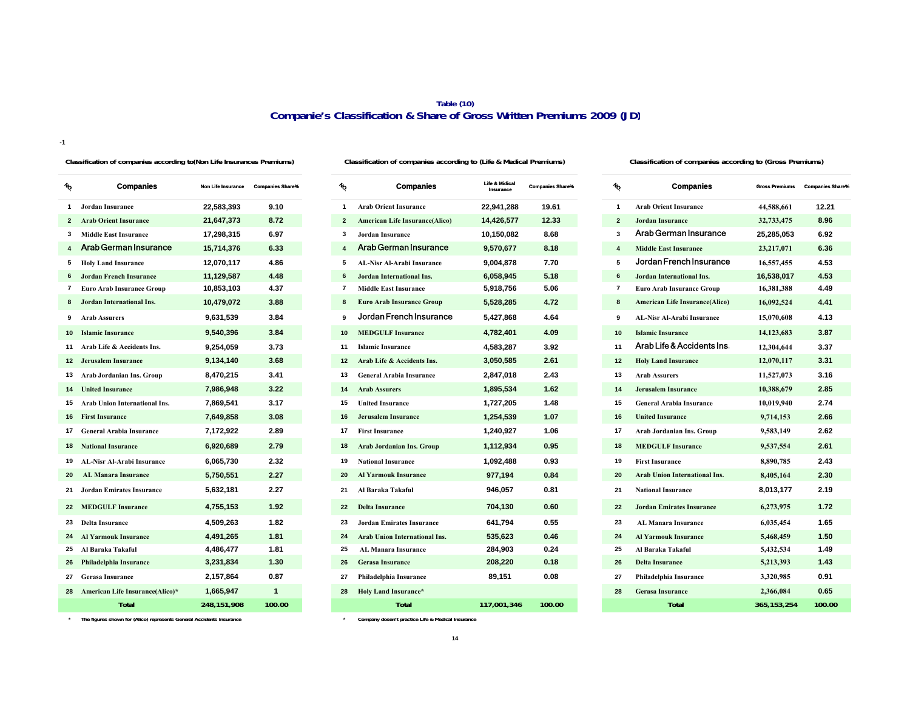## Table (10)

# Companie's Classification & Share of Gross Written Premiums 2009 (JD)

-1

**Classification of companies according to(Non Life Insurances Premiums)**

| NO. | Companies | Non Life Insurance | Companies Share% |
|---|---|---|---|
| 1 | Jordan Insurance | 22,583,393 | 9.10 |
| 2 | Arab Orient Insurance | 21,647,373 | 8.72 |
| 3 | Middle East Insurance | 17,298,315 | 6.97 |
| 4 | Arab German Insurance | 15,714,376 | 6.33 |
| 5 | Holy Land Insurance | 12,070,117 | 4.86 |
| 6 | Jordan French Insurance | 11,129,587 | 4.48 |
| 7 | Euro Arab Insurance Group | 10,853,103 | 4.37 |
| 8 | Jordan International Ins. | 10,479,072 | 3.88 |
| 9 | Arab Assurers | 9,631,539 | 3.84 |
| 10 | Islamic Insurance | 9,540,396 | 3.84 |
| 11 | Arab Life & Accidents Ins. | 9,254,059 | 3.73 |
| 12 | Jerusalem Insurance | 9,134,140 | 3.68 |
| 13 | Arab Jordanian Ins. Group | 8,470,215 | 3.41 |
| 14 | United Insurance | 7,986,948 | 3.22 |
| 15 | Arab Union International Ins. | 7,869,541 | 3.17 |
| 16 | First Insurance | 7,649,858 | 3.08 |
| 17 | General Arabia Insurance | 7,172,922 | 2.89 |
| 18 | National Insurance | 6,920,689 | 2.79 |
| 19 | AL-Nisr Al-Arabi Insurance | 6,065,730 | 2.32 |
| 20 | AL Manara Insurance | 5,750,551 | 2.27 |
| 21 | Jordan Emirates Insurance | 5,632,181 | 2.27 |
| 22 | MEDGULF Insurance | 4,755,153 | 1.92 |
| 23 | Delta Insurance | 4,509,263 | 1.82 |
| 24 | Al Yarmouk Insurance | 4,491,265 | 1.81 |
| 25 | Al Baraka Takaful | 4,486,477 | 1.81 |
| 26 | Philadelphia Insurance | 3,231,834 | 1.30 |
| 27 | Gerasa Insurance | 2,157,864 | 0.87 |
| 28 | American Life Insurance(Alico)* | 1,665,947 | 1 |
| | Total | 248,151,908 | 100.00 |

\* The figures shown for (Alico) represents General Accidents Insurance

**Classification of companies according to (Life & Medical Premiums)**

| NO. | Companies | Life & Midical Insurance | Companies Share% |
|---|---|---|---|
| 1 | Arab Orient Insurance | 22,941,288 | 19.61 |
| 2 | American Life Insurance(Alico) | 14,426,577 | 12.33 |
| 3 | Jordan Insurance | 10,150,082 | 8.68 |
| 4 | Arab German Insurance | 9,570,677 | 8.18 |
| 5 | AL-Nisr Al-Arabi Insurance | 9,004,878 | 7.70 |
| 6 | Jordan International Ins. | 6,058,945 | 5.18 |
| 7 | Middle East Insurance | 5,918,756 | 5.06 |
| 8 | Euro Arab Insurance Group | 5,528,285 | 4.72 |
| 9 | Jordan French Insurance | 5,427,868 | 4.64 |
| 10 | MEDGULF Insurance | 4,782,401 | 4.09 |
| 11 | Islamic Insurance | 4,583,287 | 3.92 |
| 12 | Arab Life & Accidents Ins. | 3,050,585 | 2.61 |
| 13 | General Arabia Insurance | 2,847,018 | 2.43 |
| 14 | Arab Assurers | 1,895,534 | 1.62 |
| 15 | United Insurance | 1,727,205 | 1.48 |
| 16 | Jerusalem Insurance | 1,254,539 | 1.07 |
| 17 | First Insurance | 1,240,927 | 1.06 |
| 18 | Arab Jordanian Ins. Group | 1,112,934 | 0.95 |
| 19 | National Insurance | 1,092,488 | 0.93 |
| 20 | Al Yarmouk Insurance | 977,194 | 0.84 |
| 21 | Al Baraka Takaful | 946,057 | 0.81 |
| 22 | Delta Insurance | 704,130 | 0.60 |
| 23 | Jordan Emirates Insurance | 641,794 | 0.55 |
| 24 | Arab Union International Ins. | 535,623 | 0.46 |
| 25 | AL Manara Insurance | 284,903 | 0.24 |
| 26 | Gerasa Insurance | 208,220 | 0.18 |
| 27 | Philadelphia Insurance | 89,151 | 0.08 |
| 28 | Holy Land Insurance* | | |
| | Total | 117,001,346 | 100.00 |

\* Company dosen't practice Life & Medical Insurance

**Classification of companies according to (Gross Premiums)**

| NO. | Companies | Gross Premiums | Companies Share% |
|---|---|---|---|
| 1 | Arab Orient Insurance | 44,588,661 | 12.21 |
| 2 | Jordan Insurance | 32,733,475 | 8.96 |
| 3 | Arab German Insurance | 25,285,053 | 6.92 |
| 4 | Middle East Insurance | 23,217,071 | 6.36 |
| 5 | Jordan French Insurance | 16,557,455 | 4.53 |
| 6 | Jordan International Ins. | 16,538,017 | 4.53 |
| 7 | Euro Arab Insurance Group | 16,381,388 | 4.49 |
| 8 | American Life Insurance(Alico) | 16,092,524 | 4.41 |
| 9 | AL-Nisr Al-Arabi Insurance | 15,070,608 | 4.13 |
| 10 | Islamic Insurance | 14,123,683 | 3.87 |
| 11 | Arab Life & Accidents Ins. | 12,304,644 | 3.37 |
| 12 | Holy Land Insurance | 12,070,117 | 3.31 |
| 13 | Arab Assurers | 11,527,073 | 3.16 |
| 14 | Jerusalem Insurance | 10,388,679 | 2.85 |
| 15 | General Arabia Insurance | 10,019,940 | 2.74 |
| 16 | United Insurance | 9,714,153 | 2.66 |
| 17 | Arab Jordanian Ins. Group | 9,583,149 | 2.62 |
| 18 | MEDGULF Insurance | 9,537,554 | 2.61 |
| 19 | First Insurance | 8,890,785 | 2.43 |
| 20 | Arab Union International Ins. | 8,405,164 | 2.30 |
| 21 | National Insurance | 8,013,177 | 2.19 |
| 22 | Jordan Emirates Insurance | 6,273,975 | 1.72 |
| 23 | AL Manara Insurance | 6,035,454 | 1.65 |
| 24 | Al Yarmouk Insurance | 5,468,459 | 1.50 |
| 25 | Al Baraka Takaful | 5,432,534 | 1.49 |
| 26 | Delta Insurance | 5,213,393 | 1.43 |
| 27 | Philadelphia Insurance | 3,320,985 | 0.91 |
| 28 | Gerasa Insurance | 2,366,084 | 0.65 |
| | Total | 365,153,254 | 100.00 |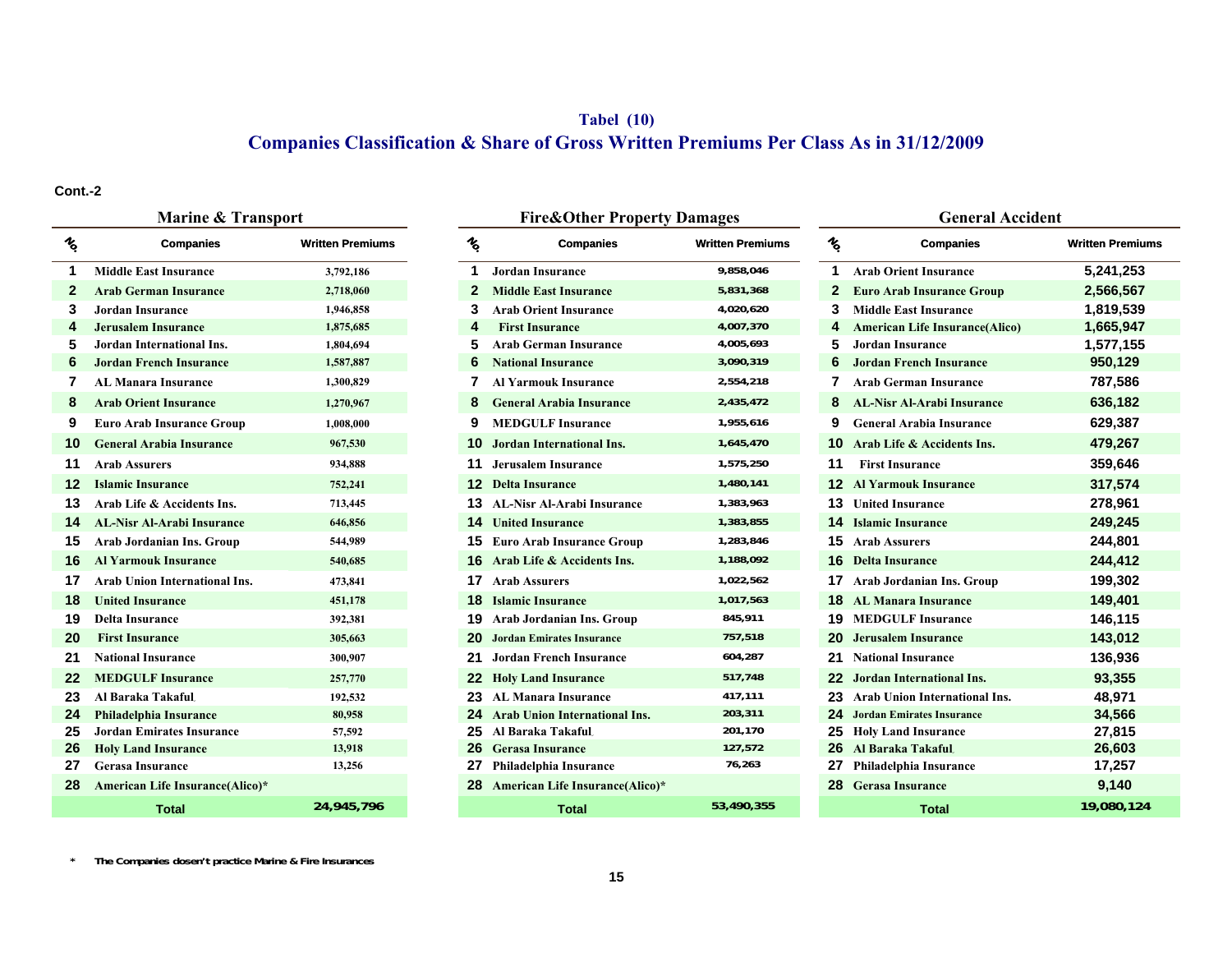## Tabel (10)

## Companies Classification & Share of Gross Written Premiums Per Class As in 31/12/2009

**Cont.-2**

### Marine & Transport

| No. | Companies | Written Premiums |
|---|---|---|
| 1 | Middle East Insurance | 3,792,186 |
| 2 | Arab German Insurance | 2,718,060 |
| 3 | Jordan Insurance | 1,946,858 |
| 4 | Jerusalem Insurance | 1,875,685 |
| 5 | Jordan International Ins. | 1,804,694 |
| 6 | Jordan French Insurance | 1,587,887 |
| 7 | AL Manara Insurance | 1,300,829 |
| 8 | Arab Orient Insurance | 1,270,967 |
| 9 | Euro Arab Insurance Group | 1,008,000 |
| 10 | General Arabia Insurance | 967,530 |
| 11 | Arab Assurers | 934,888 |
| 12 | Islamic Insurance | 752,241 |
| 13 | Arab Life & Accidents Ins. | 713,445 |
| 14 | AL-Nisr Al-Arabi Insurance | 646,856 |
| 15 | Arab Jordanian Ins. Group | 544,989 |
| 16 | Al Yarmouk Insurance | 540,685 |
| 17 | Arab Union International Ins. | 473,841 |
| 18 | United Insurance | 451,178 |
| 19 | Delta Insurance | 392,381 |
| 20 | First Insurance | 305,663 |
| 21 | National Insurance | 300,907 |
| 22 | MEDGULF Insurance | 257,770 |
| 23 | Al Baraka Takaful | 192,532 |
| 24 | Philadelphia Insurance | 80,958 |
| 25 | Jordan Emirates Insurance | 57,592 |
| 26 | Holy Land Insurance | 13,918 |
| 27 | Gerasa Insurance | 13,256 |
| 28 | American Life Insurance(Alico)* | |
| | **Total** | **24,945,796** |

### Fire&Other Property Damages

| No. | Companies | Written Premiums |
|---|---|---|
| 1 | Jordan Insurance | 9,858,046 |
| 2 | Middle East Insurance | 5,831,368 |
| 3 | Arab Orient Insurance | 4,020,620 |
| 4 | First Insurance | 4,007,370 |
| 5 | Arab German Insurance | 4,005,693 |
| 6 | National Insurance | 3,090,319 |
| 7 | Al Yarmouk Insurance | 2,554,218 |
| 8 | General Arabia Insurance | 2,435,472 |
| 9 | MEDGULF Insurance | 1,955,616 |
| 10 | Jordan International Ins. | 1,645,470 |
| 11 | Jerusalem Insurance | 1,575,250 |
| 12 | Delta Insurance | 1,480,141 |
| 13 | AL-Nisr Al-Arabi Insurance | 1,383,963 |
| 14 | United Insurance | 1,383,855 |
| 15 | Euro Arab Insurance Group | 1,283,846 |
| 16 | Arab Life & Accidents Ins. | 1,188,092 |
| 17 | Arab Assurers | 1,022,562 |
| 18 | Islamic Insurance | 1,017,563 |
| 19 | Arab Jordanian Ins. Group | 845,911 |
| 20 | Jordan Emirates Insurance | 757,518 |
| 21 | Jordan French Insurance | 604,287 |
| 22 | Holy Land Insurance | 517,748 |
| 23 | AL Manara Insurance | 417,111 |
| 24 | Arab Union International Ins. | 203,311 |
| 25 | Al Baraka Takaful | 201,170 |
| 26 | Gerasa Insurance | 127,572 |
| 27 | Philadelphia Insurance | 76,263 |
| 28 | American Life Insurance(Alico)* | |
| | **Total** | **53,490,355** |

### General Accident

| No. | Companies | Written Premiums |
|---|---|---|
| 1 | Arab Orient Insurance | 5,241,253 |
| 2 | Euro Arab Insurance Group | 2,566,567 |
| 3 | Middle East Insurance | 1,819,539 |
| 4 | American Life Insurance(Alico) | 1,665,947 |
| 5 | Jordan Insurance | 1,577,155 |
| 6 | Jordan French Insurance | 950,129 |
| 7 | Arab German Insurance | 787,586 |
| 8 | AL-Nisr Al-Arabi Insurance | 636,182 |
| 9 | General Arabia Insurance | 629,387 |
| 10 | Arab Life & Accidents Ins. | 479,267 |
| 11 | First Insurance | 359,646 |
| 12 | Al Yarmouk Insurance | 317,574 |
| 13 | United Insurance | 278,961 |
| 14 | Islamic Insurance | 249,245 |
| 15 | Arab Assurers | 244,801 |
| 16 | Delta Insurance | 244,412 |
| 17 | Arab Jordanian Ins. Group | 199,302 |
| 18 | AL Manara Insurance | 149,401 |
| 19 | MEDGULF Insurance | 146,115 |
| 20 | Jerusalem Insurance | 143,012 |
| 21 | National Insurance | 136,936 |
| 22 | Jordan International Ins. | 93,355 |
| 23 | Arab Union International Ins. | 48,971 |
| 24 | Jordan Emirates Insurance | 34,566 |
| 25 | Holy Land Insurance | 27,815 |
| 26 | Al Baraka Takaful | 26,603 |
| 27 | Philadelphia Insurance | 17,257 |
| 28 | Gerasa Insurance | 9,140 |
| | **Total** | **19,080,124** |

\* The Companies dosen't practice Marine & Fire Insurances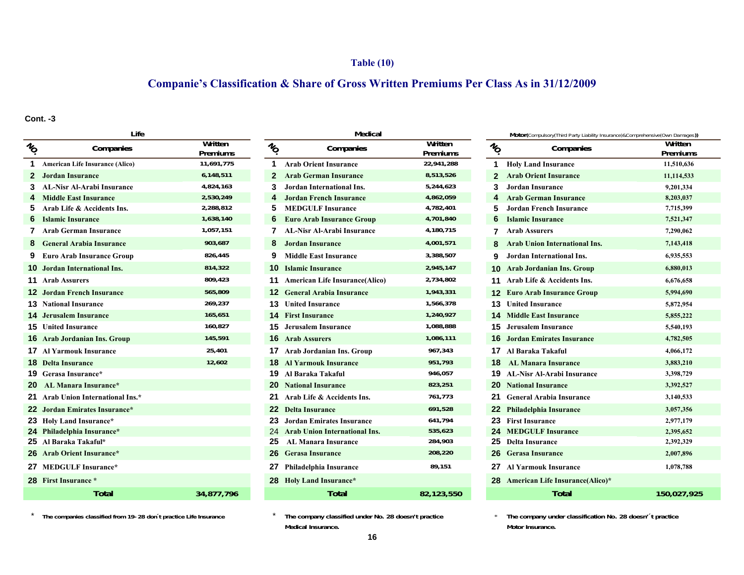**Table (10)**

## Companie's Classification & Share of Gross Written Premiums Per Class As in 31/12/2009

**Cont. -3**

**Life**

| NO. | Companies | Written Premiums |
|---|---|---|
| 1 | American Life Insurance (Alico) | 11,691,775 |
| 2 | Jordan Insurance | 6,148,511 |
| 3 | AL-Nisr Al-Arabi Insurance | 4,824,163 |
| 4 | Middle East Insurance | 2,530,249 |
| 5 | Arab Life & Accidents Ins. | 2,288,812 |
| 6 | Islamic Insurance | 1,638,140 |
| 7 | Arab German Insurance | 1,057,151 |
| 8 | General Arabia Insurance | 903,687 |
| 9 | Euro Arab Insurance Group | 826,445 |
| 10 | Jordan International Ins. | 814,322 |
| 11 | Arab Assurers | 809,423 |
| 12 | Jordan French Insurance | 565,809 |
| 13 | National Insurance | 269,237 |
| 14 | Jerusalem Insurance | 165,651 |
| 15 | United Insurance | 160,827 |
| 16 | Arab Jordanian Ins. Group | 145,591 |
| 17 | Al Yarmouk Insurance | 25,401 |
| 18 | Delta Insurance | 12,602 |
| 19 | Gerasa Insurance* | |
| 20 | AL Manara Insurance* | |
| 21 | Arab Union International Ins.* | |
| 22 | Jordan Emirates Insurance* | |
| 23 | Holy Land Insurance* | |
| 24 | Philadelphia Insurance* | |
| 25 | Al Baraka Takaful* | |
| 26 | Arab Orient Insurance* | |
| 27 | MEDGULF Insurance* | |
| 28 | First Insurance * | |
| | **Total** | **34,877,796** |

\* The companies classified from 19- 28 don´t practice Life Insurance

**Medical**

| NO. | Companies | Written Premiums |
|---|---|---|
| 1 | Arab Orient Insurance | 22,941,288 |
| 2 | Arab German Insurance | 8,513,526 |
| 3 | Jordan International Ins. | 5,244,623 |
| 4 | Jordan French Insurance | 4,862,059 |
| 5 | MEDGULF Insurance | 4,782,401 |
| 6 | Euro Arab Insurance Group | 4,701,840 |
| 7 | AL-Nisr Al-Arabi Insurance | 4,180,715 |
| 8 | Jordan Insurance | 4,001,571 |
| 9 | Middle East Insurance | 3,388,507 |
| 10 | Islamic Insurance | 2,945,147 |
| 11 | American Life Insurance(Alico) | 2,734,802 |
| 12 | General Arabia Insurance | 1,943,331 |
| 13 | United Insurance | 1,566,378 |
| 14 | First Insurance | 1,240,927 |
| 15 | Jerusalem Insurance | 1,088,888 |
| 16 | Arab Assurers | 1,086,111 |
| 17 | Arab Jordanian Ins. Group | 967,343 |
| 18 | Al Yarmouk Insurance | 951,793 |
| 19 | Al Baraka Takaful | 946,057 |
| 20 | National Insurance | 823,251 |
| 21 | Arab Life & Accidents Ins. | 761,773 |
| 22 | Delta Insurance | 691,528 |
| 23 | Jordan Emirates Insurance | 641,794 |
| 24 | Arab Union International Ins. | 535,623 |
| 25 | AL Manara Insurance | 284,903 |
| 26 | Gerasa Insurance | 208,220 |
| 27 | Philadelphia Insurance | 89,151 |
| 28 | Holy Land Insurance* | |
| | **Total** | **82,123,550** |

\* The company classified under No. 28 doesn't practice Medical Insurance.

**Motor**(Compulsory(Third Party Liability Insurance)&Comprehensive(Own Damages))

| NO. | Companies | Written Premiums |
|---|---|---|
| 1 | Holy Land Insurance | 11,510,636 |
| 2 | Arab Orient Insurance | 11,114,533 |
| 3 | Jordan Insurance | 9,201,334 |
| 4 | Arab German Insurance | 8,203,037 |
| 5 | Jordan French Insurance | 7,715,399 |
| 6 | Islamic Insurance | 7,521,347 |
| 7 | Arab Assurers | 7,290,062 |
| 8 | Arab Union International Ins. | 7,143,418 |
| 9 | Jordan International Ins. | 6,935,553 |
| 10 | Arab Jordanian Ins. Group | 6,880,013 |
| 11 | Arab Life & Accidents Ins. | 6,676,658 |
| 12 | Euro Arab Insurance Group | 5,994,690 |
| 13 | United Insurance | 5,872,954 |
| 14 | Middle East Insurance | 5,855,222 |
| 15 | Jerusalem Insurance | 5,540,193 |
| 16 | Jordan Emirates Insurance | 4,782,505 |
| 17 | Al Baraka Takaful | 4,066,172 |
| 18 | AL Manara Insurance | 3,883,210 |
| 19 | AL-Nisr Al-Arabi Insurance | 3,398,729 |
| 20 | National Insurance | 3,392,527 |
| 21 | General Arabia Insurance | 3,140,533 |
| 22 | Philadelphia Insurance | 3,057,356 |
| 23 | First Insurance | 2,977,179 |
| 24 | MEDGULF Insurance | 2,395,652 |
| 25 | Delta Insurance | 2,392,329 |
| 26 | Gerasa Insurance | 2,007,896 |
| 27 | Al Yarmouk Insurance | 1,078,788 |
| 28 | American Life Insurance(Alico)* | |
| | **Total** | **150,027,925** |

\* The company under classification No. 28 doesn´t practice Motor Insurance.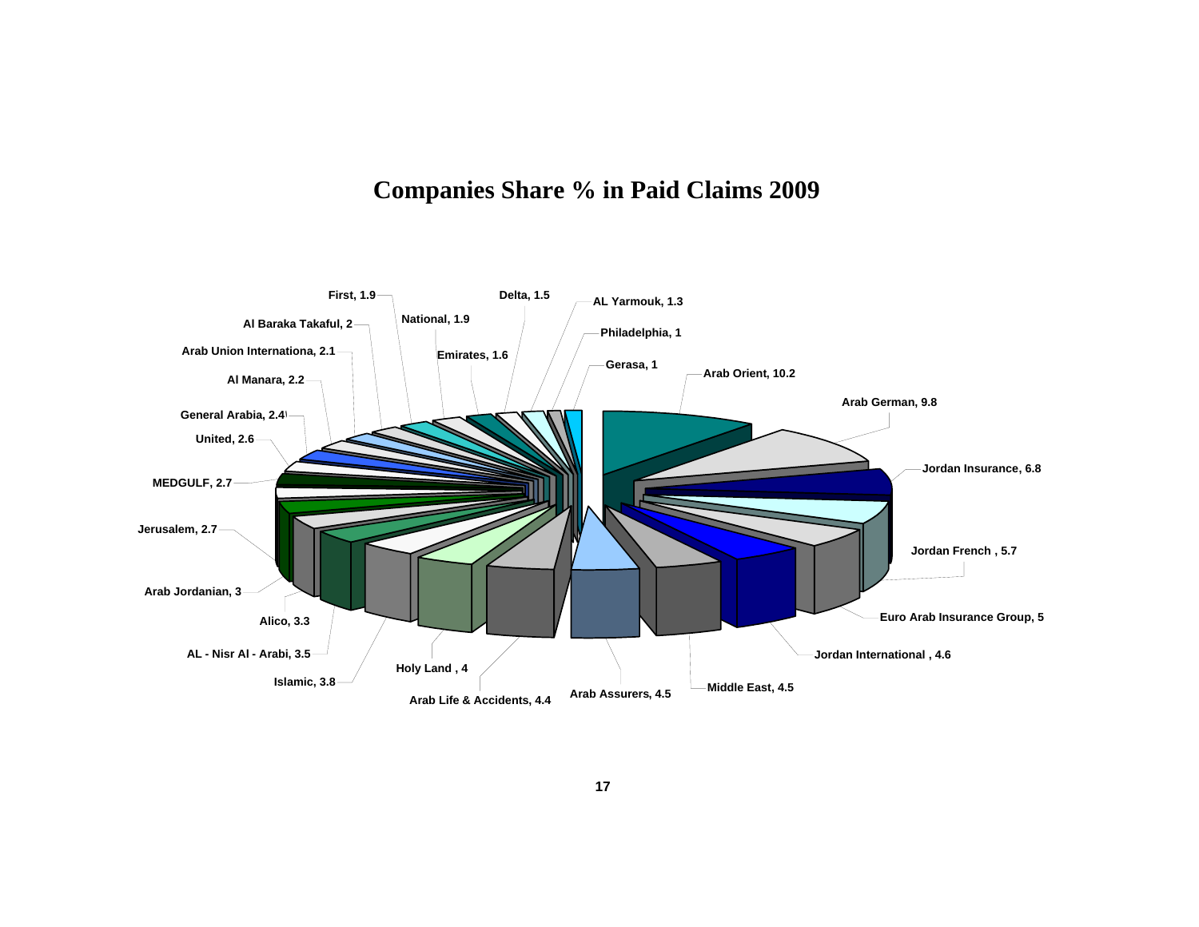# Companies Share % in Paid Claims 2009

| Company | Share % |
|---|---|
| Arab Orient | 10.2 |
| Arab German | 9.8 |
| Jordan Insurance | 6.8 |
| Jordan French | 5.7 |
| Euro Arab Insurance Group | 5 |
| Jordan International | 4.6 |
| Middle East | 4.5 |
| Arab Assurers | 4.5 |
| Arab Life & Accidents | 4.4 |
| Holy Land | 4 |
| Islamic | 3.8 |
| AL - Nisr Al - Arabi | 3.5 |
| Alico | 3.3 |
| Arab Jordanian | 3 |
| Jerusalem | 2.7 |
| MEDGULF | 2.7 |
| United | 2.6 |
| General Arabia | 2.4 |
| Al Manara | 2.2 |
| Arab Union Internationa | 2.1 |
| Al Baraka Takaful | 2 |
| First | 1.9 |
| National | 1.9 |
| Emirates | 1.6 |
| Delta | 1.5 |
| AL Yarmouk | 1.3 |
| Philadelphia | 1 |
| Gerasa | 1 |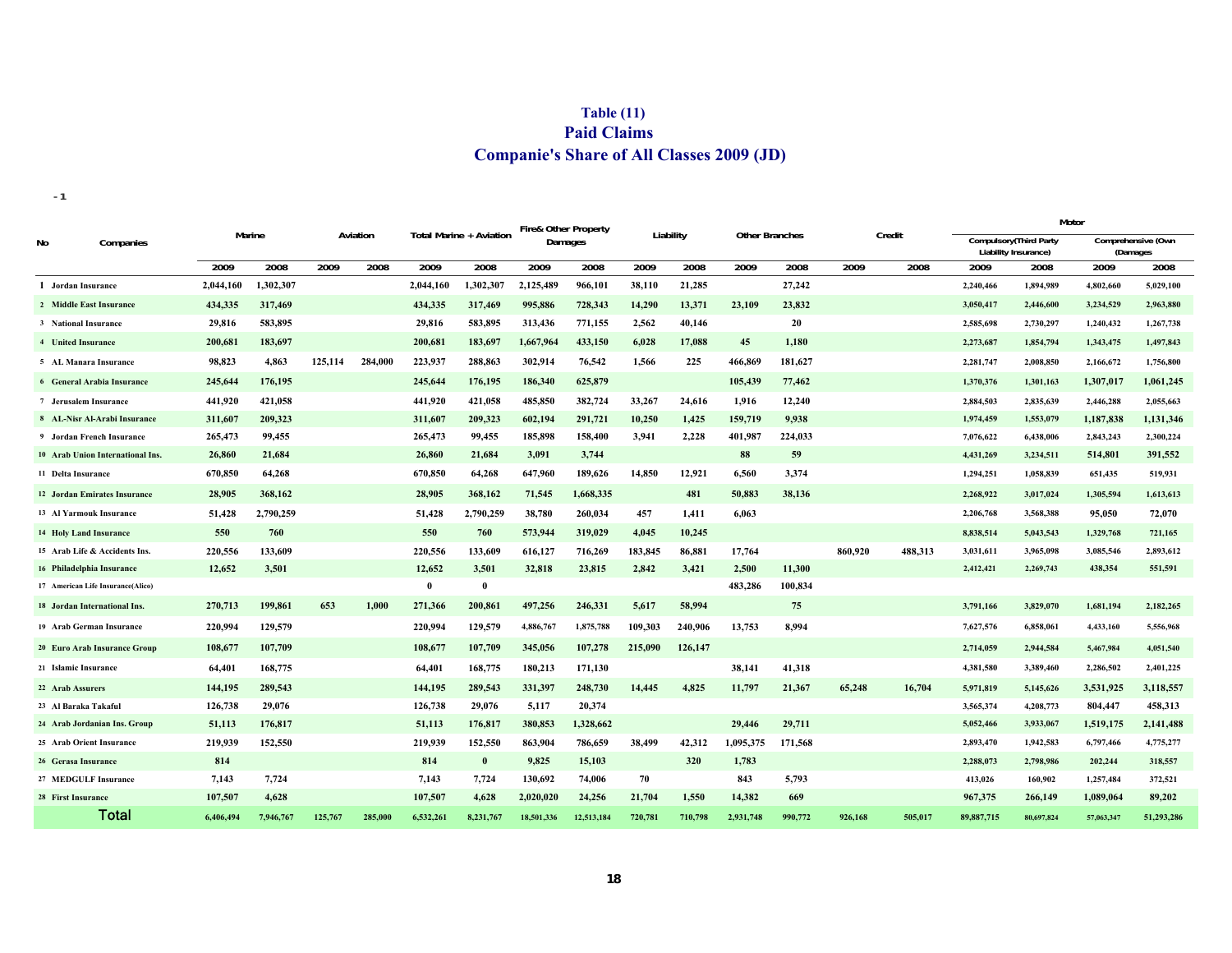# Table (11)
## Paid Claims
## Companie's Share of All Classes 2009 (JD)

- 1

| No | Companies | Marine | | Aviation | | Total Marine + Aviation | | Fire& Other Property Damages | | Liability | | Other Branches | | Credit | | Motor | | | |
|---|---|---|---|---|---|---|---|---|---|---|---|---|---|---|---|---|---|---|---|
| | | | | | | | | | | | | | | | | Compulsory(Third Party Liability Insurance) | | Comprehensive (Own (Damages | |
| | | 2009 | 2008 | 2009 | 2008 | 2009 | 2008 | 2009 | 2008 | 2009 | 2008 | 2009 | 2008 | 2009 | 2008 | 2009 | 2008 | 2009 | 2008 |
| 1 | Jordan Insurance | 2,044,160 | 1,302,307 | | | 2,044,160 | 1,302,307 | 2,125,489 | 966,101 | 38,110 | 21,285 | | 27,242 | | | 2,240,466 | 1,894,989 | 4,802,660 | 5,029,100 |
| 2 | Middle East Insurance | 434,335 | 317,469 | | | 434,335 | 317,469 | 995,886 | 728,343 | 14,290 | 13,371 | 23,109 | 23,832 | | | 3,050,417 | 2,446,600 | 3,234,529 | 2,963,880 |
| 3 | National Insurance | 29,816 | 583,895 | | | 29,816 | 583,895 | 313,436 | 771,155 | 2,562 | 40,146 | | 20 | | | 2,585,698 | 2,730,297 | 1,240,432 | 1,267,738 |
| 4 | United Insurance | 200,681 | 183,697 | | | 200,681 | 183,697 | 1,667,964 | 433,150 | 6,028 | 17,088 | 45 | 1,180 | | | 2,273,687 | 1,854,794 | 1,343,475 | 1,497,843 |
| 5 | AL Manara Insurance | 98,823 | 4,863 | 125,114 | 284,000 | 223,937 | 288,863 | 302,914 | 76,542 | 1,566 | 225 | 466,869 | 181,627 | | | 2,281,747 | 2,008,850 | 2,166,672 | 1,756,800 |
| 6 | General Arabia Insurance | 245,644 | 176,195 | | | 245,644 | 176,195 | 186,340 | 625,879 | | | 105,439 | 77,462 | | | 1,370,376 | 1,301,163 | 1,307,017 | 1,061,245 |
| 7 | Jerusalem Insurance | 441,920 | 421,058 | | | 441,920 | 421,058 | 485,850 | 382,724 | 33,267 | 24,616 | 1,916 | 12,240 | | | 2,884,503 | 2,835,639 | 2,446,288 | 2,055,663 |
| 8 | AL-Nisr Al-Arabi Insurance | 311,607 | 209,323 | | | 311,607 | 209,323 | 602,194 | 291,721 | 10,250 | 1,425 | 159,719 | 9,938 | | | 1,974,459 | 1,553,079 | 1,187,838 | 1,131,346 |
| 9 | Jordan French Insurance | 265,473 | 99,455 | | | 265,473 | 99,455 | 185,898 | 158,400 | 3,941 | 2,228 | 401,987 | 224,033 | | | 7,076,622 | 6,438,006 | 2,843,243 | 2,300,224 |
| 10 | Arab Union International Ins. | 26,860 | 21,684 | | | 26,860 | 21,684 | 3,091 | 3,744 | | | 88 | 59 | | | 4,431,269 | 3,234,511 | 514,801 | 391,552 |
| 11 | Delta Insurance | 670,850 | 64,268 | | | 670,850 | 64,268 | 647,960 | 189,626 | 14,850 | 12,921 | 6,560 | 3,374 | | | 1,294,251 | 1,058,839 | 651,435 | 519,931 |
| 12 | Jordan Emirates Insurance | 28,905 | 368,162 | | | 28,905 | 368,162 | 71,545 | 1,668,335 | | 481 | 50,883 | 38,136 | | | 2,268,922 | 3,017,024 | 1,305,594 | 1,613,613 |
| 13 | Al Yarmouk Insurance | 51,428 | 2,790,259 | | | 51,428 | 2,790,259 | 38,780 | 260,034 | 457 | 1,411 | 6,063 | | | | 2,206,768 | 3,568,388 | 95,050 | 72,070 |
| 14 | Holy Land Insurance | 550 | 760 | | | 550 | 760 | 573,944 | 319,029 | 4,045 | 10,245 | | | | | 8,838,514 | 5,043,543 | 1,329,768 | 721,165 |
| 15 | Arab Life & Accidents Ins. | 220,556 | 133,609 | | | 220,556 | 133,609 | 616,127 | 716,269 | 183,845 | 86,881 | 17,764 | | 860,920 | 488,313 | 3,031,611 | 3,965,098 | 3,085,546 | 2,893,612 |
| 16 | Philadelphia Insurance | 12,652 | 3,501 | | | 12,652 | 3,501 | 32,818 | 23,815 | 2,842 | 3,421 | 2,500 | 11,300 | | | 2,412,421 | 2,269,743 | 438,354 | 551,591 |
| 17 | American Life Insurance(Alico) | | | | | 0 | 0 | | | | | 483,286 | 100,834 | | | | | | |
| 18 | Jordan International Ins. | 270,713 | 199,861 | 653 | 1,000 | 271,366 | 200,861 | 497,256 | 246,331 | 5,617 | 58,994 | | 75 | | | 3,791,166 | 3,829,070 | 1,681,194 | 2,182,265 |
| 19 | Arab German Insurance | 220,994 | 129,579 | | | 220,994 | 129,579 | 4,886,767 | 1,875,788 | 109,303 | 240,906 | 13,753 | 8,994 | | | 7,627,576 | 6,858,061 | 4,433,160 | 5,556,968 |
| 20 | Euro Arab Insurance Group | 108,677 | 107,709 | | | 108,677 | 107,709 | 345,056 | 107,278 | 215,090 | 126,147 | | | | | 2,714,059 | 2,944,584 | 5,467,984 | 4,051,540 |
| 21 | Islamic Insurance | 64,401 | 168,775 | | | 64,401 | 168,775 | 180,213 | 171,130 | | | 38,141 | 41,318 | | | 4,381,580 | 3,389,460 | 2,286,502 | 2,401,225 |
| 22 | Arab Assurers | 144,195 | 289,543 | | | 144,195 | 289,543 | 331,397 | 248,730 | 14,445 | 4,825 | 11,797 | 21,367 | 65,248 | 16,704 | 5,971,819 | 5,145,626 | 3,531,925 | 3,118,557 |
| 23 | Al Baraka Takaful | 126,738 | 29,076 | | | 126,738 | 29,076 | 5,117 | 20,374 | | | | | | | 3,565,374 | 4,208,773 | 804,447 | 458,313 |
| 24 | Arab Jordanian Ins. Group | 51,113 | 176,817 | | | 51,113 | 176,817 | 380,853 | 1,328,662 | | | 29,446 | 29,711 | | | 5,052,466 | 3,933,067 | 1,519,175 | 2,141,488 |
| 25 | Arab Orient Insurance | 219,939 | 152,550 | | | 219,939 | 152,550 | 863,904 | 786,659 | 38,499 | 42,312 | 1,095,375 | 171,568 | | | 2,893,470 | 1,942,583 | 6,797,466 | 4,775,277 |
| 26 | Gerasa Insurance | 814 | | | | 814 | 0 | 9,825 | 15,103 | | 320 | 1,783 | | | | 2,288,073 | 2,798,986 | 202,244 | 318,557 |
| 27 | MEDGULF Insurance | 7,143 | 7,724 | | | 7,143 | 7,724 | 130,692 | 74,006 | 70 | | 843 | 5,793 | | | 413,026 | 160,902 | 1,257,484 | 372,521 |
| 28 | First Insurance | 107,507 | 4,628 | | | 107,507 | 4,628 | 2,020,020 | 24,256 | 21,704 | 1,550 | 14,382 | 669 | | | 967,375 | 266,149 | 1,089,064 | 89,202 |
| | Total | 6,406,494 | 7,946,767 | 125,767 | 285,000 | 6,532,261 | 8,231,767 | 18,501,336 | 12,513,184 | 720,781 | 710,798 | 2,931,748 | 990,772 | 926,168 | 505,017 | 89,887,715 | 80,697,824 | 57,063,347 | 51,293,286 |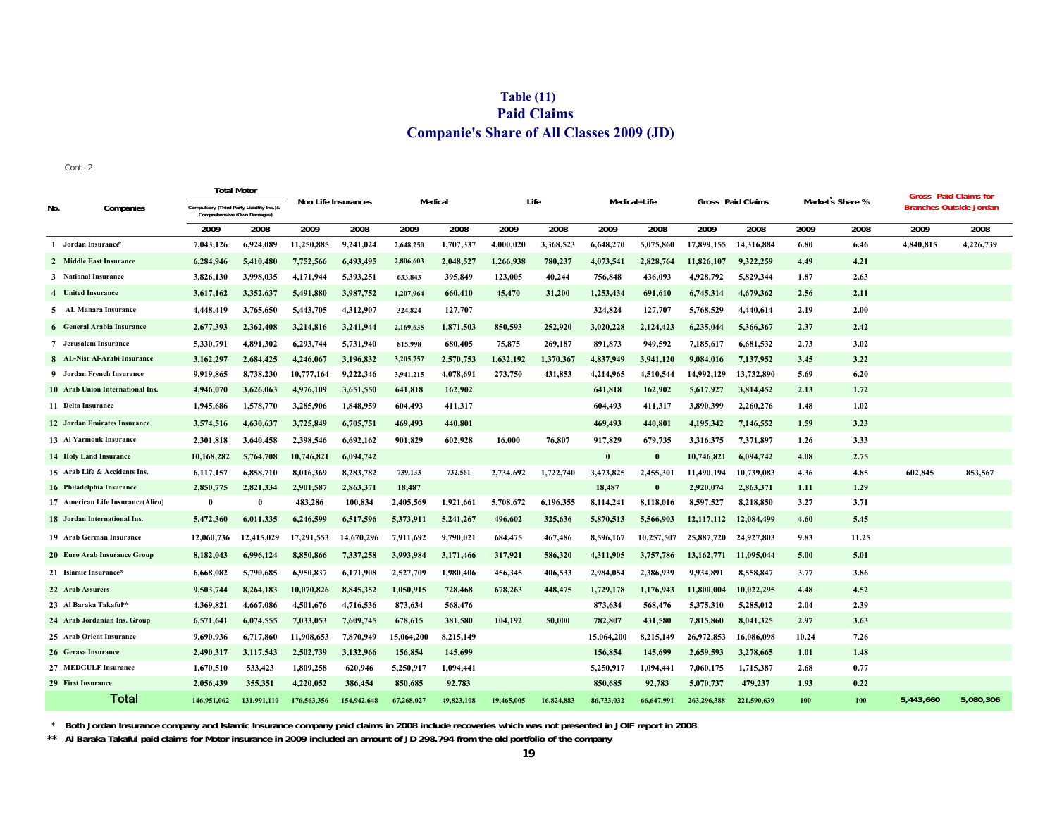# Table (11)
## Paid Claims
## Companie's Share of All Classes 2009 (JD)

Cont.- 2

| No. | Companies | Total Motor Compulsory (Third Party Liability Ins.)& Comprehensive (Own Damages) | | Non Life Insurances | | Medical | | Life | | Medical+Life | | Gross Paid Claims | | Market's Share % | | Gross Paid Claims for Branches Outside Jordan | |
|---|---|---|---|---|---|---|---|---|---|---|---|---|---|---|---|---|---|
| | | 2009 | 2008 | 2009 | 2008 | 2009 | 2008 | 2009 | 2008 | 2009 | 2008 | 2009 | 2008 | 2009 | 2008 | 2009 | 2008 |
| 1 | Jordan Insurance* | 7,043,126 | 6,924,089 | 11,250,885 | 9,241,024 | 2,648,250 | 1,707,337 | 4,000,020 | 3,368,523 | 6,648,270 | 5,075,860 | 17,899,155 | 14,316,884 | 6.80 | 6.46 | 4,840,815 | 4,226,739 |
| 2 | Middle East Insurance | 6,284,946 | 5,410,480 | 7,752,566 | 6,493,495 | 2,806,603 | 2,048,527 | 1,266,938 | 780,237 | 4,073,541 | 2,828,764 | 11,826,107 | 9,322,259 | 4.49 | 4.21 | | |
| 3 | National Insurance | 3,826,130 | 3,998,035 | 4,171,944 | 5,393,251 | 633,843 | 395,849 | 123,005 | 40,244 | 756,848 | 436,093 | 4,928,792 | 5,829,344 | 1.87 | 2.63 | | |
| 4 | United Insurance | 3,617,162 | 3,352,637 | 5,491,880 | 3,987,752 | 1,207,964 | 660,410 | 45,470 | 31,200 | 1,253,434 | 691,610 | 6,745,314 | 4,679,362 | 2.56 | 2.11 | | |
| 5 | AL Manara Insurance | 4,448,419 | 3,765,650 | 5,443,705 | 4,312,907 | 324,824 | 127,707 | | | 324,824 | 127,707 | 5,768,529 | 4,440,614 | 2.19 | 2.00 | | |
| 6 | General Arabia Insurance | 2,677,393 | 2,362,408 | 3,214,816 | 3,241,944 | 2,169,635 | 1,871,503 | 850,593 | 252,920 | 3,020,228 | 2,124,423 | 6,235,044 | 5,366,367 | 2.37 | 2.42 | | |
| 7 | Jerusalem Insurance | 5,330,791 | 4,891,302 | 6,293,744 | 5,731,940 | 815,998 | 680,405 | 75,875 | 269,187 | 891,873 | 949,592 | 7,185,617 | 6,681,532 | 2.73 | 3.02 | | |
| 8 | AL-Nisr Al-Arabi Insurance | 3,162,297 | 2,684,425 | 4,246,067 | 3,196,832 | 3,205,757 | 2,570,753 | 1,632,192 | 1,370,367 | 4,837,949 | 3,941,120 | 9,084,016 | 7,137,952 | 3.45 | 3.22 | | |
| 9 | Jordan French Insurance | 9,919,865 | 8,738,230 | 10,777,164 | 9,222,346 | 3,941,215 | 4,078,691 | 273,750 | 431,853 | 4,214,965 | 4,510,544 | 14,992,129 | 13,732,890 | 5.69 | 6.20 | | |
| 10 | Arab Union International Ins. | 4,946,070 | 3,626,063 | 4,976,109 | 3,651,550 | 641,818 | 162,902 | | | 641,818 | 162,902 | 5,617,927 | 3,814,452 | 2.13 | 1.72 | | |
| 11 | Delta Insurance | 1,945,686 | 1,578,770 | 3,285,906 | 1,848,959 | 604,493 | 411,317 | | | 604,493 | 411,317 | 3,890,399 | 2,260,276 | 1.48 | 1.02 | | |
| 12 | Jordan Emirates Insurance | 3,574,516 | 4,630,637 | 3,725,849 | 6,705,751 | 469,493 | 440,801 | | | 469,493 | 440,801 | 4,195,342 | 7,146,552 | 1.59 | 3.23 | | |
| 13 | Al Yarmouk Insurance | 2,301,818 | 3,640,458 | 2,398,546 | 6,692,162 | 901,829 | 602,928 | 16,000 | 76,807 | 917,829 | 679,735 | 3,316,375 | 7,371,897 | 1.26 | 3.33 | | |
| 14 | Holy Land Insurance | 10,168,282 | 5,764,708 | 10,746,821 | 6,094,742 | | | | | 0 | 0 | 10,746,821 | 6,094,742 | 4.08 | 2.75 | | |
| 15 | Arab Life & Accidents Ins. | 6,117,157 | 6,858,710 | 8,016,369 | 8,283,782 | 739,133 | 732,561 | 2,734,692 | 1,722,740 | 3,473,825 | 2,455,301 | 11,490,194 | 10,739,083 | 4.36 | 4.85 | 602,845 | 853,567 |
| 16 | Philadelphia Insurance | 2,850,775 | 2,821,334 | 2,901,587 | 2,863,371 | 18,487 | | | | 18,487 | 0 | 2,920,074 | 2,863,371 | 1.11 | 1.29 | | |
| 17 | American Life Insurance(Alico) | 0 | 0 | 483,286 | 100,834 | 2,405,569 | 1,921,661 | 5,708,672 | 6,196,355 | 8,114,241 | 8,118,016 | 8,597,527 | 8,218,850 | 3.27 | 3.71 | | |
| 18 | Jordan International Ins. | 5,472,360 | 6,011,335 | 6,246,599 | 6,517,596 | 5,373,911 | 5,241,267 | 496,602 | 325,636 | 5,870,513 | 5,566,903 | 12,117,112 | 12,084,499 | 4.60 | 5.45 | | |
| 19 | Arab German Insurance | 12,060,736 | 12,415,029 | 17,291,553 | 14,670,296 | 7,911,692 | 9,790,021 | 684,475 | 467,486 | 8,596,167 | 10,257,507 | 25,887,720 | 24,927,803 | 9.83 | 11.25 | | |
| 20 | Euro Arab Insurance Group | 8,182,043 | 6,996,124 | 8,850,866 | 7,337,258 | 3,993,984 | 3,171,466 | 317,921 | 586,320 | 4,311,905 | 3,757,786 | 13,162,771 | 11,095,044 | 5.00 | 5.01 | | |
| 21 | Islamic Insurance* | 6,668,082 | 5,790,685 | 6,950,837 | 6,171,908 | 2,527,709 | 1,980,406 | 456,345 | 406,533 | 2,984,054 | 2,386,939 | 9,934,891 | 8,558,847 | 3.77 | 3.86 | | |
| 22 | Arab Assurers | 9,503,744 | 8,264,183 | 10,070,826 | 8,845,352 | 1,050,915 | 728,468 | 678,263 | 448,475 | 1,729,178 | 1,176,943 | 11,800,004 | 10,022,295 | 4.48 | 4.52 | | |
| 23 | Al Baraka Takaful** | 4,369,821 | 4,667,086 | 4,501,676 | 4,716,536 | 873,634 | 568,476 | | | 873,634 | 568,476 | 5,375,310 | 5,285,012 | 2.04 | 2.39 | | |
| 24 | Arab Jordanian Ins. Group | 6,571,641 | 6,074,555 | 7,033,053 | 7,609,745 | 678,615 | 381,580 | 104,192 | 50,000 | 782,807 | 431,580 | 7,815,860 | 8,041,325 | 2.97 | 3.63 | | |
| 25 | Arab Orient Insurance | 9,690,936 | 6,717,860 | 11,908,653 | 7,870,949 | 15,064,200 | 8,215,149 | | | 15,064,200 | 8,215,149 | 26,972,853 | 16,086,098 | 10.24 | 7.26 | | |
| 26 | Gerasa Insurance | 2,490,317 | 3,117,543 | 2,502,739 | 3,132,966 | 156,854 | 145,699 | | | 156,854 | 145,699 | 2,659,593 | 3,278,665 | 1.01 | 1.48 | | |
| 27 | MEDGULF Insurance | 1,670,510 | 533,423 | 1,809,258 | 620,946 | 5,250,917 | 1,094,441 | | | 5,250,917 | 1,094,441 | 7,060,175 | 1,715,387 | 2.68 | 0.77 | | |
| 29 | First Insurance | 2,056,439 | 355,351 | 4,220,052 | 386,454 | 850,685 | 92,783 | | | 850,685 | 92,783 | 5,070,737 | 479,237 | 1.93 | 0.22 | | |
| | **Total** | 146,951,062 | 131,991,110 | 176,563,356 | 154,942,648 | 67,268,027 | 49,823,108 | 19,465,005 | 16,824,883 | 86,733,032 | 66,647,991 | 263,296,388 | 221,590,639 | 100 | 100 | 5,443,660 | 5,080,306 |

\* Both Jordan Insurance company and Islamic Insurance company paid claims in 2008 include recoveries which was not presented in JOIF report in 2008

\*\* Al Baraka Takaful paid claims for Motor insurance in 2009 included an amount of JD 298.794 from the old portfolio of the company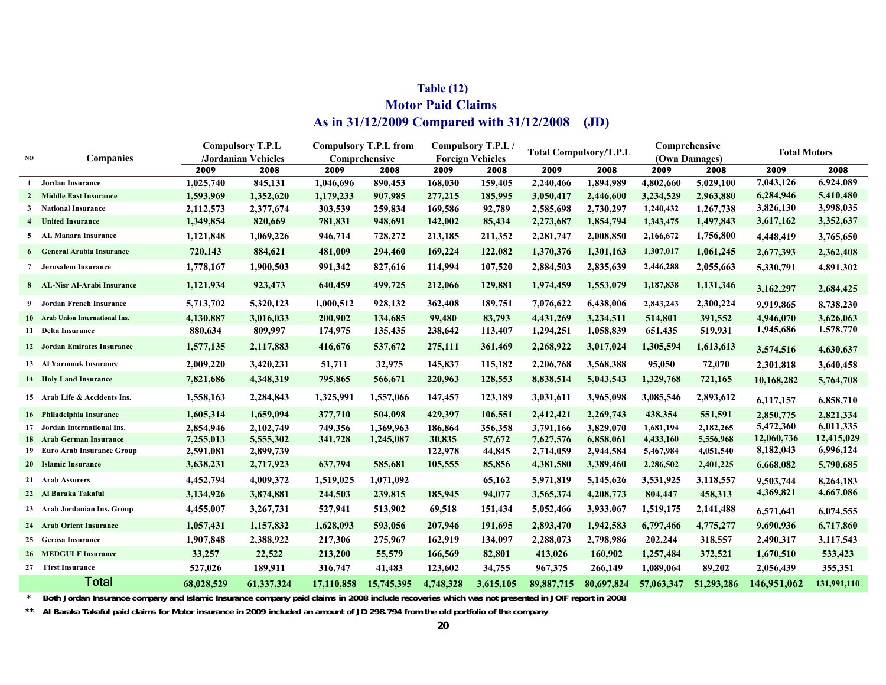# Table (12)
## Motor Paid Claims
## As in 31/12/2009 Compared with 31/12/2008 (JD)

| NO | Companies | Compulsory T.P.L /Jordanian Vehicles | | Compulsory T.P.L from Comprehensive | | Compulsory T.P.L / Foreign Vehicles | | Total Compulsory/T.P.L | | Comprehensive (Own Damages) | | Total Motors | |
|---|---|---|---|---|---|---|---|---|---|---|---|---|---|
| | | 2009 | 2008 | 2009 | 2008 | 2009 | 2008 | 2009 | 2008 | 2009 | 2008 | 2009 | 2008 |
| 1 | Jordan Insurance | 1,025,740 | 845,131 | 1,046,696 | 890,453 | 168,030 | 159,405 | 2,240,466 | 1,894,989 | 4,802,660 | 5,029,100 | 7,043,126 | 6,924,089 |
| 2 | Middle East Insurance | 1,593,969 | 1,352,620 | 1,179,233 | 907,985 | 277,215 | 185,995 | 3,050,417 | 2,446,600 | 3,234,529 | 2,963,880 | 6,284,946 | 5,410,480 |
| 3 | National Insurance | 2,112,573 | 2,377,674 | 303,539 | 259,834 | 169,586 | 92,789 | 2,585,698 | 2,730,297 | 1,240,432 | 1,267,738 | 3,826,130 | 3,998,035 |
| 4 | United Insurance | 1,349,854 | 820,669 | 781,831 | 948,691 | 142,002 | 85,434 | 2,273,687 | 1,854,794 | 1,343,475 | 1,497,843 | 3,617,162 | 3,352,637 |
| 5 | AL Manara Insurance | 1,121,848 | 1,069,226 | 946,714 | 728,272 | 213,185 | 211,352 | 2,281,747 | 2,008,850 | 2,166,672 | 1,756,800 | 4,448,419 | 3,765,650 |
| 6 | General Arabia Insurance | 720,143 | 884,621 | 481,009 | 294,460 | 169,224 | 122,082 | 1,370,376 | 1,301,163 | 1,307,017 | 1,061,245 | 2,677,393 | 2,362,408 |
| 7 | Jerusalem Insurance | 1,778,167 | 1,900,503 | 991,342 | 827,616 | 114,994 | 107,520 | 2,884,503 | 2,835,639 | 2,446,288 | 2,055,663 | 5,330,791 | 4,891,302 |
| 8 | AL-Nisr Al-Arabi Insurance | 1,121,934 | 923,473 | 640,459 | 499,725 | 212,066 | 129,881 | 1,974,459 | 1,553,079 | 1,187,838 | 1,131,346 | 3,162,297 | 2,684,425 |
| 9 | Jordan French Insurance | 5,713,702 | 5,320,123 | 1,000,512 | 928,132 | 362,408 | 189,751 | 7,076,622 | 6,438,006 | 2,843,243 | 2,300,224 | 9,919,865 | 8,738,230 |
| 10 | Arab Union International Ins. | 4,130,887 | 3,016,033 | 200,902 | 134,685 | 99,480 | 83,793 | 4,431,269 | 3,234,511 | 514,801 | 391,552 | 4,946,070 | 3,626,063 |
| 11 | Delta Insurance | 880,634 | 809,997 | 174,975 | 135,435 | 238,642 | 113,407 | 1,294,251 | 1,058,839 | 651,435 | 519,931 | 1,945,686 | 1,578,770 |
| 12 | Jordan Emirates Insurance | 1,577,135 | 2,117,883 | 416,676 | 537,672 | 275,111 | 361,469 | 2,268,922 | 3,017,024 | 1,305,594 | 1,613,613 | 3,574,516 | 4,630,637 |
| 13 | Al Yarmouk Insurance | 2,009,220 | 3,420,231 | 51,711 | 32,975 | 145,837 | 115,182 | 2,206,768 | 3,568,388 | 95,050 | 72,070 | 2,301,818 | 3,640,458 |
| 14 | Holy Land Insurance | 7,821,686 | 4,348,319 | 795,865 | 566,671 | 220,963 | 128,553 | 8,838,514 | 5,043,543 | 1,329,768 | 721,165 | 10,168,282 | 5,764,708 |
| 15 | Arab Life & Accidents Ins. | 1,558,163 | 2,284,843 | 1,325,991 | 1,557,066 | 147,457 | 123,189 | 3,031,611 | 3,965,098 | 3,085,546 | 2,893,612 | 6,117,157 | 6,858,710 |
| 16 | Philadelphia Insurance | 1,605,314 | 1,659,094 | 377,710 | 504,098 | 429,397 | 106,551 | 2,412,421 | 2,269,743 | 438,354 | 551,591 | 2,850,775 | 2,821,334 |
| 17 | Jordan International Ins. | 2,854,946 | 2,102,749 | 749,356 | 1,369,963 | 186,864 | 356,358 | 3,791,166 | 3,829,070 | 1,681,194 | 2,182,265 | 5,472,360 | 6,011,335 |
| 18 | Arab German Insurance | 7,255,013 | 5,555,302 | 341,728 | 1,245,087 | 30,835 | 57,672 | 7,627,576 | 6,858,061 | 4,433,160 | 5,556,968 | 12,060,736 | 12,415,029 |
| 19 | Euro Arab Insurance Group | 2,591,081 | 2,899,739 | | | 122,978 | 44,845 | 2,714,059 | 2,944,584 | 5,467,984 | 4,051,540 | 8,182,043 | 6,996,124 |
| 20 | Islamic Insurance | 3,638,231 | 2,717,923 | 637,794 | 585,681 | 105,555 | 85,856 | 4,381,580 | 3,389,460 | 2,286,502 | 2,401,225 | 6,668,082 | 5,790,685 |
| 21 | Arab Assurers | 4,452,794 | 4,009,372 | 1,519,025 | 1,071,092 | | 65,162 | 5,971,819 | 5,145,626 | 3,531,925 | 3,118,557 | 9,503,744 | 8,264,183 |
| 22 | Al Baraka Takaful | 3,134,926 | 3,874,881 | 244,503 | 239,815 | 185,945 | 94,077 | 3,565,374 | 4,208,773 | 804,447 | 458,313 | 4,369,821 | 4,667,086 |
| 23 | Arab Jordanian Ins. Group | 4,455,007 | 3,267,731 | 527,941 | 513,902 | 69,518 | 151,434 | 5,052,466 | 3,933,067 | 1,519,175 | 2,141,488 | 6,571,641 | 6,074,555 |
| 24 | Arab Orient Insurance | 1,057,431 | 1,157,832 | 1,628,093 | 593,056 | 207,946 | 191,695 | 2,893,470 | 1,942,583 | 6,797,466 | 4,775,277 | 9,690,936 | 6,717,860 |
| 25 | Gerasa Insurance | 1,907,848 | 2,388,922 | 217,306 | 275,967 | 162,919 | 134,097 | 2,288,073 | 2,798,986 | 202,244 | 318,557 | 2,490,317 | 3,117,543 |
| 26 | MEDGULF Insurance | 33,257 | 22,522 | 213,200 | 55,579 | 166,569 | 82,801 | 413,026 | 160,902 | 1,257,484 | 372,521 | 1,670,510 | 533,423 |
| 27 | First Insurance | 527,026 | 189,911 | 316,747 | 41,483 | 123,602 | 34,755 | 967,375 | 266,149 | 1,089,064 | 89,202 | 2,056,439 | 355,351 |
| | **Total** | 68,028,529 | 61,337,324 | 17,110,858 | 15,745,395 | 4,748,328 | 3,615,105 | 89,887,715 | 80,697,824 | 57,063,347 | 51,293,286 | 146,951,062 | 131,991,110 |

\* Both Jordan Insurance company and Islamic Insurance company paid claims in 2008 include recoveries which was not presented in JOIF report in 2008

** Al Baraka Takaful paid claims for Motor insurance in 2009 included an amount of JD 298.794 from the old portfolio of the company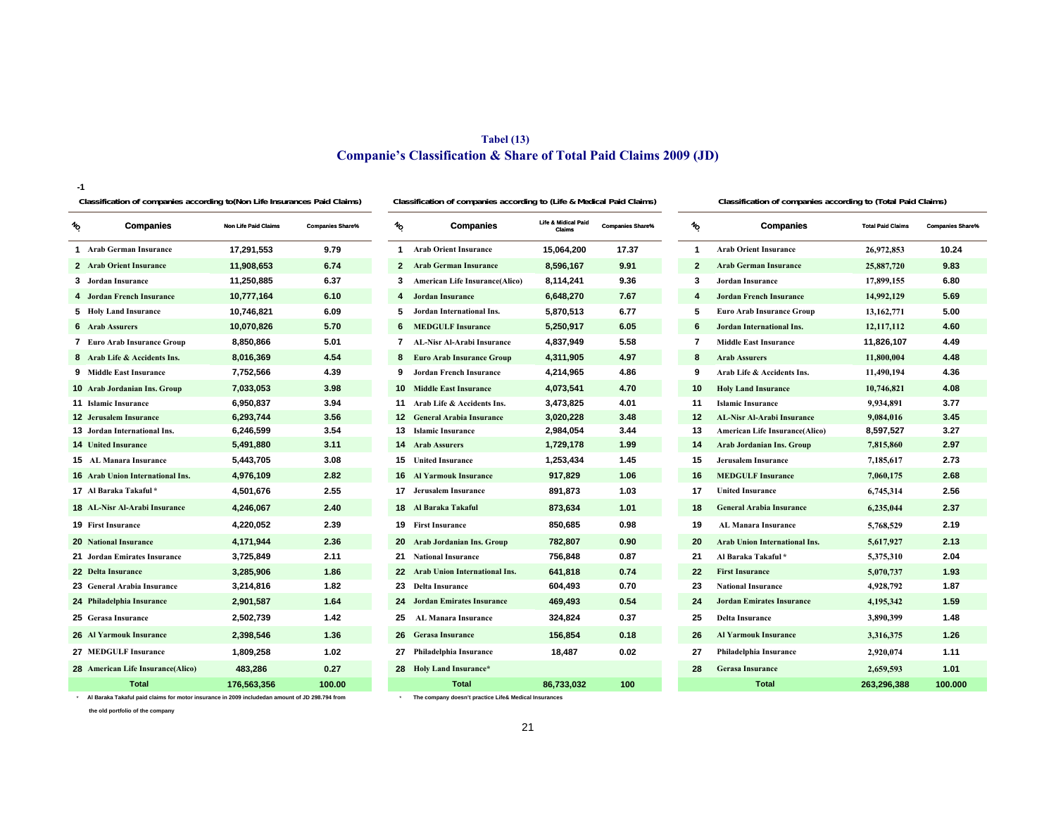### Tabel (13)

## Companie's Classification & Share of Total Paid Claims 2009 (JD)

-1

**Classification of companies according to(Non Life Insurances Paid Claims)**

| NO | Companies | Non Life Paid Claims | Companies Share% |
|---|---|---|---|
| 1 | Arab German Insurance | 17,291,553 | 9.79 |
| 2 | Arab Orient Insurance | 11,908,653 | 6.74 |
| 3 | Jordan Insurance | 11,250,885 | 6.37 |
| 4 | Jordan French Insurance | 10,777,164 | 6.10 |
| 5 | Holy Land Insurance | 10,746,821 | 6.09 |
| 6 | Arab Assurers | 10,070,826 | 5.70 |
| 7 | Euro Arab Insurance Group | 8,850,866 | 5.01 |
| 8 | Arab Life & Accidents Ins. | 8,016,369 | 4.54 |
| 9 | Middle East Insurance | 7,752,566 | 4.39 |
| 10 | Arab Jordanian Ins. Group | 7,033,053 | 3.98 |
| 11 | Islamic Insurance | 6,950,837 | 3.94 |
| 12 | Jerusalem Insurance | 6,293,744 | 3.56 |
| 13 | Jordan International Ins. | 6,246,599 | 3.54 |
| 14 | United Insurance | 5,491,880 | 3.11 |
| 15 | AL Manara Insurance | 5,443,705 | 3.08 |
| 16 | Arab Union International Ins. | 4,976,109 | 2.82 |
| 17 | Al Baraka Takaful * | 4,501,676 | 2.55 |
| 18 | AL-Nisr Al-Arabi Insurance | 4,246,067 | 2.40 |
| 19 | First Insurance | 4,220,052 | 2.39 |
| 20 | National Insurance | 4,171,944 | 2.36 |
| 21 | Jordan Emirates Insurance | 3,725,849 | 2.11 |
| 22 | Delta Insurance | 3,285,906 | 1.86 |
| 23 | General Arabia Insurance | 3,214,816 | 1.82 |
| 24 | Philadelphia Insurance | 2,901,587 | 1.64 |
| 25 | Gerasa Insurance | 2,502,739 | 1.42 |
| 26 | Al Yarmouk Insurance | 2,398,546 | 1.36 |
| 27 | MEDGULF Insurance | 1,809,258 | 1.02 |
| 28 | American Life Insurance(Alico) | 483,286 | 0.27 |
| | Total | 176,563,356 | 100.00 |

\* Al Baraka Takaful paid claims for motor insurance in 2009 includedan amount of JD 298.794 from the old portfolio of the company

**Classification of companies according to (Life & Medical Paid Claims)**

| NO | Companies | Life & Midical Paid Claims | Companies Share% |
|---|---|---|---|
| 1 | Arab Orient Insurance | 15,064,200 | 17.37 |
| 2 | Arab German Insurance | 8,596,167 | 9.91 |
| 3 | American Life Insurance(Alico) | 8,114,241 | 9.36 |
| 4 | Jordan Insurance | 6,648,270 | 7.67 |
| 5 | Jordan International Ins. | 5,870,513 | 6.77 |
| 6 | MEDGULF Insurance | 5,250,917 | 6.05 |
| 7 | AL-Nisr Al-Arabi Insurance | 4,837,949 | 5.58 |
| 8 | Euro Arab Insurance Group | 4,311,905 | 4.97 |
| 9 | Jordan French Insurance | 4,214,965 | 4.86 |
| 10 | Middle East Insurance | 4,073,541 | 4.70 |
| 11 | Arab Life & Accidents Ins. | 3,473,825 | 4.01 |
| 12 | General Arabia Insurance | 3,020,228 | 3.48 |
| 13 | Islamic Insurance | 2,984,054 | 3.44 |
| 14 | Arab Assurers | 1,729,178 | 1.99 |
| 15 | United Insurance | 1,253,434 | 1.45 |
| 16 | Al Yarmouk Insurance | 917,829 | 1.06 |
| 17 | Jerusalem Insurance | 891,873 | 1.03 |
| 18 | Al Baraka Takaful | 873,634 | 1.01 |
| 19 | First Insurance | 850,685 | 0.98 |
| 20 | Arab Jordanian Ins. Group | 782,807 | 0.90 |
| 21 | National Insurance | 756,848 | 0.87 |
| 22 | Arab Union International Ins. | 641,818 | 0.74 |
| 23 | Delta Insurance | 604,493 | 0.70 |
| 24 | Jordan Emirates Insurance | 469,493 | 0.54 |
| 25 | AL Manara Insurance | 324,824 | 0.37 |
| 26 | Gerasa Insurance | 156,854 | 0.18 |
| 27 | Philadelphia Insurance | 18,487 | 0.02 |
| 28 | Holy Land Insurance* | | |
| | Total | 86,733,032 | 100 |

\* The company doesn't practice Life& Medical Insurances

**Classification of companies according to (Total Paid Claims)**

| NO | Companies | Total Paid Claims | Companies Share% |
|---|---|---|---|
| 1 | Arab Orient Insurance | 26,972,853 | 10.24 |
| 2 | Arab German Insurance | 25,887,720 | 9.83 |
| 3 | Jordan Insurance | 17,899,155 | 6.80 |
| 4 | Jordan French Insurance | 14,992,129 | 5.69 |
| 5 | Euro Arab Insurance Group | 13,162,771 | 5.00 |
| 6 | Jordan International Ins. | 12,117,112 | 4.60 |
| 7 | Middle East Insurance | 11,826,107 | 4.49 |
| 8 | Arab Assurers | 11,800,004 | 4.48 |
| 9 | Arab Life & Accidents Ins. | 11,490,194 | 4.36 |
| 10 | Holy Land Insurance | 10,746,821 | 4.08 |
| 11 | Islamic Insurance | 9,934,891 | 3.77 |
| 12 | AL-Nisr Al-Arabi Insurance | 9,084,016 | 3.45 |
| 13 | American Life Insurance(Alico) | 8,597,527 | 3.27 |
| 14 | Arab Jordanian Ins. Group | 7,815,860 | 2.97 |
| 15 | Jerusalem Insurance | 7,185,617 | 2.73 |
| 16 | MEDGULF Insurance | 7,060,175 | 2.68 |
| 17 | United Insurance | 6,745,314 | 2.56 |
| 18 | General Arabia Insurance | 6,235,044 | 2.37 |
| 19 | AL Manara Insurance | 5,768,529 | 2.19 |
| 20 | Arab Union International Ins. | 5,617,927 | 2.13 |
| 21 | Al Baraka Takaful * | 5,375,310 | 2.04 |
| 22 | First Insurance | 5,070,737 | 1.93 |
| 23 | National Insurance | 4,928,792 | 1.87 |
| 24 | Jordan Emirates Insurance | 4,195,342 | 1.59 |
| 25 | Delta Insurance | 3,890,399 | 1.48 |
| 26 | Al Yarmouk Insurance | 3,316,375 | 1.26 |
| 27 | Philadelphia Insurance | 2,920,074 | 1.11 |
| 28 | Gerasa Insurance | 2,659,593 | 1.01 |
| | Total | 263,296,388 | 100.000 |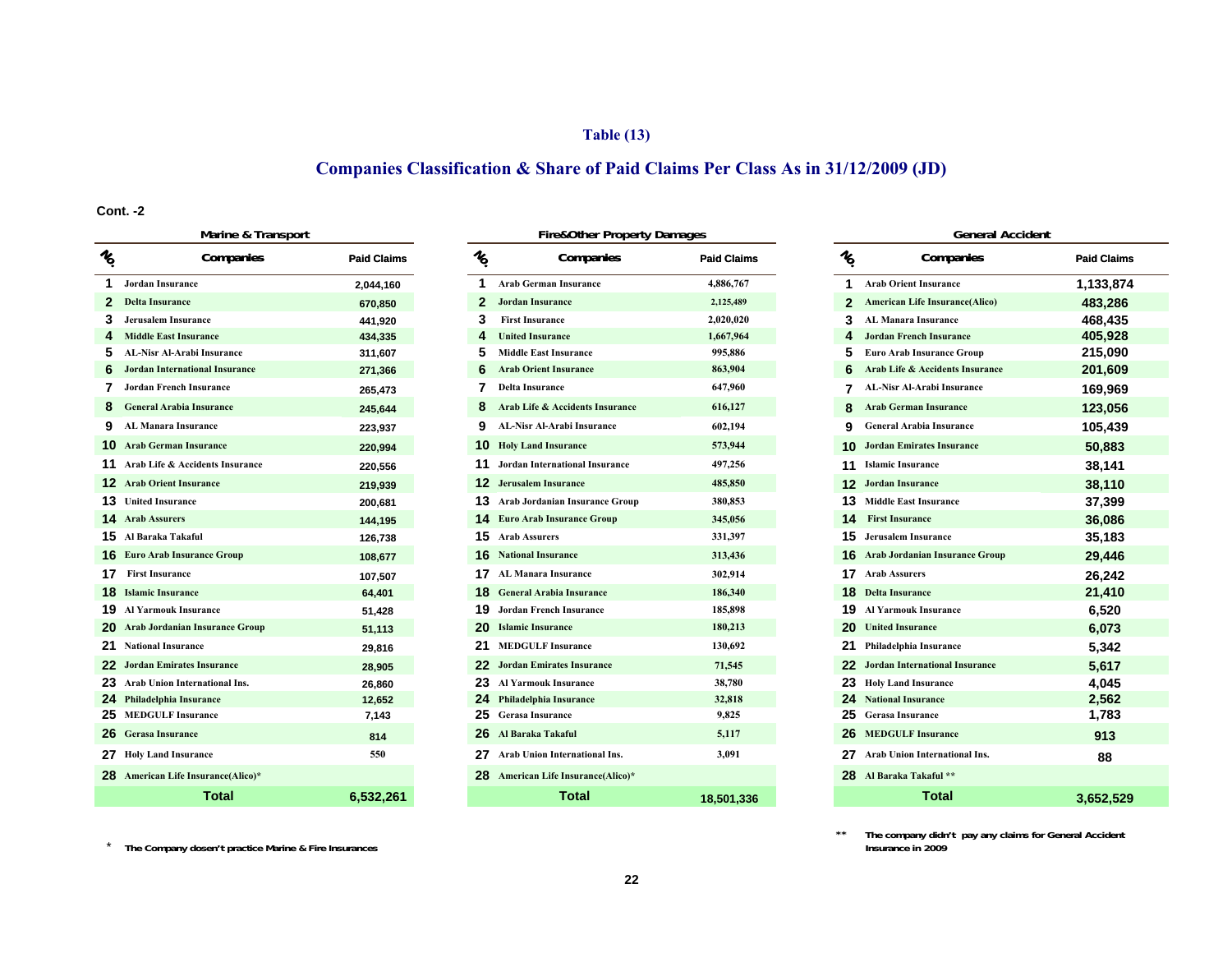**Table (13)**

## Companies Classification & Share of Paid Claims Per Class As in 31/12/2009 (JD)

**Cont. -2**

### Marine & Transport

| No. | Companies | Paid Claims |
|---|---|---|
| 1 | Jordan Insurance | 2,044,160 |
| 2 | Delta Insurance | 670,850 |
| 3 | Jerusalem Insurance | 441,920 |
| 4 | Middle East Insurance | 434,335 |
| 5 | AL-Nisr Al-Arabi Insurance | 311,607 |
| 6 | Jordan International Insurance | 271,366 |
| 7 | Jordan French Insurance | 265,473 |
| 8 | General Arabia Insurance | 245,644 |
| 9 | AL Manara Insurance | 223,937 |
| 10 | Arab German Insurance | 220,994 |
| 11 | Arab Life & Accidents Insurance | 220,556 |
| 12 | Arab Orient Insurance | 219,939 |
| 13 | United Insurance | 200,681 |
| 14 | Arab Assurers | 144,195 |
| 15 | Al Baraka Takaful | 126,738 |
| 16 | Euro Arab Insurance Group | 108,677 |
| 17 | First Insurance | 107,507 |
| 18 | Islamic Insurance | 64,401 |
| 19 | Al Yarmouk Insurance | 51,428 |
| 20 | Arab Jordanian Insurance Group | 51,113 |
| 21 | National Insurance | 29,816 |
| 22 | Jordan Emirates Insurance | 28,905 |
| 23 | Arab Union International Ins. | 26,860 |
| 24 | Philadelphia Insurance | 12,652 |
| 25 | MEDGULF Insurance | 7,143 |
| 26 | Gerasa Insurance | 814 |
| 27 | Holy Land Insurance | 550 |
| 28 | American Life Insurance(Alico)* | |
| | **Total** | **6,532,261** |

### Fire&Other Property Damages

| No. | Companies | Paid Claims |
|---|---|---|
| 1 | Arab German Insurance | 4,886,767 |
| 2 | Jordan Insurance | 2,125,489 |
| 3 | First Insurance | 2,020,020 |
| 4 | United Insurance | 1,667,964 |
| 5 | Middle East Insurance | 995,886 |
| 6 | Arab Orient Insurance | 863,904 |
| 7 | Delta Insurance | 647,960 |
| 8 | Arab Life & Accidents Insurance | 616,127 |
| 9 | AL-Nisr Al-Arabi Insurance | 602,194 |
| 10 | Holy Land Insurance | 573,944 |
| 11 | Jordan International Insurance | 497,256 |
| 12 | Jerusalem Insurance | 485,850 |
| 13 | Arab Jordanian Insurance Group | 380,853 |
| 14 | Euro Arab Insurance Group | 345,056 |
| 15 | Arab Assurers | 331,397 |
| 16 | National Insurance | 313,436 |
| 17 | AL Manara Insurance | 302,914 |
| 18 | General Arabia Insurance | 186,340 |
| 19 | Jordan French Insurance | 185,898 |
| 20 | Islamic Insurance | 180,213 |
| 21 | MEDGULF Insurance | 130,692 |
| 22 | Jordan Emirates Insurance | 71,545 |
| 23 | Al Yarmouk Insurance | 38,780 |
| 24 | Philadelphia Insurance | 32,818 |
| 25 | Gerasa Insurance | 9,825 |
| 26 | Al Baraka Takaful | 5,117 |
| 27 | Arab Union International Ins. | 3,091 |
| 28 | American Life Insurance(Alico)* | |
| | **Total** | **18,501,336** |

### General Accident

| No. | Companies | Paid Claims |
|---|---|---|
| 1 | Arab Orient Insurance | 1,133,874 |
| 2 | American Life Insurance(Alico) | 483,286 |
| 3 | AL Manara Insurance | 468,435 |
| 4 | Jordan French Insurance | 405,928 |
| 5 | Euro Arab Insurance Group | 215,090 |
| 6 | Arab Life & Accidents Insurance | 201,609 |
| 7 | AL-Nisr Al-Arabi Insurance | 169,969 |
| 8 | Arab German Insurance | 123,056 |
| 9 | General Arabia Insurance | 105,439 |
| 10 | Jordan Emirates Insurance | 50,883 |
| 11 | Islamic Insurance | 38,141 |
| 12 | Jordan Insurance | 38,110 |
| 13 | Middle East Insurance | 37,399 |
| 14 | First Insurance | 36,086 |
| 15 | Jerusalem Insurance | 35,183 |
| 16 | Arab Jordanian Insurance Group | 29,446 |
| 17 | Arab Assurers | 26,242 |
| 18 | Delta Insurance | 21,410 |
| 19 | Al Yarmouk Insurance | 6,520 |
| 20 | United Insurance | 6,073 |
| 21 | Philadelphia Insurance | 5,342 |
| 22 | Jordan International Insurance | 5,617 |
| 23 | Holy Land Insurance | 4,045 |
| 24 | National Insurance | 2,562 |
| 25 | Gerasa Insurance | 1,783 |
| 26 | MEDGULF Insurance | 913 |
| 27 | Arab Union International Ins. | 88 |
| 28 | Al Baraka Takaful ** | |
| | **Total** | **3,652,529** |

\* The Company dosen't practice Marine & Fire Insurances

\*\* The company didn't pay any claims for General Accident Insurance in 2009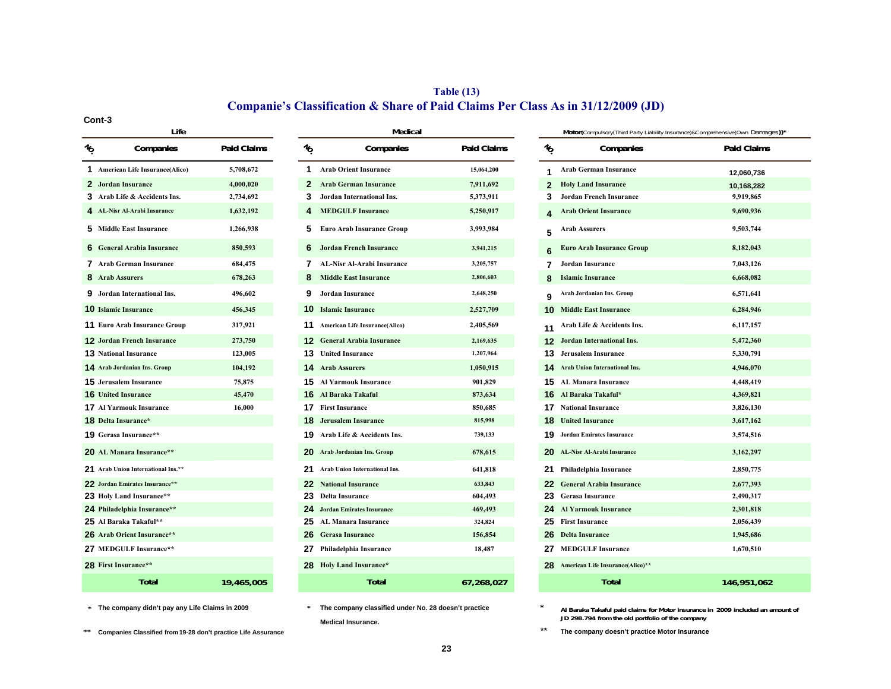# Table (13)

## Companie's Classification & Share of Paid Claims Per Class As in 31/12/2009 (JD)

Cont-3

### Life

| No. | Companies | Paid Claims |
|---|---|---|
| 1 | American Life Insurance(Alico) | 5,708,672 |
| 2 | Jordan Insurance | 4,000,020 |
| 3 | Arab Life & Accidents Ins. | 2,734,692 |
| 4 | AL-Nisr Al-Arabi Insurance | 1,632,192 |
| 5 | Middle East Insurance | 1,266,938 |
| 6 | General Arabia Insurance | 850,593 |
| 7 | Arab German Insurance | 684,475 |
| 8 | Arab Assurers | 678,263 |
| 9 | Jordan International Ins. | 496,602 |
| 10 | Islamic Insurance | 456,345 |
| 11 | Euro Arab Insurance Group | 317,921 |
| 12 | Jordan French Insurance | 273,750 |
| 13 | National Insurance | 123,005 |
| 14 | Arab Jordanian Ins. Group | 104,192 |
| 15 | Jerusalem Insurance | 75,875 |
| 16 | United Insurance | 45,470 |
| 17 | Al Yarmouk Insurance | 16,000 |
| 18 | Delta Insurance* | |
| 19 | Gerasa Insurance** | |
| 20 | AL Manara Insurance** | |
| 21 | Arab Union International Ins.** | |
| 22 | Jordan Emirates Insurance** | |
| 23 | Holy Land Insurance** | |
| 24 | Philadelphia Insurance** | |
| 25 | Al Baraka Takaful** | |
| 26 | Arab Orient Insurance** | |
| 27 | MEDGULF Insurance** | |
| 28 | First Insurance** | |
| | Total | 19,465,005 |

* The company didn't pay any Life Claims in 2009

** Companies Classified from 19-28 don't practice Life Assurance

### Medical

| No. | Companies | Paid Claims |
|---|---|---|
| 1 | Arab Orient Insurance | 15,064,200 |
| 2 | Arab German Insurance | 7,911,692 |
| 3 | Jordan International Ins. | 5,373,911 |
| 4 | MEDGULF Insurance | 5,250,917 |
| 5 | Euro Arab Insurance Group | 3,993,984 |
| 6 | Jordan French Insurance | 3,941,215 |
| 7 | AL-Nisr Al-Arabi Insurance | 3,205,757 |
| 8 | Middle East Insurance | 2,806,603 |
| 9 | Jordan Insurance | 2,648,250 |
| 10 | Islamic Insurance | 2,527,709 |
| 11 | American Life Insurance(Alico) | 2,405,569 |
| 12 | General Arabia Insurance | 2,169,635 |
| 13 | United Insurance | 1,207,964 |
| 14 | Arab Assurers | 1,050,915 |
| 15 | Al Yarmouk Insurance | 901,829 |
| 16 | Al Baraka Takaful | 873,634 |
| 17 | First Insurance | 850,685 |
| 18 | Jerusalem Insurance | 815,998 |
| 19 | Arab Life & Accidents Ins. | 739,133 |
| 20 | Arab Jordanian Ins. Group | 678,615 |
| 21 | Arab Union International Ins. | 641,818 |
| 22 | National Insurance | 633,843 |
| 23 | Delta Insurance | 604,493 |
| 24 | Jordan Emirates Insurance | 469,493 |
| 25 | AL Manara Insurance | 324,824 |
| 26 | Gerasa Insurance | 156,854 |
| 27 | Philadelphia Insurance | 18,487 |
| 28 | Holy Land Insurance* | |
| | Total | 67,268,027 |

* The company classified under No. 28 doesn't practice Medical Insurance.

### Motor(Compulsory(Third Party Liability Insurance)&Comprehensive(Own Damages))*

| No. | Companies | Paid Claims |
|---|---|---|
| 1 | Arab German Insurance | 12,060,736 |
| 2 | Holy Land Insurance | 10,168,282 |
| 3 | Jordan French Insurance | 9,919,865 |
| 4 | Arab Orient Insurance | 9,690,936 |
| 5 | Arab Assurers | 9,503,744 |
| 6 | Euro Arab Insurance Group | 8,182,043 |
| 7 | Jordan Insurance | 7,043,126 |
| 8 | Islamic Insurance | 6,668,082 |
| 9 | Arab Jordanian Ins. Group | 6,571,641 |
| 10 | Middle East Insurance | 6,284,946 |
| 11 | Arab Life & Accidents Ins. | 6,117,157 |
| 12 | Jordan International Ins. | 5,472,360 |
| 13 | Jerusalem Insurance | 5,330,791 |
| 14 | Arab Union International Ins. | 4,946,070 |
| 15 | AL Manara Insurance | 4,448,419 |
| 16 | Al Baraka Takaful* | 4,369,821 |
| 17 | National Insurance | 3,826,130 |
| 18 | United Insurance | 3,617,162 |
| 19 | Jordan Emirates Insurance | 3,574,516 |
| 20 | AL-Nisr Al-Arabi Insurance | 3,162,297 |
| 21 | Philadelphia Insurance | 2,850,775 |
| 22 | General Arabia Insurance | 2,677,393 |
| 23 | Gerasa Insurance | 2,490,317 |
| 24 | Al Yarmouk Insurance | 2,301,818 |
| 25 | First Insurance | 2,056,439 |
| 26 | Delta Insurance | 1,945,686 |
| 27 | MEDGULF Insurance | 1,670,510 |
| 28 | American Life Insurance(Alico)** | |
| | Total | 146,951,062 |

* Al Baraka Takaful paid claims for Motor insurance in 2009 included an amount of JD 298.794 from the old portfolio of the company

** The company doesn't practice Motor Insurance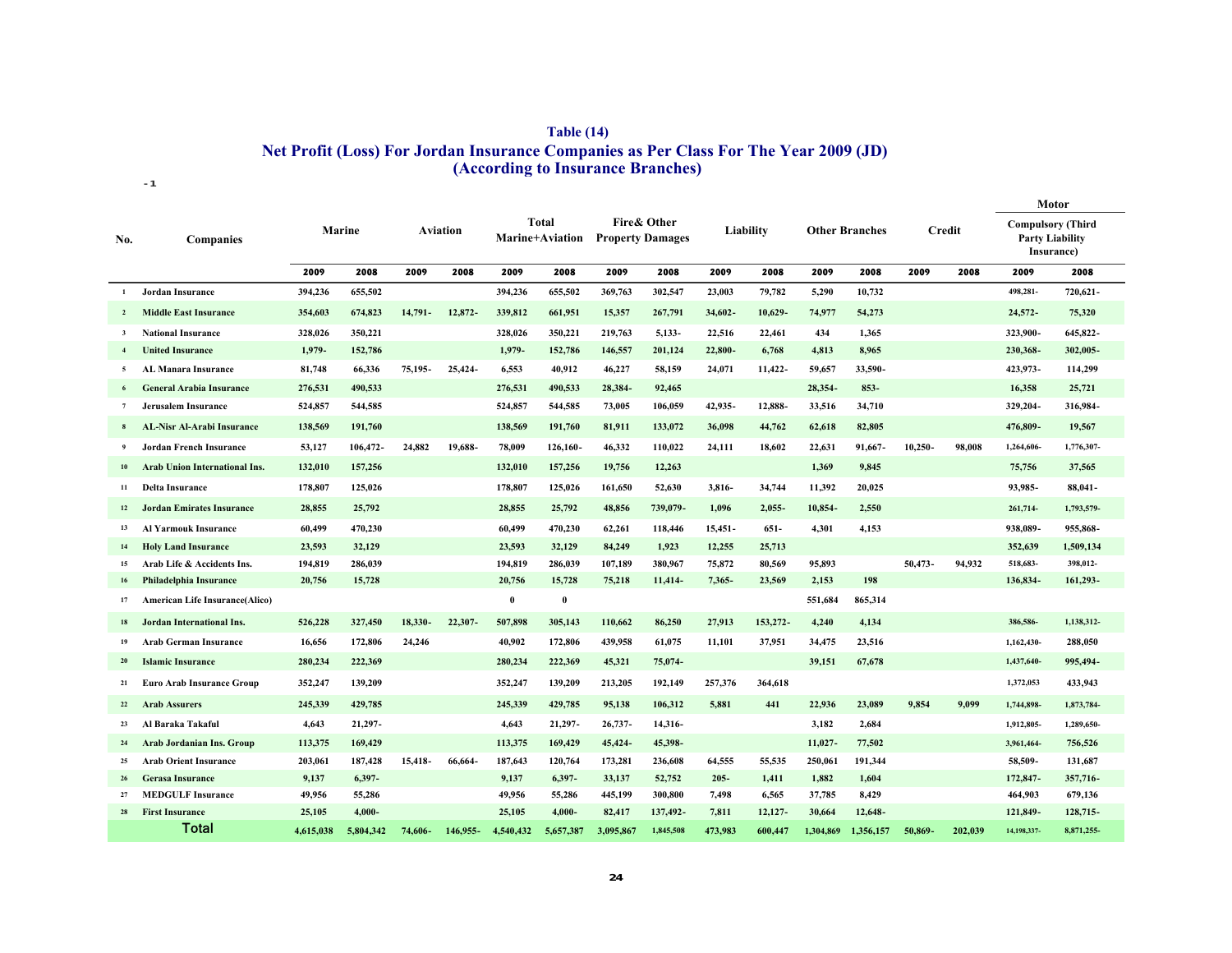## Table (14)
## Net Profit (Loss) For Jordan Insurance Companies as Per Class For The Year 2009 (JD)
## (According to Insurance Branches)

-1

| No. | Companies | Marine | | Aviation | | Total Marine+Aviation | | Fire& Other Property Damages | | Liability | | Other Branches | | Credit | | Motor Compulsory (Third Party Liability Insurance) | |
|---|---|---|---|---|---|---|---|---|---|---|---|---|---|---|---|---|---|
| | | 2009 | 2008 | 2009 | 2008 | 2009 | 2008 | 2009 | 2008 | 2009 | 2008 | 2009 | 2008 | 2009 | 2008 | 2009 | 2008 |
| 1 | Jordan Insurance | 394,236 | 655,502 | | | 394,236 | 655,502 | 369,763 | 302,547 | 23,003 | 79,782 | 5,290 | 10,732 | | | 498,281- | 720,621- |
| 2 | Middle East Insurance | 354,603 | 674,823 | 14,791- | 12,872- | 339,812 | 661,951 | 15,357 | 267,791 | 34,602- | 10,629- | 74,977 | 54,273 | | | 24,572- | 75,320 |
| 3 | National Insurance | 328,026 | 350,221 | | | 328,026 | 350,221 | 219,763 | 5,133- | 22,516 | 22,461 | 434 | 1,365 | | | 323,900- | 645,822- |
| 4 | United Insurance | 1,979- | 152,786 | | | 1,979- | 152,786 | 146,557 | 201,124 | 22,800- | 6,768 | 4,813 | 8,965 | | | 230,368- | 302,005- |
| 5 | AL Manara Insurance | 81,748 | 66,336 | 75,195- | 25,424- | 6,553 | 40,912 | 46,227 | 58,159 | 24,071 | 11,422- | 59,657 | 33,590- | | | 423,973- | 114,299 |
| 6 | General Arabia Insurance | 276,531 | 490,533 | | | 276,531 | 490,533 | 28,384- | 92,465 | | | 28,354- | 853- | | | 16,358 | 25,721 |
| 7 | Jerusalem Insurance | 524,857 | 544,585 | | | 524,857 | 544,585 | 73,005 | 106,059 | 42,935- | 12,888- | 33,516 | 34,710 | | | 329,204- | 316,984- |
| 8 | AL-Nisr Al-Arabi Insurance | 138,569 | 191,760 | | | 138,569 | 191,760 | 81,911 | 133,072 | 36,098 | 44,762 | 62,618 | 82,805 | | | 476,809- | 19,567 |
| 9 | Jordan French Insurance | 53,127 | 106,472- | 24,882 | 19,688- | 78,009 | 126,160- | 46,332 | 110,022 | 24,111 | 18,602 | 22,631 | 91,667- | 10,250- | 98,008 | 1,264,606- | 1,776,307- |
| 10 | Arab Union International Ins. | 132,010 | 157,256 | | | 132,010 | 157,256 | 19,756 | 12,263 | | | 1,369 | 9,845 | | | 75,756 | 37,565 |
| 11 | Delta Insurance | 178,807 | 125,026 | | | 178,807 | 125,026 | 161,650 | 52,630 | 3,816- | 34,744 | 11,392 | 20,025 | | | 93,985- | 88,041- |
| 12 | Jordan Emirates Insurance | 28,855 | 25,792 | | | 28,855 | 25,792 | 48,856 | 739,079- | 1,096 | 2,055- | 10,854- | 2,550 | | | 261,714- | 1,793,579- |
| 13 | Al Yarmouk Insurance | 60,499 | 470,230 | | | 60,499 | 470,230 | 62,261 | 118,446 | 15,451- | 651- | 4,301 | 4,153 | | | 938,089- | 955,868- |
| 14 | Holy Land Insurance | 23,593 | 32,129 | | | 23,593 | 32,129 | 84,249 | 1,923 | 12,255 | 25,713 | | | | | 352,639 | 1,509,134 |
| 15 | Arab Life & Accidents Ins. | 194,819 | 286,039 | | | 194,819 | 286,039 | 107,189 | 380,967 | 75,872 | 80,569 | 95,893 | | 50,473- | 94,932 | 518,683- | 398,012- |
| 16 | Philadelphia Insurance | 20,756 | 15,728 | | | 20,756 | 15,728 | 75,218 | 11,414- | 7,365- | 23,569 | 2,153 | 198 | | | 136,834- | 161,293- |
| 17 | American Life Insurance(Alico) | | | | | 0 | 0 | | | | | 551,684 | 865,314 | | | | |
| 18 | Jordan International Ins. | 526,228 | 327,450 | 18,330- | 22,307- | 507,898 | 305,143 | 110,662 | 86,250 | 27,913 | 153,272- | 4,240 | 4,134 | | | 386,586- | 1,138,312- |
| 19 | Arab German Insurance | 16,656 | 172,806 | 24,246 | | 40,902 | 172,806 | 439,958 | 61,075 | 11,101 | 37,951 | 34,475 | 23,516 | | | 1,162,430- | 288,050 |
| 20 | Islamic Insurance | 280,234 | 222,369 | | | 280,234 | 222,369 | 45,321 | 75,074- | | | 39,151 | 67,678 | | | 1,437,640- | 995,494- |
| 21 | Euro Arab Insurance Group | 352,247 | 139,209 | | | 352,247 | 139,209 | 213,205 | 192,149 | 257,376 | 364,618 | | | | | 1,372,053 | 433,943 |
| 22 | Arab Assurers | 245,339 | 429,785 | | | 245,339 | 429,785 | 95,138 | 106,312 | 5,881 | 441 | 22,936 | 23,089 | 9,854 | 9,099 | 1,744,898- | 1,873,784- |
| 23 | Al Baraka Takaful | 4,643 | 21,297- | | | 4,643 | 21,297- | 26,737- | 14,316- | | | 3,182 | 2,684 | | | 1,912,805- | 1,289,650- |
| 24 | Arab Jordanian Ins. Group | 113,375 | 169,429 | | | 113,375 | 169,429 | 45,424- | 45,398- | | | 11,027- | 77,502 | | | 3,961,464- | 756,526 |
| 25 | Arab Orient Insurance | 203,061 | 187,428 | 15,418- | 66,664- | 187,643 | 120,764 | 173,281 | 236,608 | 64,555 | 55,535 | 250,061 | 191,344 | | | 58,509- | 131,687 |
| 26 | Gerasa Insurance | 9,137 | 6,397- | | | 9,137 | 6,397- | 33,137 | 52,752 | 205- | 1,411 | 1,882 | 1,604 | | | 172,847- | 357,716- |
| 27 | MEDGULF Insurance | 49,956 | 55,286 | | | 49,956 | 55,286 | 445,199 | 300,800 | 7,498 | 6,565 | 37,785 | 8,429 | | | 464,903 | 679,136 |
| 28 | First Insurance | 25,105 | 4,000- | | | 25,105 | 4,000- | 82,417 | 137,492- | 7,811 | 12,127- | 30,664 | 12,648- | | | 121,849- | 128,715- |
| | Total | 4,615,038 | 5,804,342 | 74,606- | 146,955- | 4,540,432 | 5,657,387 | 3,095,867 | 1,845,508 | 473,983 | 600,447 | 1,304,869 | 1,356,157 | 50,869- | 202,039 | 14,198,337- | 8,871,255- |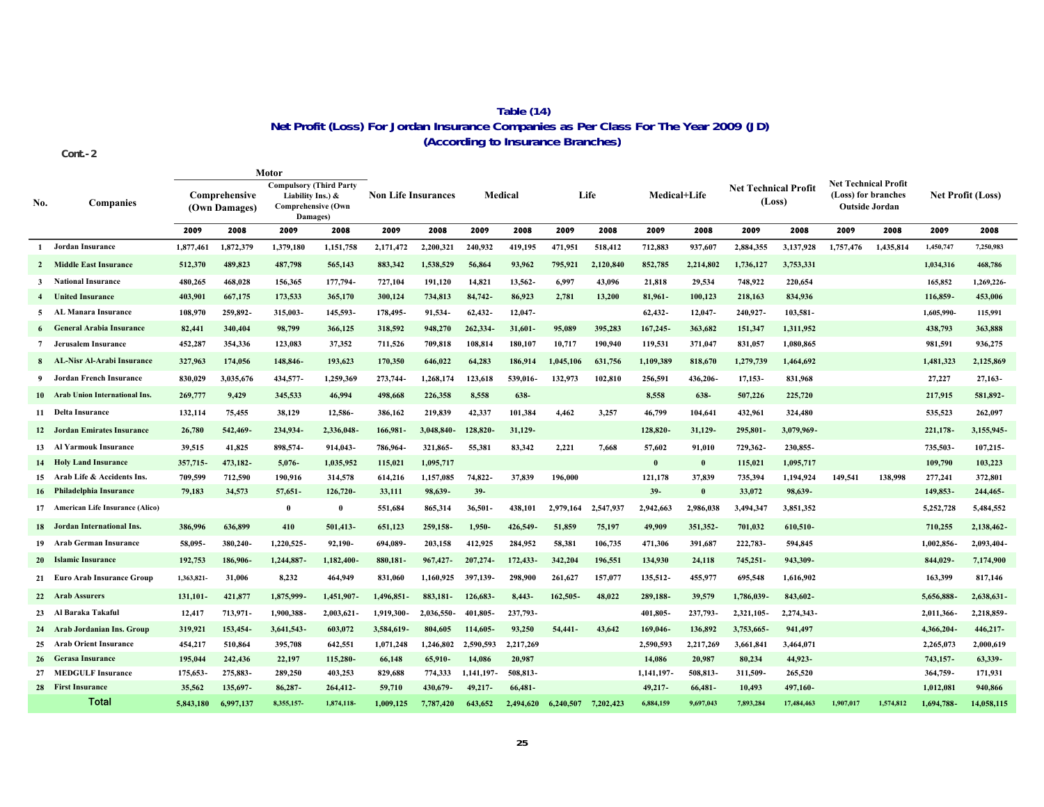**Table (14)**

**Net Profit (Loss) For Jordan Insurance Companies as Per Class For The Year 2009 (JD)**

**(According to Insurance Branches)**

Cont.- 2

| No. | Companies | Motor | | | | Non Life Insurances | | Medical | | Life | | Medical+Life | | Net Technical Profit (Loss) | | Net Technical Profit (Loss) for branches Outside Jordan | | Net Profit (Loss) | |
|---|---|---|---|---|---|---|---|---|---|---|---|---|---|---|---|---|---|---|---|
| | | Comprehensive (Own Damages) | | Compulsory (Third Party Liability Ins.) & Comprehensive (Own Damages) | | | | | | | | | | | | | | | |
| | | 2009 | 2008 | 2009 | 2008 | 2009 | 2008 | 2009 | 2008 | 2009 | 2008 | 2009 | 2008 | 2009 | 2008 | 2009 | 2008 | 2009 | 2008 |
| 1 | Jordan Insurance | 1,877,461 | 1,872,379 | 1,379,180 | 1,151,758 | 2,171,472 | 2,200,321 | 240,932 | 419,195 | 471,951 | 518,412 | 712,883 | 937,607 | 2,884,355 | 3,137,928 | 1,757,476 | 1,435,814 | 1,450,747 | 7,250,983 |
| 2 | Middle East Insurance | 512,370 | 489,823 | 487,798 | 565,143 | 883,342 | 1,538,529 | 56,864 | 93,962 | 795,921 | 2,120,840 | 852,785 | 2,214,802 | 1,736,127 | 3,753,331 | | | 1,034,316 | 468,786 |
| 3 | National Insurance | 480,265 | 468,028 | 156,365 | 177,794- | 727,104 | 191,120 | 14,821 | 13,562- | 6,997 | 43,096 | 21,818 | 29,534 | 748,922 | 220,654 | | | 165,852 | 1,269,226- |
| 4 | United Insurance | 403,901 | 667,175 | 173,533 | 365,170 | 300,124 | 734,813 | 84,742- | 86,923 | 2,781 | 13,200 | 81,961- | 100,123 | 218,163 | 834,936 | | | 116,859- | 453,006 |
| 5 | AL Manara Insurance | 108,970 | 259,892- | 315,003- | 145,593- | 178,495- | 91,534- | 62,432- | 12,047- | | | 62,432- | 12,047- | 240,927- | 103,581- | | | 1,605,990- | 115,991 |
| 6 | General Arabia Insurance | 82,441 | 340,404 | 98,799 | 366,125 | 318,592 | 948,270 | 262,334- | 31,601- | 95,089 | 395,283 | 167,245- | 363,682 | 151,347 | 1,311,952 | | | 438,793 | 363,888 |
| 7 | Jerusalem Insurance | 452,287 | 354,336 | 123,083 | 37,352 | 711,526 | 709,818 | 108,814 | 180,107 | 10,717 | 190,940 | 119,531 | 371,047 | 831,057 | 1,080,865 | | | 981,591 | 936,275 |
| 8 | AL-Nisr Al-Arabi Insurance | 327,963 | 174,056 | 148,846- | 193,623 | 170,350 | 646,022 | 64,283 | 186,914 | 1,045,106 | 631,756 | 1,109,389 | 818,670 | 1,279,739 | 1,464,692 | | | 1,481,323 | 2,125,869 |
| 9 | Jordan French Insurance | 830,029 | 3,035,676 | 434,577- | 1,259,369 | 273,744- | 1,268,174 | 123,618 | 539,016- | 132,973 | 102,810 | 256,591 | 436,206- | 17,153- | 831,968 | | | 27,227 | 27,163- |
| 10 | Arab Union International Ins. | 269,777 | 9,429 | 345,533 | 46,994 | 498,668 | 226,358 | 8,558 | 638- | | | 8,558 | 638- | 507,226 | 225,720 | | | 217,915 | 581,892- |
| 11 | Delta Insurance | 132,114 | 75,455 | 38,129 | 12,586- | 386,162 | 219,839 | 42,337 | 101,384 | 4,462 | 3,257 | 46,799 | 104,641 | 432,961 | 324,480 | | | 535,523 | 262,097 |
| 12 | Jordan Emirates Insurance | 26,780 | 542,469- | 234,934- | 2,336,048- | 166,981- | 3,048,840- | 128,820- | 31,129- | | | 128,820- | 31,129- | 295,801- | 3,079,969- | | | 221,178- | 3,155,945- |
| 13 | Al Yarmouk Insurance | 39,515 | 41,825 | 898,574- | 914,043- | 786,964- | 321,865- | 55,381 | 83,342 | 2,221 | 7,668 | 57,602 | 91,010 | 729,362- | 230,855- | | | 735,503- | 107,215- |
| 14 | Holy Land Insurance | 357,715- | 473,182- | 5,076- | 1,035,952 | 115,021 | 1,095,717 | | | | | 0 | 0 | 115,021 | 1,095,717 | | | 109,790 | 103,223 |
| 15 | Arab Life & Accidents Ins. | 709,599 | 712,590 | 190,916 | 314,578 | 614,216 | 1,157,085 | 74,822- | 37,839 | 196,000 | | 121,178 | 37,839 | 735,394 | 1,194,924 | 149,541 | 138,998 | 277,241 | 372,801 |
| 16 | Philadelphia Insurance | 79,183 | 34,573 | 57,651- | 126,720- | 33,111 | 98,639- | 39- | | | | 39- | 0 | 33,072 | 98,639- | | | 149,853- | 244,465- |
| 17 | American Life Insurance (Alico) | | | 0 | 0 | 551,684 | 865,314 | 36,501- | 438,101 | 2,979,164 | 2,547,937 | 2,942,663 | 2,986,038 | 3,494,347 | 3,851,352 | | | 5,252,728 | 5,484,552 |
| 18 | Jordan International Ins. | 386,996 | 636,899 | 410 | 501,413- | 651,123 | 259,158- | 1,950- | 426,549- | 51,859 | 75,197 | 49,909 | 351,352- | 701,032 | 610,510- | | | 710,255 | 2,138,462- |
| 19 | Arab German Insurance | 58,095- | 380,240- | 1,220,525- | 92,190- | 694,089- | 203,158 | 412,925 | 284,952 | 58,381 | 106,735 | 471,306 | 391,687 | 222,783- | 594,845 | | | 1,002,856- | 2,093,404- |
| 20 | Islamic Insurance | 192,753 | 186,906- | 1,244,887- | 1,182,400- | 880,181- | 967,427- | 207,274- | 172,433- | 342,204 | 196,551 | 134,930 | 24,118 | 745,251- | 943,309- | | | 844,029- | 7,174,900 |
| 21 | Euro Arab Insurance Group | 1,363,821- | 31,006 | 8,232 | 464,949 | 831,060 | 1,160,925 | 397,139- | 298,900 | 261,627 | 157,077 | 135,512- | 455,977 | 695,548 | 1,616,902 | | | 163,399 | 817,146 |
| 22 | Arab Assurers | 131,101- | 421,877 | 1,875,999- | 1,451,907- | 1,496,851- | 883,181- | 126,683- | 8,443- | 162,505- | 48,022 | 289,188- | 39,579 | 1,786,039- | 843,602- | | | 5,656,888- | 2,638,631- |
| 23 | Al Baraka Takaful | 12,417 | 713,971- | 1,900,388- | 2,003,621- | 1,919,300- | 2,036,550- | 401,805- | 237,793- | | | 401,805- | 237,793- | 2,321,105- | 2,274,343- | | | 2,011,366- | 2,218,859- |
| 24 | Arab Jordanian Ins. Group | 319,921 | 153,454- | 3,641,543- | 603,072 | 3,584,619- | 804,605 | 114,605- | 93,250 | 54,441- | 43,642 | 169,046- | 136,892 | 3,753,665- | 941,497 | | | 4,366,204- | 446,217- |
| 25 | Arab Orient Insurance | 454,217 | 510,864 | 395,708 | 642,551 | 1,071,248 | 1,246,802 | 2,590,593 | 2,217,269 | | | 2,590,593 | 2,217,269 | 3,661,841 | 3,464,071 | | | 2,265,073 | 2,000,619 |
| 26 | Gerasa Insurance | 195,044 | 242,436 | 22,197 | 115,280- | 66,148 | 65,910- | 14,086 | 20,987 | | | 14,086 | 20,987 | 80,234 | 44,923- | | | 743,157- | 63,339- |
| 27 | MEDGULF Insurance | 175,653- | 275,883- | 289,250 | 403,253 | 829,688 | 774,333 | 1,141,197- | 508,813- | | | 1,141,197- | 508,813- | 311,509- | 265,520 | | | 364,759- | 171,931 |
| 28 | First Insurance | 35,562 | 135,697- | 86,287- | 264,412- | 59,710 | 430,679- | 49,217- | 66,481- | | | 49,217- | 66,481- | 10,493 | 497,160- | | | 1,012,081 | 940,866 |
| | **Total** | 5,843,180 | 6,997,137 | 8,355,157- | 1,874,118- | 1,009,125 | 7,787,420 | 643,652 | 2,494,620 | 6,240,507 | 7,202,423 | 6,884,159 | 9,697,043 | 7,893,284 | 17,484,463 | 1,907,017 | 1,574,812 | 1,694,788- | 14,058,115 |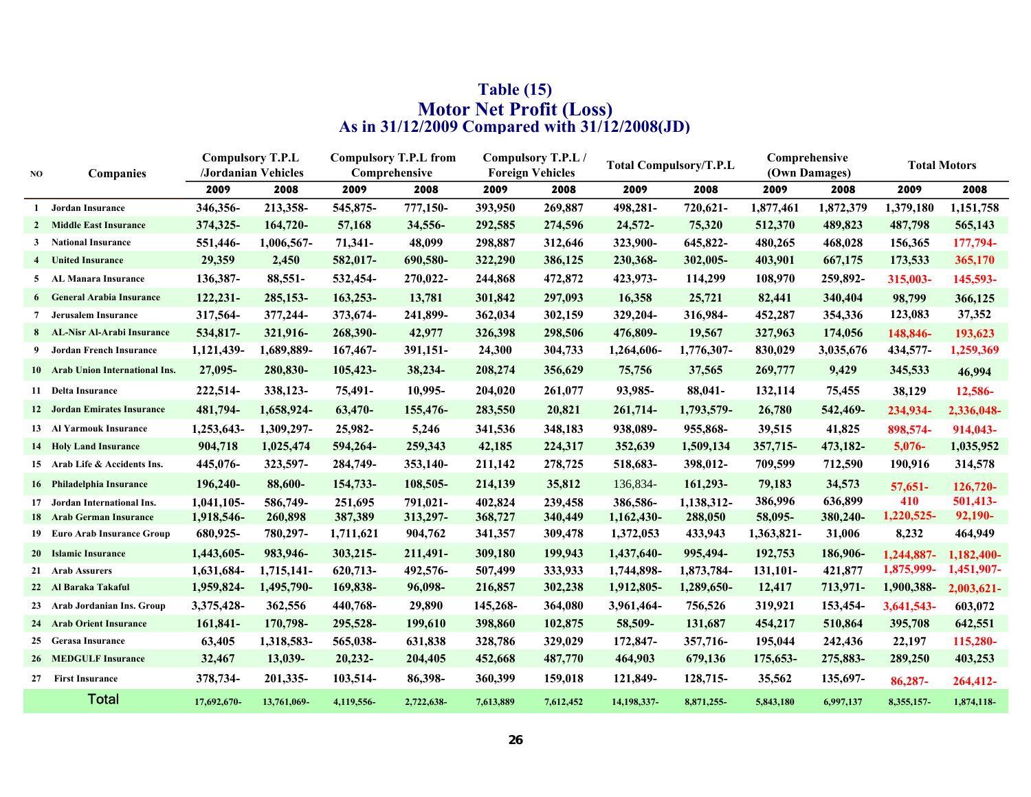# Table (15)
## Motor Net Profit (Loss)
### As in 31/12/2009 Compared with 31/12/2008(JD)

| NO | Companies | Compulsory T.P.L /Jordanian Vehicles | | Compulsory T.P.L from Comprehensive | | Compulsory T.P.L / Foreign Vehicles | | Total Compulsory/T.P.L | | Comprehensive (Own Damages) | | Total Motors | |
|---|---|---|---|---|---|---|---|---|---|---|---|---|---|
| | | 2009 | 2008 | 2009 | 2008 | 2009 | 2008 | 2009 | 2008 | 2009 | 2008 | 2009 | 2008 |
| 1 | Jordan Insurance | 346,356- | 213,358- | 545,875- | 777,150- | 393,950 | 269,887 | 498,281- | 720,621- | 1,877,461 | 1,872,379 | 1,379,180 | 1,151,758 |
| 2 | Middle East Insurance | 374,325- | 164,720- | 57,168 | 34,556- | 292,585 | 274,596 | 24,572- | 75,320 | 512,370 | 489,823 | 487,798 | 565,143 |
| 3 | National Insurance | 551,446- | 1,006,567- | 71,341- | 48,099 | 298,887 | 312,646 | 323,900- | 645,822- | 480,265 | 468,028 | 156,365 | 177,794- |
| 4 | United Insurance | 29,359 | 2,450 | 582,017- | 690,580- | 322,290 | 386,125 | 230,368- | 302,005- | 403,901 | 667,175 | 173,533 | 365,170 |
| 5 | AL Manara Insurance | 136,387- | 88,551- | 532,454- | 270,022- | 244,868 | 472,872 | 423,973- | 114,299 | 108,970 | 259,892- | 315,003- | 145,593- |
| 6 | General Arabia Insurance | 122,231- | 285,153- | 163,253- | 13,781 | 301,842 | 297,093 | 16,358 | 25,721 | 82,441 | 340,404 | 98,799 | 366,125 |
| 7 | Jerusalem Insurance | 317,564- | 377,244- | 373,674- | 241,899- | 362,034 | 302,159 | 329,204- | 316,984- | 452,287 | 354,336 | 123,083 | 37,352 |
| 8 | AL-Nisr Al-Arabi Insurance | 534,817- | 321,916- | 268,390- | 42,977 | 326,398 | 298,506 | 476,809- | 19,567 | 327,963 | 174,056 | 148,846- | 193,623 |
| 9 | Jordan French Insurance | 1,121,439- | 1,689,889- | 167,467- | 391,151- | 24,300 | 304,733 | 1,264,606- | 1,776,307- | 830,029 | 3,035,676 | 434,577- | 1,259,369 |
| 10 | Arab Union International Ins. | 27,095- | 280,830- | 105,423- | 38,234- | 208,274 | 356,629 | 75,756 | 37,565 | 269,777 | 9,429 | 345,533 | 46,994 |
| 11 | Delta Insurance | 222,514- | 338,123- | 75,491- | 10,995- | 204,020 | 261,077 | 93,985- | 88,041- | 132,114 | 75,455 | 38,129 | 12,586- |
| 12 | Jordan Emirates Insurance | 481,794- | 1,658,924- | 63,470- | 155,476- | 283,550 | 20,821 | 261,714- | 1,793,579- | 26,780 | 542,469- | 234,934- | 2,336,048- |
| 13 | Al Yarmouk Insurance | 1,253,643- | 1,309,297- | 25,982- | 5,246 | 341,536 | 348,183 | 938,089- | 955,868- | 39,515 | 41,825 | 898,574- | 914,043- |
| 14 | Holy Land Insurance | 904,718 | 1,025,474 | 594,264- | 259,343 | 42,185 | 224,317 | 352,639 | 1,509,134 | 357,715- | 473,182- | 5,076- | 1,035,952 |
| 15 | Arab Life & Accidents Ins. | 445,076- | 323,597- | 284,749- | 353,140- | 211,142 | 278,725 | 518,683- | 398,012- | 709,599 | 712,590 | 190,916 | 314,578 |
| 16 | Philadelphia Insurance | 196,240- | 88,600- | 154,733- | 108,505- | 214,139 | 35,812 | 136,834- | 161,293- | 79,183 | 34,573 | 57,651- | 126,720- |
| 17 | Jordan International Ins. | 1,041,105- | 586,749- | 251,695 | 791,021- | 402,824 | 239,458 | 386,586- | 1,138,312- | 386,996 | 636,899 | 410 | 501,413- |
| 18 | Arab German Insurance | 1,918,546- | 260,898 | 387,389 | 313,297- | 368,727 | 340,449 | 1,162,430- | 288,050 | 58,095- | 380,240- | 1,220,525- | 92,190- |
| 19 | Euro Arab Insurance Group | 680,925- | 780,297- | 1,711,621 | 904,762 | 341,357 | 309,478 | 1,372,053 | 433,943 | 1,363,821- | 31,006 | 8,232 | 464,949 |
| 20 | Islamic Insurance | 1,443,605- | 983,946- | 303,215- | 211,491- | 309,180 | 199,943 | 1,437,640- | 995,494- | 192,753 | 186,906- | 1,244,887- | 1,182,400- |
| 21 | Arab Assurers | 1,631,684- | 1,715,141- | 620,713- | 492,576- | 507,499 | 333,933 | 1,744,898- | 1,873,784- | 131,101- | 421,877 | 1,875,999- | 1,451,907- |
| 22 | Al Baraka Takaful | 1,959,824- | 1,495,790- | 169,838- | 96,098- | 216,857 | 302,238 | 1,912,805- | 1,289,650- | 12,417 | 713,971- | 1,900,388- | 2,003,621- |
| 23 | Arab Jordanian Ins. Group | 3,375,428- | 362,556 | 440,768- | 29,890 | 145,268- | 364,080 | 3,961,464- | 756,526 | 319,921 | 153,454- | 3,641,543- | 603,072 |
| 24 | Arab Orient Insurance | 161,841- | 170,798- | 295,528- | 199,610 | 398,860 | 102,875 | 58,509- | 131,687 | 454,217 | 510,864 | 395,708 | 642,551 |
| 25 | Gerasa Insurance | 63,405 | 1,318,583- | 565,038- | 631,838 | 328,786 | 329,029 | 172,847- | 357,716- | 195,044 | 242,436 | 22,197 | 115,280- |
| 26 | MEDGULF Insurance | 32,467 | 13,039- | 20,232- | 204,405 | 452,668 | 487,770 | 464,903 | 679,136 | 175,653- | 275,883- | 289,250 | 403,253 |
| 27 | First Insurance | 378,734- | 201,335- | 103,514- | 86,398- | 360,399 | 159,018 | 121,849- | 128,715- | 35,562 | 135,697- | 86,287- | 264,412- |
| | Total | 17,692,670- | 13,761,069- | 4,119,556- | 2,722,638- | 7,613,889 | 7,612,452 | 14,198,337- | 8,871,255- | 5,843,180 | 6,997,137 | 8,355,157- | 1,874,118- |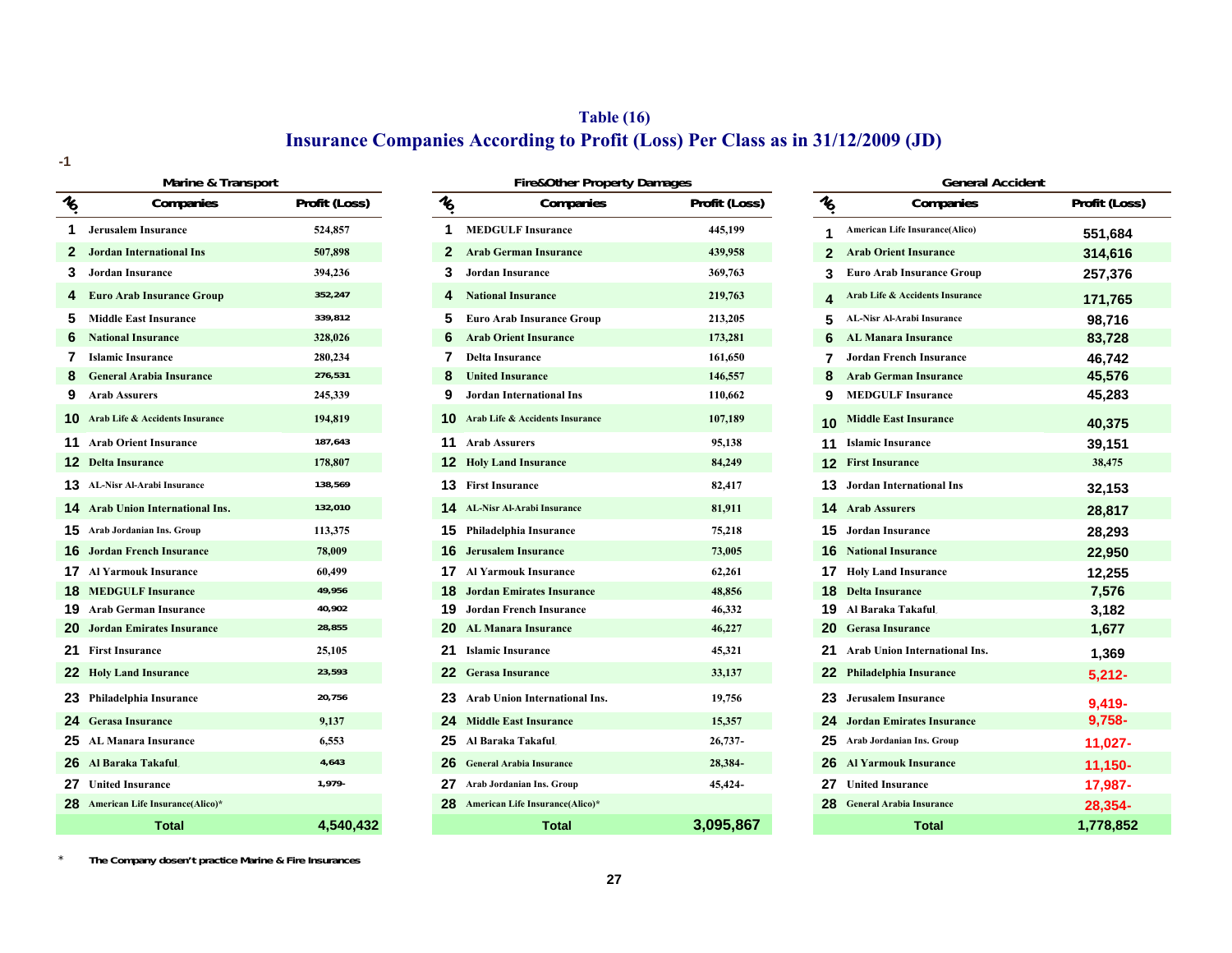## Table (16)

## Insurance Companies According to Profit (Loss) Per Class as in 31/12/2009 (JD)

-1

| Marine & Transport | | | Fire&Other Property Damages | | | General Accident | | |
|---|---|---|---|---|---|---|---|---|
| No. | Companies | Profit (Loss) | No. | Companies | Profit (Loss) | No. | Companies | Profit (Loss) |
| 1 | Jerusalem Insurance | 524,857 | 1 | MEDGULF Insurance | 445,199 | 1 | American Life Insurance(Alico) | 551,684 |
| 2 | Jordan International Ins | 507,898 | 2 | Arab German Insurance | 439,958 | 2 | Arab Orient Insurance | 314,616 |
| 3 | Jordan Insurance | 394,236 | 3 | Jordan Insurance | 369,763 | 3 | Euro Arab Insurance Group | 257,376 |
| 4 | Euro Arab Insurance Group | 352,247 | 4 | National Insurance | 219,763 | 4 | Arab Life & Accidents Insurance | 171,765 |
| 5 | Middle East Insurance | 339,812 | 5 | Euro Arab Insurance Group | 213,205 | 5 | AL-Nisr Al-Arabi Insurance | 98,716 |
| 6 | National Insurance | 328,026 | 6 | Arab Orient Insurance | 173,281 | 6 | AL Manara Insurance | 83,728 |
| 7 | Islamic Insurance | 280,234 | 7 | Delta Insurance | 161,650 | 7 | Jordan French Insurance | 46,742 |
| 8 | General Arabia Insurance | 276,531 | 8 | United Insurance | 146,557 | 8 | Arab German Insurance | 45,576 |
| 9 | Arab Assurers | 245,339 | 9 | Jordan International Ins | 110,662 | 9 | MEDGULF Insurance | 45,283 |
| 10 | Arab Life & Accidents Insurance | 194,819 | 10 | Arab Life & Accidents Insurance | 107,189 | 10 | Middle East Insurance | 40,375 |
| 11 | Arab Orient Insurance | 187,643 | 11 | Arab Assurers | 95,138 | 11 | Islamic Insurance | 39,151 |
| 12 | Delta Insurance | 178,807 | 12 | Holy Land Insurance | 84,249 | 12 | First Insurance | 38,475 |
| 13 | AL-Nisr Al-Arabi Insurance | 138,569 | 13 | First Insurance | 82,417 | 13 | Jordan International Ins | 32,153 |
| 14 | Arab Union International Ins. | 132,010 | 14 | AL-Nisr Al-Arabi Insurance | 81,911 | 14 | Arab Assurers | 28,817 |
| 15 | Arab Jordanian Ins. Group | 113,375 | 15 | Philadelphia Insurance | 75,218 | 15 | Jordan Insurance | 28,293 |
| 16 | Jordan French Insurance | 78,009 | 16 | Jerusalem Insurance | 73,005 | 16 | National Insurance | 22,950 |
| 17 | Al Yarmouk Insurance | 60,499 | 17 | Al Yarmouk Insurance | 62,261 | 17 | Holy Land Insurance | 12,255 |
| 18 | MEDGULF Insurance | 49,956 | 18 | Jordan Emirates Insurance | 48,856 | 18 | Delta Insurance | 7,576 |
| 19 | Arab German Insurance | 40,902 | 19 | Jordan French Insurance | 46,332 | 19 | Al Baraka Takaful | 3,182 |
| 20 | Jordan Emirates Insurance | 28,855 | 20 | AL Manara Insurance | 46,227 | 20 | Gerasa Insurance | 1,677 |
| 21 | First Insurance | 25,105 | 21 | Islamic Insurance | 45,321 | 21 | Arab Union International Ins. | 1,369 |
| 22 | Holy Land Insurance | 23,593 | 22 | Gerasa Insurance | 33,137 | 22 | Philadelphia Insurance | 5,212- |
| 23 | Philadelphia Insurance | 20,756 | 23 | Arab Union International Ins. | 19,756 | 23 | Jerusalem Insurance | 9,419- |
| 24 | Gerasa Insurance | 9,137 | 24 | Middle East Insurance | 15,357 | 24 | Jordan Emirates Insurance | 9,758- |
| 25 | AL Manara Insurance | 6,553 | 25 | Al Baraka Takaful | 26,737- | 25 | Arab Jordanian Ins. Group | 11,027- |
| 26 | Al Baraka Takaful | 4,643 | 26 | General Arabia Insurance | 28,384- | 26 | Al Yarmouk Insurance | 11,150- |
| 27 | United Insurance | 1,979- | 27 | Arab Jordanian Ins. Group | 45,424- | 27 | United Insurance | 17,987- |
| 28 | American Life Insurance(Alico)* | | 28 | American Life Insurance(Alico)* | | 28 | General Arabia Insurance | 28,354- |
| | **Total** | **4,540,432** | | **Total** | **3,095,867** | | **Total** | **1,778,852** |

\* The Company dosen't practice Marine & Fire Insurances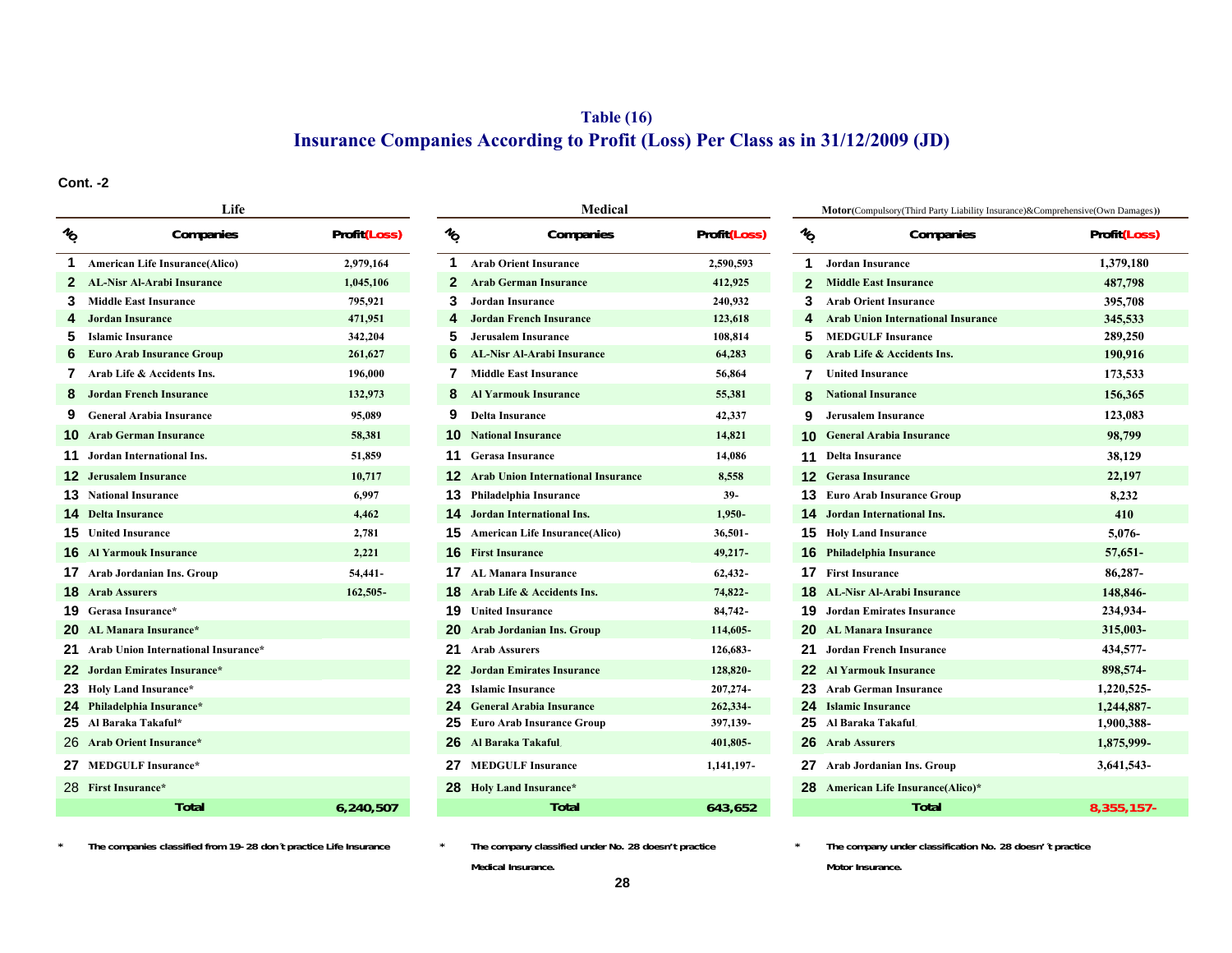## Table (16)

## Insurance Companies According to Profit (Loss) Per Class as in 31/12/2009 (JD)

**Cont. -2**

### Life

| No. | Companies | Profit(Loss) |
|---|---|---|
| 1 | American Life Insurance(Alico) | 2,979,164 |
| 2 | AL-Nisr Al-Arabi Insurance | 1,045,106 |
| 3 | Middle East Insurance | 795,921 |
| 4 | Jordan Insurance | 471,951 |
| 5 | Islamic Insurance | 342,204 |
| 6 | Euro Arab Insurance Group | 261,627 |
| 7 | Arab Life & Accidents Ins. | 196,000 |
| 8 | Jordan French Insurance | 132,973 |
| 9 | General Arabia Insurance | 95,089 |
| 10 | Arab German Insurance | 58,381 |
| 11 | Jordan International Ins. | 51,859 |
| 12 | Jerusalem Insurance | 10,717 |
| 13 | National Insurance | 6,997 |
| 14 | Delta Insurance | 4,462 |
| 15 | United Insurance | 2,781 |
| 16 | Al Yarmouk Insurance | 2,221 |
| 17 | Arab Jordanian Ins. Group | 54,441- |
| 18 | Arab Assurers | 162,505- |
| 19 | Gerasa Insurance* | |
| 20 | AL Manara Insurance* | |
| 21 | Arab Union International Insurance* | |
| 22 | Jordan Emirates Insurance* | |
| 23 | Holy Land Insurance* | |
| 24 | Philadelphia Insurance* | |
| 25 | Al Baraka Takaful* | |
| 26 | Arab Orient Insurance* | |
| 27 | MEDGULF Insurance* | |
| 28 | First Insurance* | |
| | **Total** | **6,240,507** |

\* The companies classified from 19-28 don't practice Life Insurance

### Medical

| No. | Companies | Profit(Loss) |
|---|---|---|
| 1 | Arab Orient Insurance | 2,590,593 |
| 2 | Arab German Insurance | 412,925 |
| 3 | Jordan Insurance | 240,932 |
| 4 | Jordan French Insurance | 123,618 |
| 5 | Jerusalem Insurance | 108,814 |
| 6 | AL-Nisr Al-Arabi Insurance | 64,283 |
| 7 | Middle East Insurance | 56,864 |
| 8 | Al Yarmouk Insurance | 55,381 |
| 9 | Delta Insurance | 42,337 |
| 10 | National Insurance | 14,821 |
| 11 | Gerasa Insurance | 14,086 |
| 12 | Arab Union International Insurance | 8,558 |
| 13 | Philadelphia Insurance | 39- |
| 14 | Jordan International Ins. | 1,950- |
| 15 | American Life Insurance(Alico) | 36,501- |
| 16 | First Insurance | 49,217- |
| 17 | AL Manara Insurance | 62,432- |
| 18 | Arab Life & Accidents Ins. | 74,822- |
| 19 | United Insurance | 84,742- |
| 20 | Arab Jordanian Ins. Group | 114,605- |
| 21 | Arab Assurers | 126,683- |
| 22 | Jordan Emirates Insurance | 128,820- |
| 23 | Islamic Insurance | 207,274- |
| 24 | General Arabia Insurance | 262,334- |
| 25 | Euro Arab Insurance Group | 397,139- |
| 26 | Al Baraka Takaful | 401,805- |
| 27 | MEDGULF Insurance | 1,141,197- |
| 28 | Holy Land Insurance* | |
| | **Total** | **643,652** |

\* The company classified under No. 28 doesn't practice Medical Insurance.

### Motor(Compulsory(Third Party Liability Insurance)&Comprehensive(Own Damages))

| No. | Companies | Profit(Loss) |
|---|---|---|
| 1 | Jordan Insurance | 1,379,180 |
| 2 | Middle East Insurance | 487,798 |
| 3 | Arab Orient Insurance | 395,708 |
| 4 | Arab Union International Insurance | 345,533 |
| 5 | MEDGULF Insurance | 289,250 |
| 6 | Arab Life & Accidents Ins. | 190,916 |
| 7 | United Insurance | 173,533 |
| 8 | National Insurance | 156,365 |
| 9 | Jerusalem Insurance | 123,083 |
| 10 | General Arabia Insurance | 98,799 |
| 11 | Delta Insurance | 38,129 |
| 12 | Gerasa Insurance | 22,197 |
| 13 | Euro Arab Insurance Group | 8,232 |
| 14 | Jordan International Ins. | 410 |
| 15 | Holy Land Insurance | 5,076- |
| 16 | Philadelphia Insurance | 57,651- |
| 17 | First Insurance | 86,287- |
| 18 | AL-Nisr Al-Arabi Insurance | 148,846- |
| 19 | Jordan Emirates Insurance | 234,934- |
| 20 | AL Manara Insurance | 315,003- |
| 21 | Jordan French Insurance | 434,577- |
| 22 | Al Yarmouk Insurance | 898,574- |
| 23 | Arab German Insurance | 1,220,525- |
| 24 | Islamic Insurance | 1,244,887- |
| 25 | Al Baraka Takaful | 1,900,388- |
| 26 | Arab Assurers | 1,875,999- |
| 27 | Arab Jordanian Ins. Group | 3,641,543- |
| 28 | American Life Insurance(Alico)* | |
| | **Total** | **8,355,157-** |

\* The company under classification No. 28 doesn't practice Motor Insurance.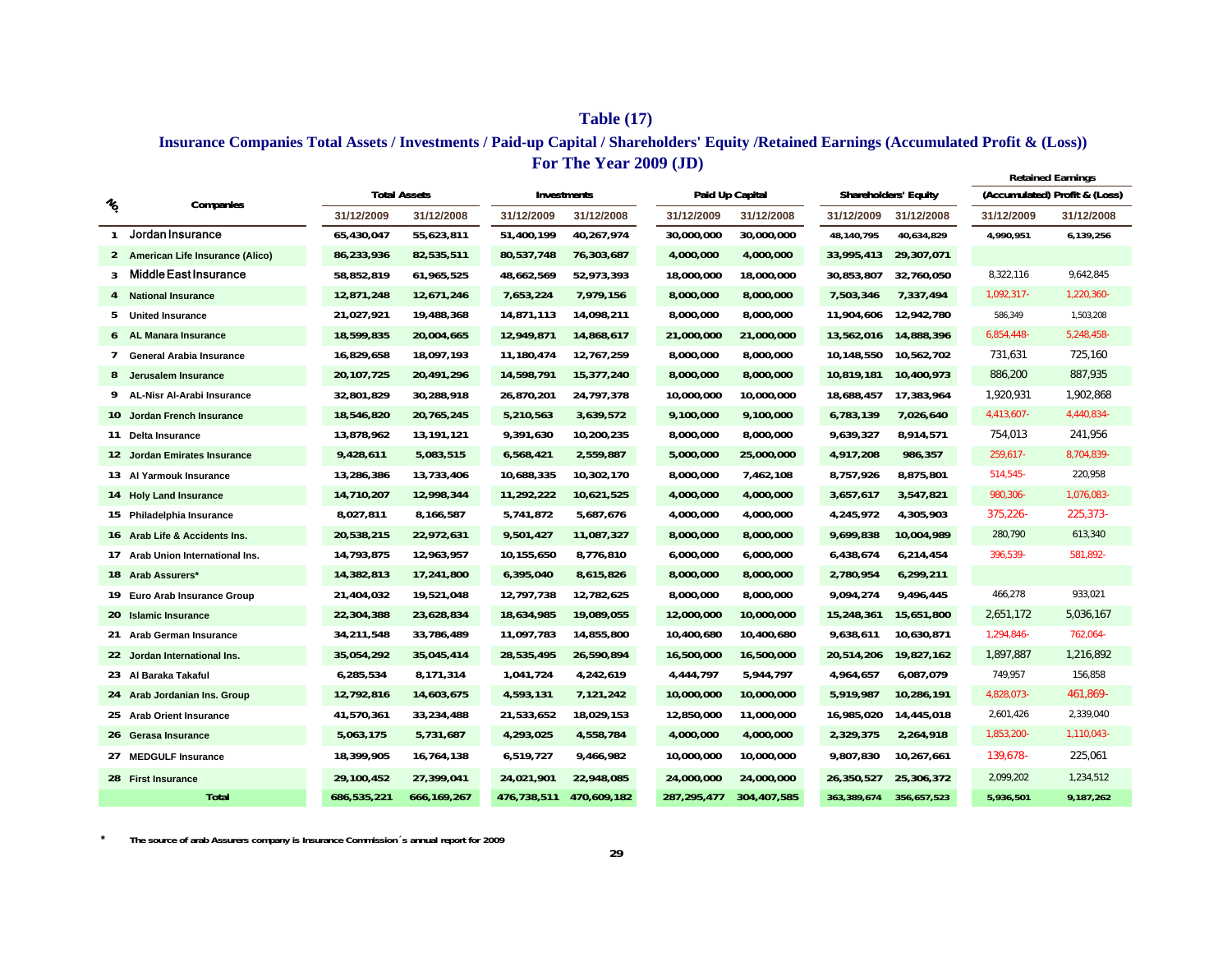# Table (17)

## Insurance Companies Total Assets / Investments / Paid-up Capital / Shareholders' Equity /Retained Earnings (Accumulated Profit & (Loss)) For The Year 2009 (JD)

| No. | Companies | Total Assets | | Investments | | Paid Up Capital | | Shareholders' Equity | | Retained Earnings (Accumulated) Profit & (Loss) | |
|---|---|---|---|---|---|---|---|---|---|---|---|
| | | 31/12/2009 | 31/12/2008 | 31/12/2009 | 31/12/2008 | 31/12/2009 | 31/12/2008 | 31/12/2009 | 31/12/2008 | 31/12/2009 | 31/12/2008 |
| 1 | Jordan Insurance | 65,430,047 | 55,623,811 | 51,400,199 | 40,267,974 | 30,000,000 | 30,000,000 | 48,140,795 | 40,634,829 | 4,990,951 | 6,139,256 |
| 2 | American Life Insurance (Alico) | 86,233,936 | 82,535,511 | 80,537,748 | 76,303,687 | 4,000,000 | 4,000,000 | 33,995,413 | 29,307,071 | | |
| 3 | Middle East Insurance | 58,852,819 | 61,965,525 | 48,662,569 | 52,973,393 | 18,000,000 | 18,000,000 | 30,853,807 | 32,760,050 | 8,322,116 | 9,642,845 |
| 4 | National Insurance | 12,871,248 | 12,671,246 | 7,653,224 | 7,979,156 | 8,000,000 | 8,000,000 | 7,503,346 | 7,337,494 | 1,092,317- | 1,220,360- |
| 5 | United Insurance | 21,027,921 | 19,488,368 | 14,871,113 | 14,098,211 | 8,000,000 | 8,000,000 | 11,904,606 | 12,942,780 | 586,349 | 1,503,208 |
| 6 | AL Manara Insurance | 18,599,835 | 20,004,665 | 12,949,871 | 14,868,617 | 21,000,000 | 21,000,000 | 13,562,016 | 14,888,396 | 6,854,448- | 5,248,458- |
| 7 | General Arabia Insurance | 16,829,658 | 18,097,193 | 11,180,474 | 12,767,259 | 8,000,000 | 8,000,000 | 10,148,550 | 10,562,702 | 731,631 | 725,160 |
| 8 | Jerusalem Insurance | 20,107,725 | 20,491,296 | 14,598,791 | 15,377,240 | 8,000,000 | 8,000,000 | 10,819,181 | 10,400,973 | 886,200 | 887,935 |
| 9 | AL-Nisr Al-Arabi Insurance | 32,801,829 | 30,288,918 | 26,870,201 | 24,797,378 | 10,000,000 | 10,000,000 | 18,688,457 | 17,383,964 | 1,920,931 | 1,902,868 |
| 10 | Jordan French Insurance | 18,546,820 | 20,765,245 | 5,210,563 | 3,639,572 | 9,100,000 | 9,100,000 | 6,783,139 | 7,026,640 | 4,413,607- | 4,440,834- |
| 11 | Delta Insurance | 13,878,962 | 13,191,121 | 9,391,630 | 10,200,235 | 8,000,000 | 8,000,000 | 9,639,327 | 8,914,571 | 754,013 | 241,956 |
| 12 | Jordan Emirates Insurance | 9,428,611 | 5,083,515 | 6,568,421 | 2,559,887 | 5,000,000 | 25,000,000 | 4,917,208 | 986,357 | 259,617- | 8,704,839- |
| 13 | Al Yarmouk Insurance | 13,286,386 | 13,733,406 | 10,688,335 | 10,302,170 | 8,000,000 | 7,462,108 | 8,757,926 | 8,875,801 | 514,545- | 220,958 |
| 14 | Holy Land Insurance | 14,710,207 | 12,998,344 | 11,292,222 | 10,621,525 | 4,000,000 | 4,000,000 | 3,657,617 | 3,547,821 | 980,306- | 1,076,083- |
| 15 | Philadelphia Insurance | 8,027,811 | 8,166,587 | 5,741,872 | 5,687,676 | 4,000,000 | 4,000,000 | 4,245,972 | 4,305,903 | 375,226- | 225,373- |
| 16 | Arab Life & Accidents Ins. | 20,538,215 | 22,972,631 | 9,501,427 | 11,087,327 | 8,000,000 | 8,000,000 | 9,699,838 | 10,004,989 | 280,790 | 613,340 |
| 17 | Arab Union International Ins. | 14,793,875 | 12,963,957 | 10,155,650 | 8,776,810 | 6,000,000 | 6,000,000 | 6,438,674 | 6,214,454 | 396,539- | 581,892- |
| 18 | Arab Assurers* | 14,382,813 | 17,241,800 | 6,395,040 | 8,615,826 | 8,000,000 | 8,000,000 | 2,780,954 | 6,299,211 | | |
| 19 | Euro Arab Insurance Group | 21,404,032 | 19,521,048 | 12,797,738 | 12,782,625 | 8,000,000 | 8,000,000 | 9,094,274 | 9,496,445 | 466,278 | 933,021 |
| 20 | Islamic Insurance | 22,304,388 | 23,628,834 | 18,634,985 | 19,089,055 | 12,000,000 | 10,000,000 | 15,248,361 | 15,651,800 | 2,651,172 | 5,036,167 |
| 21 | Arab German Insurance | 34,211,548 | 33,786,489 | 11,097,783 | 14,855,800 | 10,400,680 | 10,400,680 | 9,638,611 | 10,630,871 | 1,294,846- | 762,064- |
| 22 | Jordan International Ins. | 35,054,292 | 35,045,414 | 28,535,495 | 26,590,894 | 16,500,000 | 16,500,000 | 20,514,206 | 19,827,162 | 1,897,887 | 1,216,892 |
| 23 | Al Baraka Takaful | 6,285,534 | 8,171,314 | 1,041,724 | 4,242,619 | 4,444,797 | 5,944,797 | 4,964,657 | 6,087,079 | 749,957 | 156,858 |
| 24 | Arab Jordanian Ins. Group | 12,792,816 | 14,603,675 | 4,593,131 | 7,121,242 | 10,000,000 | 10,000,000 | 5,919,987 | 10,286,191 | 4,828,073- | 461,869- |
| 25 | Arab Orient Insurance | 41,570,361 | 33,234,488 | 21,533,652 | 18,029,153 | 12,850,000 | 11,000,000 | 16,985,020 | 14,445,018 | 2,601,426 | 2,339,040 |
| 26 | Gerasa Insurance | 5,063,175 | 5,731,687 | 4,293,025 | 4,558,784 | 4,000,000 | 4,000,000 | 2,329,375 | 2,264,918 | 1,853,200- | 1,110,043- |
| 27 | MEDGULF Insurance | 18,399,905 | 16,764,138 | 6,519,727 | 9,466,982 | 10,000,000 | 10,000,000 | 9,807,830 | 10,267,661 | 139,678- | 225,061 |
| 28 | First Insurance | 29,100,452 | 27,399,041 | 24,021,901 | 22,948,085 | 24,000,000 | 24,000,000 | 26,350,527 | 25,306,372 | 2,099,202 | 1,234,512 |
| | Total | 686,535,221 | 666,169,267 | 476,738,511 | 470,609,182 | 287,295,477 | 304,407,585 | 363,389,674 | 356,657,523 | 5,936,501 | 9,187,262 |

\* The source of arab Assurers company is Insurance Commission´s annual report for 2009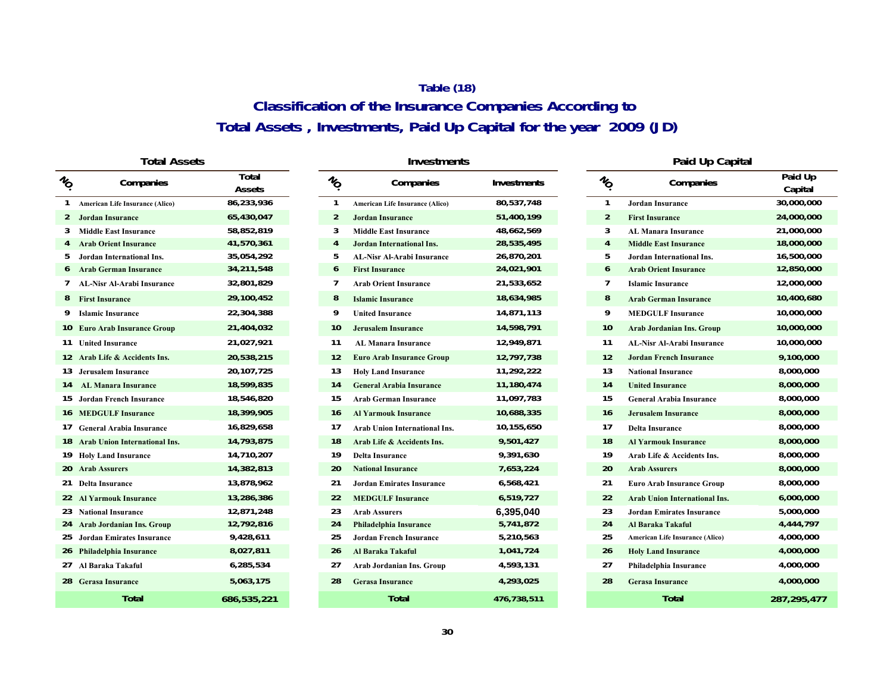**Table (18)**

## Classification of the Insurance Companies According to Total Assets , Investments, Paid Up Capital for the year 2009 (JD)

### Total Assets

| NO. | Companies | Total Assets |
|---|---|---|
| 1 | American Life Insurance (Alico) | 86,233,936 |
| 2 | Jordan Insurance | 65,430,047 |
| 3 | Middle East Insurance | 58,852,819 |
| 4 | Arab Orient Insurance | 41,570,361 |
| 5 | Jordan International Ins. | 35,054,292 |
| 6 | Arab German Insurance | 34,211,548 |
| 7 | AL-Nisr Al-Arabi Insurance | 32,801,829 |
| 8 | First Insurance | 29,100,452 |
| 9 | Islamic Insurance | 22,304,388 |
| 10 | Euro Arab Insurance Group | 21,404,032 |
| 11 | United Insurance | 21,027,921 |
| 12 | Arab Life & Accidents Ins. | 20,538,215 |
| 13 | Jerusalem Insurance | 20,107,725 |
| 14 | AL Manara Insurance | 18,599,835 |
| 15 | Jordan French Insurance | 18,546,820 |
| 16 | MEDGULF Insurance | 18,399,905 |
| 17 | General Arabia Insurance | 16,829,658 |
| 18 | Arab Union International Ins. | 14,793,875 |
| 19 | Holy Land Insurance | 14,710,207 |
| 20 | Arab Assurers | 14,382,813 |
| 21 | Delta Insurance | 13,878,962 |
| 22 | Al Yarmouk Insurance | 13,286,386 |
| 23 | National Insurance | 12,871,248 |
| 24 | Arab Jordanian Ins. Group | 12,792,816 |
| 25 | Jordan Emirates Insurance | 9,428,611 |
| 26 | Philadelphia Insurance | 8,027,811 |
| 27 | Al Baraka Takaful | 6,285,534 |
| 28 | Gerasa Insurance | 5,063,175 |
| | **Total** | **686,535,221** |

### Investments

| NO. | Companies | Investments |
|---|---|---|
| 1 | American Life Insurance (Alico) | 80,537,748 |
| 2 | Jordan Insurance | 51,400,199 |
| 3 | Middle East Insurance | 48,662,569 |
| 4 | Jordan International Ins. | 28,535,495 |
| 5 | AL-Nisr Al-Arabi Insurance | 26,870,201 |
| 6 | First Insurance | 24,021,901 |
| 7 | Arab Orient Insurance | 21,533,652 |
| 8 | Islamic Insurance | 18,634,985 |
| 9 | United Insurance | 14,871,113 |
| 10 | Jerusalem Insurance | 14,598,791 |
| 11 | AL Manara Insurance | 12,949,871 |
| 12 | Euro Arab Insurance Group | 12,797,738 |
| 13 | Holy Land Insurance | 11,292,222 |
| 14 | General Arabia Insurance | 11,180,474 |
| 15 | Arab German Insurance | 11,097,783 |
| 16 | Al Yarmouk Insurance | 10,688,335 |
| 17 | Arab Union International Ins. | 10,155,650 |
| 18 | Arab Life & Accidents Ins. | 9,501,427 |
| 19 | Delta Insurance | 9,391,630 |
| 20 | National Insurance | 7,653,224 |
| 21 | Jordan Emirates Insurance | 6,568,421 |
| 22 | MEDGULF Insurance | 6,519,727 |
| 23 | Arab Assurers | 6,395,040 |
| 24 | Philadelphia Insurance | 5,741,872 |
| 25 | Jordan French Insurance | 5,210,563 |
| 26 | Al Baraka Takaful | 1,041,724 |
| 27 | Arab Jordanian Ins. Group | 4,593,131 |
| 28 | Gerasa Insurance | 4,293,025 |
| | **Total** | **476,738,511** |

### Paid Up Capital

| NO. | Companies | Paid Up Capital |
|---|---|---|
| 1 | Jordan Insurance | 30,000,000 |
| 2 | First Insurance | 24,000,000 |
| 3 | AL Manara Insurance | 21,000,000 |
| 4 | Middle East Insurance | 18,000,000 |
| 5 | Jordan International Ins. | 16,500,000 |
| 6 | Arab Orient Insurance | 12,850,000 |
| 7 | Islamic Insurance | 12,000,000 |
| 8 | Arab German Insurance | 10,400,680 |
| 9 | MEDGULF Insurance | 10,000,000 |
| 10 | Arab Jordanian Ins. Group | 10,000,000 |
| 11 | AL-Nisr Al-Arabi Insurance | 10,000,000 |
| 12 | Jordan French Insurance | 9,100,000 |
| 13 | National Insurance | 8,000,000 |
| 14 | United Insurance | 8,000,000 |
| 15 | General Arabia Insurance | 8,000,000 |
| 16 | Jerusalem Insurance | 8,000,000 |
| 17 | Delta Insurance | 8,000,000 |
| 18 | Al Yarmouk Insurance | 8,000,000 |
| 19 | Arab Life & Accidents Ins. | 8,000,000 |
| 20 | Arab Assurers | 8,000,000 |
| 21 | Euro Arab Insurance Group | 8,000,000 |
| 22 | Arab Union International Ins. | 6,000,000 |
| 23 | Jordan Emirates Insurance | 5,000,000 |
| 24 | Al Baraka Takaful | 4,444,797 |
| 25 | American Life Insurance (Alico) | 4,000,000 |
| 26 | Holy Land Insurance | 4,000,000 |
| 27 | Philadelphia Insurance | 4,000,000 |
| 28 | Gerasa Insurance | 4,000,000 |
| | **Total** | **287,295,477** |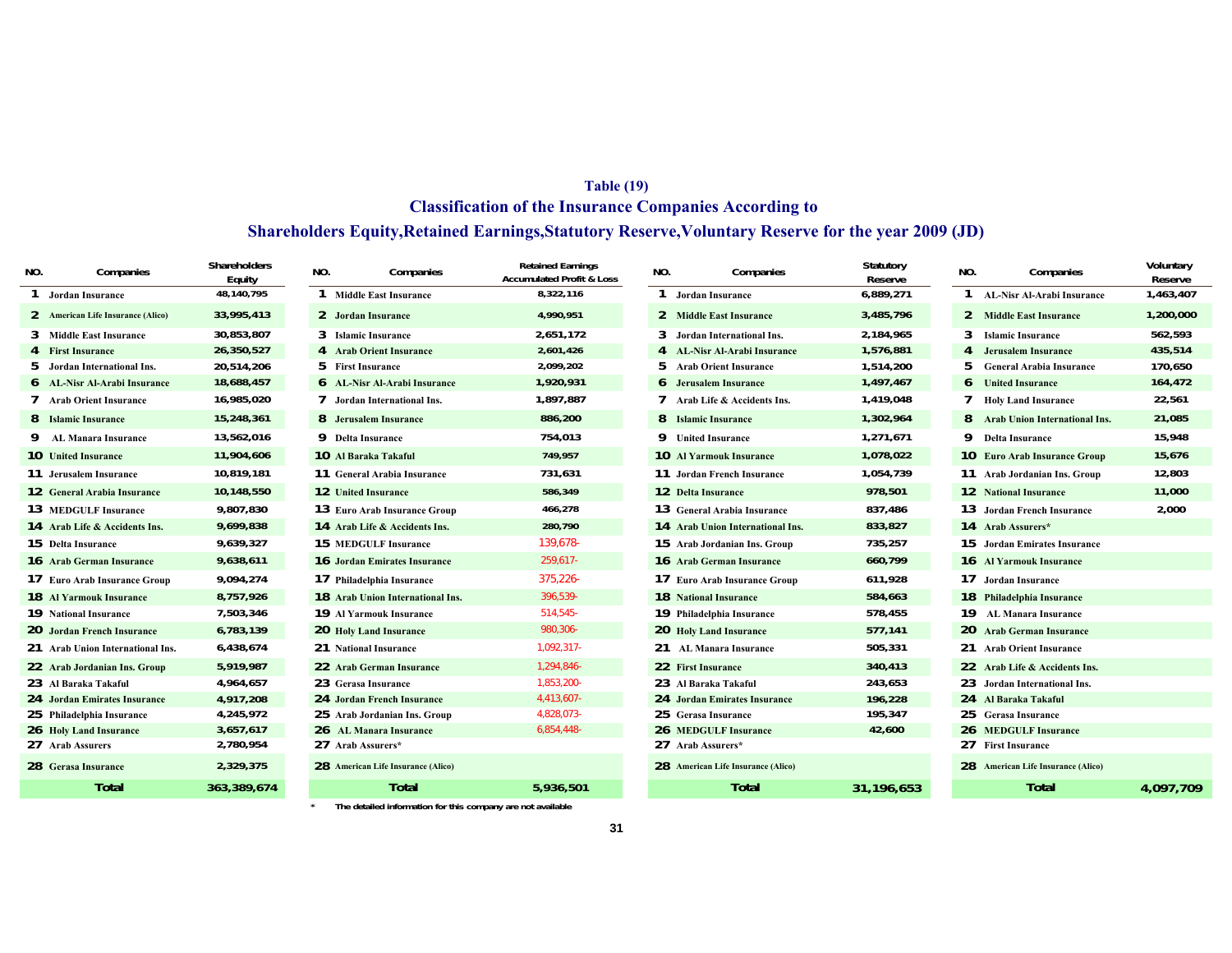**Table (19)**

## Classification of the Insurance Companies According to

## Shareholders Equity,Retained Earnings,Statutory Reserve,Voluntary Reserve for the year 2009 (JD)

| NO. | Companies | Shareholders Equity |
|---|---|---|
| 1 | Jordan Insurance | 48,140,795 |
| 2 | American Life Insurance (Alico) | 33,995,413 |
| 3 | Middle East Insurance | 30,853,807 |
| 4 | First Insurance | 26,350,527 |
| 5 | Jordan International Ins. | 20,514,206 |
| 6 | AL-Nisr Al-Arabi Insurance | 18,688,457 |
| 7 | Arab Orient Insurance | 16,985,020 |
| 8 | Islamic Insurance | 15,248,361 |
| 9 | AL Manara Insurance | 13,562,016 |
| 10 | United Insurance | 11,904,606 |
| 11 | Jerusalem Insurance | 10,819,181 |
| 12 | General Arabia Insurance | 10,148,550 |
| 13 | MEDGULF Insurance | 9,807,830 |
| 14 | Arab Life & Accidents Ins. | 9,699,838 |
| 15 | Delta Insurance | 9,639,327 |
| 16 | Arab German Insurance | 9,638,611 |
| 17 | Euro Arab Insurance Group | 9,094,274 |
| 18 | Al Yarmouk Insurance | 8,757,926 |
| 19 | National Insurance | 7,503,346 |
| 20 | Jordan French Insurance | 6,783,139 |
| 21 | Arab Union International Ins. | 6,438,674 |
| 22 | Arab Jordanian Ins. Group | 5,919,987 |
| 23 | Al Baraka Takaful | 4,964,657 |
| 24 | Jordan Emirates Insurance | 4,917,208 |
| 25 | Philadelphia Insurance | 4,245,972 |
| 26 | Holy Land Insurance | 3,657,617 |
| 27 | Arab Assurers | 2,780,954 |
| 28 | Gerasa Insurance | 2,329,375 |
| | **Total** | **363,389,674** |

| NO. | Companies | Retained Earnings Accumulated Profit & Loss |
|---|---|---|
| 1 | Middle East Insurance | 8,322,116 |
| 2 | Jordan Insurance | 4,990,951 |
| 3 | Islamic Insurance | 2,651,172 |
| 4 | Arab Orient Insurance | 2,601,426 |
| 5 | First Insurance | 2,099,202 |
| 6 | AL-Nisr Al-Arabi Insurance | 1,920,931 |
| 7 | Jordan International Ins. | 1,897,887 |
| 8 | Jerusalem Insurance | 886,200 |
| 9 | Delta Insurance | 754,013 |
| 10 | Al Baraka Takaful | 749,957 |
| 11 | General Arabia Insurance | 731,631 |
| 12 | United Insurance | 586,349 |
| 13 | Euro Arab Insurance Group | 466,278 |
| 14 | Arab Life & Accidents Ins. | 280,790 |
| 15 | MEDGULF Insurance | 139,678- |
| 16 | Jordan Emirates Insurance | 259,617- |
| 17 | Philadelphia Insurance | 375,226- |
| 18 | Arab Union International Ins. | 396,539- |
| 19 | Al Yarmouk Insurance | 514,545- |
| 20 | Holy Land Insurance | 980,306- |
| 21 | National Insurance | 1,092,317- |
| 22 | Arab German Insurance | 1,294,846- |
| 23 | Gerasa Insurance | 1,853,200- |
| 24 | Jordan French Insurance | 4,413,607- |
| 25 | Arab Jordanian Ins. Group | 4,828,073- |
| 26 | AL Manara Insurance | 6,854,448- |
| 27 | Arab Assurers* | |
| 28 | American Life Insurance (Alico) | |
| | **Total** | **5,936,501** |

\* The detailed information for this company are not available

| NO. | Companies | Statutory Reserve |
|---|---|---|
| 1 | Jordan Insurance | 6,889,271 |
| 2 | Middle East Insurance | 3,485,796 |
| 3 | Jordan International Ins. | 2,184,965 |
| 4 | AL-Nisr Al-Arabi Insurance | 1,576,881 |
| 5 | Arab Orient Insurance | 1,514,200 |
| 6 | Jerusalem Insurance | 1,497,467 |
| 7 | Arab Life & Accidents Ins. | 1,419,048 |
| 8 | Islamic Insurance | 1,302,964 |
| 9 | United Insurance | 1,271,671 |
| 10 | Al Yarmouk Insurance | 1,078,022 |
| 11 | Jordan French Insurance | 1,054,739 |
| 12 | Delta Insurance | 978,501 |
| 13 | General Arabia Insurance | 837,486 |
| 14 | Arab Union International Ins. | 833,827 |
| 15 | Arab Jordanian Ins. Group | 735,257 |
| 16 | Arab German Insurance | 660,799 |
| 17 | Euro Arab Insurance Group | 611,928 |
| 18 | National Insurance | 584,663 |
| 19 | Philadelphia Insurance | 578,455 |
| 20 | Holy Land Insurance | 577,141 |
| 21 | AL Manara Insurance | 505,331 |
| 22 | First Insurance | 340,413 |
| 23 | Al Baraka Takaful | 243,653 |
| 24 | Jordan Emirates Insurance | 196,228 |
| 25 | Gerasa Insurance | 195,347 |
| 26 | MEDGULF Insurance | 42,600 |
| 27 | Arab Assurers* | |
| 28 | American Life Insurance (Alico) | |
| | **Total** | **31,196,653** |

| NO. | Companies | Voluntary Reserve |
|---|---|---|
| 1 | AL-Nisr Al-Arabi Insurance | 1,463,407 |
| 2 | Middle East Insurance | 1,200,000 |
| 3 | Islamic Insurance | 562,593 |
| 4 | Jerusalem Insurance | 435,514 |
| 5 | General Arabia Insurance | 170,650 |
| 6 | United Insurance | 164,472 |
| 7 | Holy Land Insurance | 22,561 |
| 8 | Arab Union International Ins. | 21,085 |
| 9 | Delta Insurance | 15,948 |
| 10 | Euro Arab Insurance Group | 15,676 |
| 11 | Arab Jordanian Ins. Group | 12,803 |
| 12 | National Insurance | 11,000 |
| 13 | Jordan French Insurance | 2,000 |
| 14 | Arab Assurers* | |
| 15 | Jordan Emirates Insurance | |
| 16 | Al Yarmouk Insurance | |
| 17 | Jordan Insurance | |
| 18 | Philadelphia Insurance | |
| 19 | AL Manara Insurance | |
| 20 | Arab German Insurance | |
| 21 | Arab Orient Insurance | |
| 22 | Arab Life & Accidents Ins. | |
| 23 | Jordan International Ins. | |
| 24 | Al Baraka Takaful | |
| 25 | Gerasa Insurance | |
| 26 | MEDGULF Insurance | |
| 27 | First Insurance | |
| 28 | American Life Insurance (Alico) | |
| | **Total** | **4,097,709** |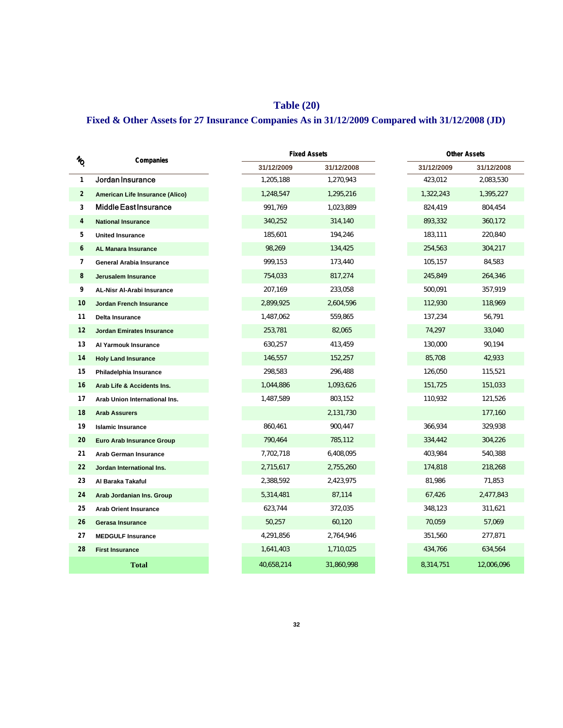# Table (20)

## Fixed & Other Assets for 27 Insurance Companies As in 31/12/2009 Compared with 31/12/2008 (JD)

| NO. | Companies | Fixed Assets | | Other Assets | |
|---|---|---|---|---|---|
| | | 31/12/2009 | 31/12/2008 | 31/12/2009 | 31/12/2008 |
| 1 | Jordan Insurance | 1,205,188 | 1,270,943 | 423,012 | 2,083,530 |
| 2 | American Life Insurance (Alico) | 1,248,547 | 1,295,216 | 1,322,243 | 1,395,227 |
| 3 | Middle East Insurance | 991,769 | 1,023,889 | 824,419 | 804,454 |
| 4 | National Insurance | 340,252 | 314,140 | 893,332 | 360,172 |
| 5 | United Insurance | 185,601 | 194,246 | 183,111 | 220,840 |
| 6 | AL Manara Insurance | 98,269 | 134,425 | 254,563 | 304,217 |
| 7 | General Arabia Insurance | 999,153 | 173,440 | 105,157 | 84,583 |
| 8 | Jerusalem Insurance | 754,033 | 817,274 | 245,849 | 264,346 |
| 9 | AL-Nisr Al-Arabi Insurance | 207,169 | 233,058 | 500,091 | 357,919 |
| 10 | Jordan French Insurance | 2,899,925 | 2,604,596 | 112,930 | 118,969 |
| 11 | Delta Insurance | 1,487,062 | 559,865 | 137,234 | 56,791 |
| 12 | Jordan Emirates Insurance | 253,781 | 82,065 | 74,297 | 33,040 |
| 13 | Al Yarmouk Insurance | 630,257 | 413,459 | 130,000 | 90,194 |
| 14 | Holy Land Insurance | 146,557 | 152,257 | 85,708 | 42,933 |
| 15 | Philadelphia Insurance | 298,583 | 296,488 | 126,050 | 115,521 |
| 16 | Arab Life & Accidents Ins. | 1,044,886 | 1,093,626 | 151,725 | 151,033 |
| 17 | Arab Union International Ins. | 1,487,589 | 803,152 | 110,932 | 121,526 |
| 18 | Arab Assurers | | 2,131,730 | | 177,160 |
| 19 | Islamic Insurance | 860,461 | 900,447 | 366,934 | 329,938 |
| 20 | Euro Arab Insurance Group | 790,464 | 785,112 | 334,442 | 304,226 |
| 21 | Arab German Insurance | 7,702,718 | 6,408,095 | 403,984 | 540,388 |
| 22 | Jordan International Ins. | 2,715,617 | 2,755,260 | 174,818 | 218,268 |
| 23 | Al Baraka Takaful | 2,388,592 | 2,423,975 | 81,986 | 71,853 |
| 24 | Arab Jordanian Ins. Group | 5,314,481 | 87,114 | 67,426 | 2,477,843 |
| 25 | Arab Orient Insurance | 623,744 | 372,035 | 348,123 | 311,621 |
| 26 | Gerasa Insurance | 50,257 | 60,120 | 70,059 | 57,069 |
| 27 | MEDGULF Insurance | 4,291,856 | 2,764,946 | 351,560 | 277,871 |
| 28 | First Insurance | 1,641,403 | 1,710,025 | 434,766 | 634,564 |
| | **Total** | 40,658,214 | 31,860,998 | 8,314,751 | 12,006,096 |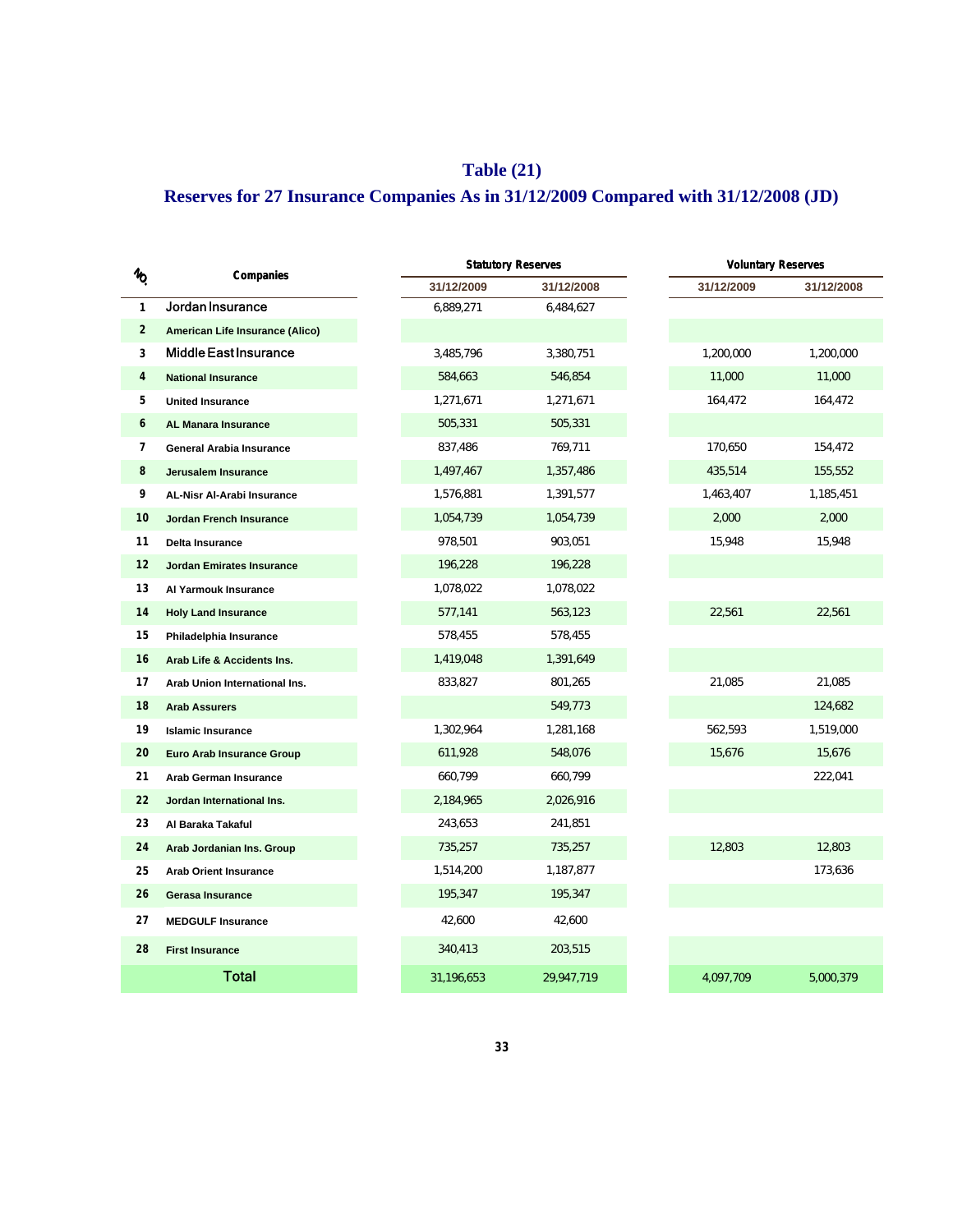# Table (21)

## Reserves for 27 Insurance Companies As in 31/12/2009 Compared with 31/12/2008 (JD)

| NO. | Companies | Statutory Reserves | | Voluntary Reserves | |
|---|---|---|---|---|---|
| | | 31/12/2009 | 31/12/2008 | 31/12/2009 | 31/12/2008 |
| 1 | Jordan Insurance | 6,889,271 | 6,484,627 | | |
| 2 | American Life Insurance (Alico) | | | | |
| 3 | Middle East Insurance | 3,485,796 | 3,380,751 | 1,200,000 | 1,200,000 |
| 4 | National Insurance | 584,663 | 546,854 | 11,000 | 11,000 |
| 5 | United Insurance | 1,271,671 | 1,271,671 | 164,472 | 164,472 |
| 6 | AL Manara Insurance | 505,331 | 505,331 | | |
| 7 | General Arabia Insurance | 837,486 | 769,711 | 170,650 | 154,472 |
| 8 | Jerusalem Insurance | 1,497,467 | 1,357,486 | 435,514 | 155,552 |
| 9 | AL-Nisr Al-Arabi Insurance | 1,576,881 | 1,391,577 | 1,463,407 | 1,185,451 |
| 10 | Jordan French Insurance | 1,054,739 | 1,054,739 | 2,000 | 2,000 |
| 11 | Delta Insurance | 978,501 | 903,051 | 15,948 | 15,948 |
| 12 | Jordan Emirates Insurance | 196,228 | 196,228 | | |
| 13 | Al Yarmouk Insurance | 1,078,022 | 1,078,022 | | |
| 14 | Holy Land Insurance | 577,141 | 563,123 | 22,561 | 22,561 |
| 15 | Philadelphia Insurance | 578,455 | 578,455 | | |
| 16 | Arab Life & Accidents Ins. | 1,419,048 | 1,391,649 | | |
| 17 | Arab Union International Ins. | 833,827 | 801,265 | 21,085 | 21,085 |
| 18 | Arab Assurers | | 549,773 | | 124,682 |
| 19 | Islamic Insurance | 1,302,964 | 1,281,168 | 562,593 | 1,519,000 |
| 20 | Euro Arab Insurance Group | 611,928 | 548,076 | 15,676 | 15,676 |
| 21 | Arab German Insurance | 660,799 | 660,799 | | 222,041 |
| 22 | Jordan International Ins. | 2,184,965 | 2,026,916 | | |
| 23 | Al Baraka Takaful | 243,653 | 241,851 | | |
| 24 | Arab Jordanian Ins. Group | 735,257 | 735,257 | 12,803 | 12,803 |
| 25 | Arab Orient Insurance | 1,514,200 | 1,187,877 | | 173,636 |
| 26 | Gerasa Insurance | 195,347 | 195,347 | | |
| 27 | MEDGULF Insurance | 42,600 | 42,600 | | |
| 28 | First Insurance | 340,413 | 203,515 | | |
| | **Total** | 31,196,653 | 29,947,719 | 4,097,709 | 5,000,379 |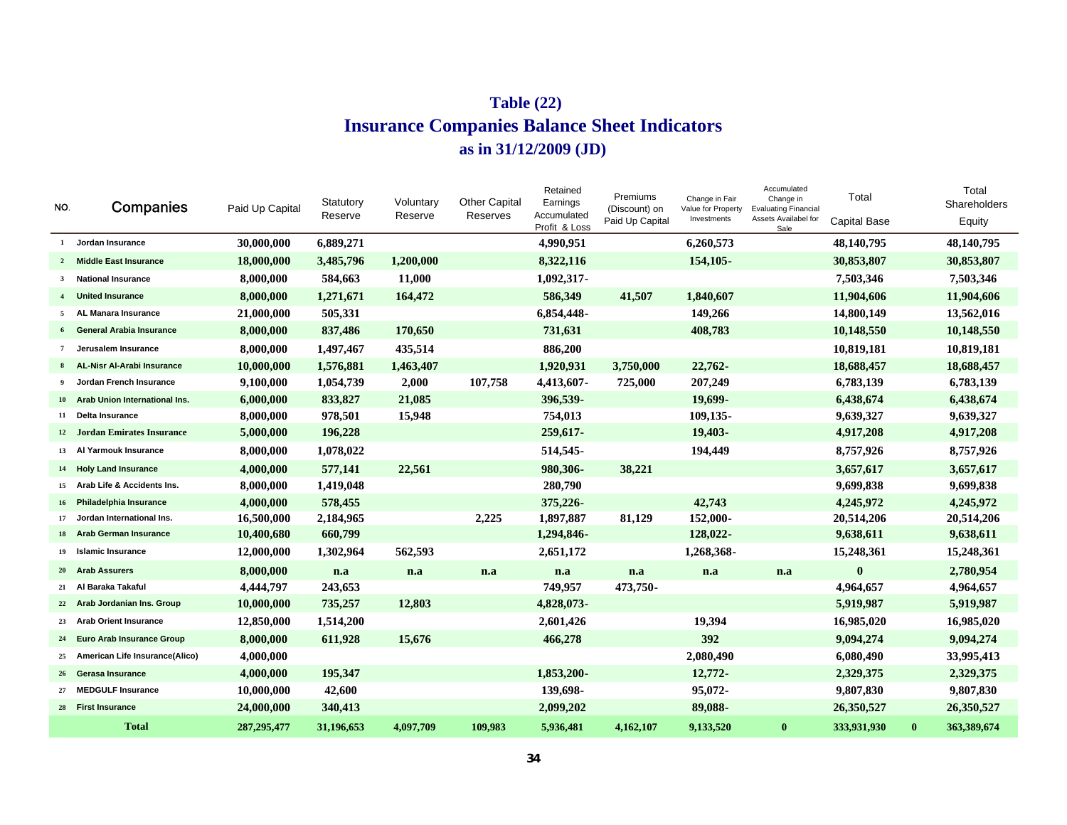# Table (22)
## Insurance Companies Balance Sheet Indicators
### as in 31/12/2009 (JD)

| NO. | Companies | Paid Up Capital | Statutory Reserve | Voluntary Reserve | Other Capital Reserves | Retained Earnings Accumulated Profit & Loss | Premiums (Discount) on Paid Up Capital | Change in Fair Value for Property Investments | Accumulated Change in Evaluating Financial Assets Availabel for Sale | Total Capital Base | | Total Shareholders Equity |
|---|---|---|---|---|---|---|---|---|---|---|---|---|
| 1 | Jordan Insurance | 30,000,000 | 6,889,271 | | | 4,990,951 | | 6,260,573 | | 48,140,795 | | 48,140,795 |
| 2 | Middle East Insurance | 18,000,000 | 3,485,796 | 1,200,000 | | 8,322,116 | | 154,105- | | 30,853,807 | | 30,853,807 |
| 3 | National Insurance | 8,000,000 | 584,663 | 11,000 | | 1,092,317- | | | | 7,503,346 | | 7,503,346 |
| 4 | United Insurance | 8,000,000 | 1,271,671 | 164,472 | | 586,349 | 41,507 | 1,840,607 | | 11,904,606 | | 11,904,606 |
| 5 | AL Manara Insurance | 21,000,000 | 505,331 | | | 6,854,448- | | 149,266 | | 14,800,149 | | 13,562,016 |
| 6 | General Arabia Insurance | 8,000,000 | 837,486 | 170,650 | | 731,631 | | 408,783 | | 10,148,550 | | 10,148,550 |
| 7 | Jerusalem Insurance | 8,000,000 | 1,497,467 | 435,514 | | 886,200 | | | | 10,819,181 | | 10,819,181 |
| 8 | AL-Nisr Al-Arabi Insurance | 10,000,000 | 1,576,881 | 1,463,407 | | 1,920,931 | 3,750,000 | 22,762- | | 18,688,457 | | 18,688,457 |
| 9 | Jordan French Insurance | 9,100,000 | 1,054,739 | 2,000 | 107,758 | 4,413,607- | 725,000 | 207,249 | | 6,783,139 | | 6,783,139 |
| 10 | Arab Union International Ins. | 6,000,000 | 833,827 | 21,085 | | 396,539- | | 19,699- | | 6,438,674 | | 6,438,674 |
| 11 | Delta Insurance | 8,000,000 | 978,501 | 15,948 | | 754,013 | | 109,135- | | 9,639,327 | | 9,639,327 |
| 12 | Jordan Emirates Insurance | 5,000,000 | 196,228 | | | 259,617- | | 19,403- | | 4,917,208 | | 4,917,208 |
| 13 | Al Yarmouk Insurance | 8,000,000 | 1,078,022 | | | 514,545- | | 194,449 | | 8,757,926 | | 8,757,926 |
| 14 | Holy Land Insurance | 4,000,000 | 577,141 | 22,561 | | 980,306- | 38,221 | | | 3,657,617 | | 3,657,617 |
| 15 | Arab Life & Accidents Ins. | 8,000,000 | 1,419,048 | | | 280,790 | | | | 9,699,838 | | 9,699,838 |
| 16 | Philadelphia Insurance | 4,000,000 | 578,455 | | | 375,226- | | 42,743 | | 4,245,972 | | 4,245,972 |
| 17 | Jordan International Ins. | 16,500,000 | 2,184,965 | | 2,225 | 1,897,887 | 81,129 | 152,000- | | 20,514,206 | | 20,514,206 |
| 18 | Arab German Insurance | 10,400,680 | 660,799 | | | 1,294,846- | | 128,022- | | 9,638,611 | | 9,638,611 |
| 19 | Islamic Insurance | 12,000,000 | 1,302,964 | 562,593 | | 2,651,172 | | 1,268,368- | | 15,248,361 | | 15,248,361 |
| 20 | Arab Assurers | 8,000,000 | n.a | n.a | n.a | n.a | n.a | n.a | n.a | 0 | | 2,780,954 |
| 21 | Al Baraka Takaful | 4,444,797 | 243,653 | | | 749,957 | 473,750- | | | 4,964,657 | | 4,964,657 |
| 22 | Arab Jordanian Ins. Group | 10,000,000 | 735,257 | 12,803 | | 4,828,073- | | | | 5,919,987 | | 5,919,987 |
| 23 | Arab Orient Insurance | 12,850,000 | 1,514,200 | | | 2,601,426 | | 19,394 | | 16,985,020 | | 16,985,020 |
| 24 | Euro Arab Insurance Group | 8,000,000 | 611,928 | 15,676 | | 466,278 | | 392 | | 9,094,274 | | 9,094,274 |
| 25 | American Life Insurance(Alico) | 4,000,000 | | | | | | 2,080,490 | | 6,080,490 | | 33,995,413 |
| 26 | Gerasa Insurance | 4,000,000 | 195,347 | | | 1,853,200- | | 12,772- | | 2,329,375 | | 2,329,375 |
| 27 | MEDGULF Insurance | 10,000,000 | 42,600 | | | 139,698- | | 95,072- | | 9,807,830 | | 9,807,830 |
| 28 | First Insurance | 24,000,000 | 340,413 | | | 2,099,202 | | 89,088- | | 26,350,527 | | 26,350,527 |
| | **Total** | 287,295,477 | 31,196,653 | 4,097,709 | 109,983 | 5,936,481 | 4,162,107 | 9,133,520 | 0 | 333,931,930 | 0 | 363,389,674 |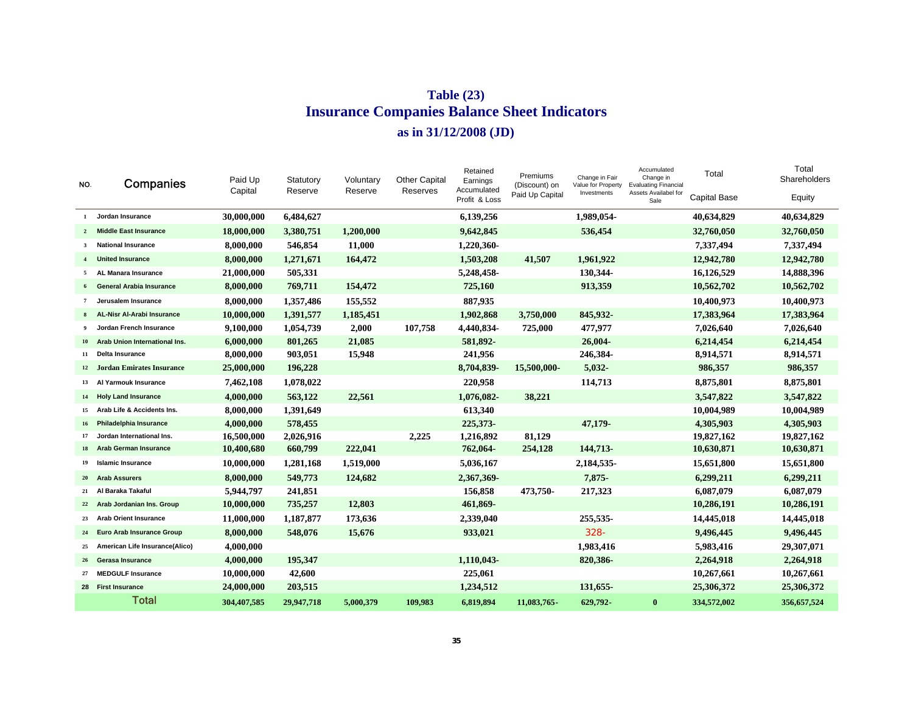# Table (23)
## Insurance Companies Balance Sheet Indicators
### as in 31/12/2008 (JD)

| NO. | Companies | Paid Up Capital | Statutory Reserve | Voluntary Reserve | Other Capital Reserves | Retained Earnings Accumulated Profit & Loss | Premiums (Discount) on Paid Up Capital | Change in Fair Value for Property Investments | Accumulated Change in Evaluating Financial Assets Availabel for Sale | Total Capital Base | Total Shareholders Equity |
|---|---|---|---|---|---|---|---|---|---|---|---|
| 1 | Jordan Insurance | 30,000,000 | 6,484,627 | | | 6,139,256 | | 1,989,054- | | 40,634,829 | 40,634,829 |
| 2 | Middle East Insurance | 18,000,000 | 3,380,751 | 1,200,000 | | 9,642,845 | | 536,454 | | 32,760,050 | 32,760,050 |
| 3 | National Insurance | 8,000,000 | 546,854 | 11,000 | | 1,220,360- | | | | 7,337,494 | 7,337,494 |
| 4 | United Insurance | 8,000,000 | 1,271,671 | 164,472 | | 1,503,208 | 41,507 | 1,961,922 | | 12,942,780 | 12,942,780 |
| 5 | AL Manara Insurance | 21,000,000 | 505,331 | | | 5,248,458- | | 130,344- | | 16,126,529 | 14,888,396 |
| 6 | General Arabia Insurance | 8,000,000 | 769,711 | 154,472 | | 725,160 | | 913,359 | | 10,562,702 | 10,562,702 |
| 7 | Jerusalem Insurance | 8,000,000 | 1,357,486 | 155,552 | | 887,935 | | | | 10,400,973 | 10,400,973 |
| 8 | AL-Nisr Al-Arabi Insurance | 10,000,000 | 1,391,577 | 1,185,451 | | 1,902,868 | 3,750,000 | 845,932- | | 17,383,964 | 17,383,964 |
| 9 | Jordan French Insurance | 9,100,000 | 1,054,739 | 2,000 | 107,758 | 4,440,834- | 725,000 | 477,977 | | 7,026,640 | 7,026,640 |
| 10 | Arab Union International Ins. | 6,000,000 | 801,265 | 21,085 | | 581,892- | | 26,004- | | 6,214,454 | 6,214,454 |
| 11 | Delta Insurance | 8,000,000 | 903,051 | 15,948 | | 241,956 | | 246,384- | | 8,914,571 | 8,914,571 |
| 12 | Jordan Emirates Insurance | 25,000,000 | 196,228 | | | 8,704,839- | 15,500,000- | 5,032- | | 986,357 | 986,357 |
| 13 | Al Yarmouk Insurance | 7,462,108 | 1,078,022 | | | 220,958 | | 114,713 | | 8,875,801 | 8,875,801 |
| 14 | Holy Land Insurance | 4,000,000 | 563,122 | 22,561 | | 1,076,082- | 38,221 | | | 3,547,822 | 3,547,822 |
| 15 | Arab Life & Accidents Ins. | 8,000,000 | 1,391,649 | | | 613,340 | | | | 10,004,989 | 10,004,989 |
| 16 | Philadelphia Insurance | 4,000,000 | 578,455 | | | 225,373- | | 47,179- | | 4,305,903 | 4,305,903 |
| 17 | Jordan International Ins. | 16,500,000 | 2,026,916 | | 2,225 | 1,216,892 | 81,129 | | | 19,827,162 | 19,827,162 |
| 18 | Arab German Insurance | 10,400,680 | 660,799 | 222,041 | | 762,064- | 254,128 | 144,713- | | 10,630,871 | 10,630,871 |
| 19 | Islamic Insurance | 10,000,000 | 1,281,168 | 1,519,000 | | 5,036,167 | | 2,184,535- | | 15,651,800 | 15,651,800 |
| 20 | Arab Assurers | 8,000,000 | 549,773 | 124,682 | | 2,367,369- | | 7,875- | | 6,299,211 | 6,299,211 |
| 21 | Al Baraka Takaful | 5,944,797 | 241,851 | | | 156,858 | 473,750- | 217,323 | | 6,087,079 | 6,087,079 |
| 22 | Arab Jordanian Ins. Group | 10,000,000 | 735,257 | 12,803 | | 461,869- | | | | 10,286,191 | 10,286,191 |
| 23 | Arab Orient Insurance | 11,000,000 | 1,187,877 | 173,636 | | 2,339,040 | | 255,535- | | 14,445,018 | 14,445,018 |
| 24 | Euro Arab Insurance Group | 8,000,000 | 548,076 | 15,676 | | 933,021 | | 328- | | 9,496,445 | 9,496,445 |
| 25 | American Life Insurance(Alico) | 4,000,000 | | | | | | 1,983,416 | | 5,983,416 | 29,307,071 |
| 26 | Gerasa Insurance | 4,000,000 | 195,347 | | | 1,110,043- | | 820,386- | | 2,264,918 | 2,264,918 |
| 27 | MEDGULF Insurance | 10,000,000 | 42,600 | | | 225,061 | | | | 10,267,661 | 10,267,661 |
| 28 | First Insurance | 24,000,000 | 203,515 | | | 1,234,512 | | 131,655- | | 25,306,372 | 25,306,372 |
| | Total | 304,407,585 | 29,947,718 | 5,000,379 | 109,983 | 6,819,894 | 11,083,765- | 629,792- | 0 | 334,572,002 | 356,657,524 |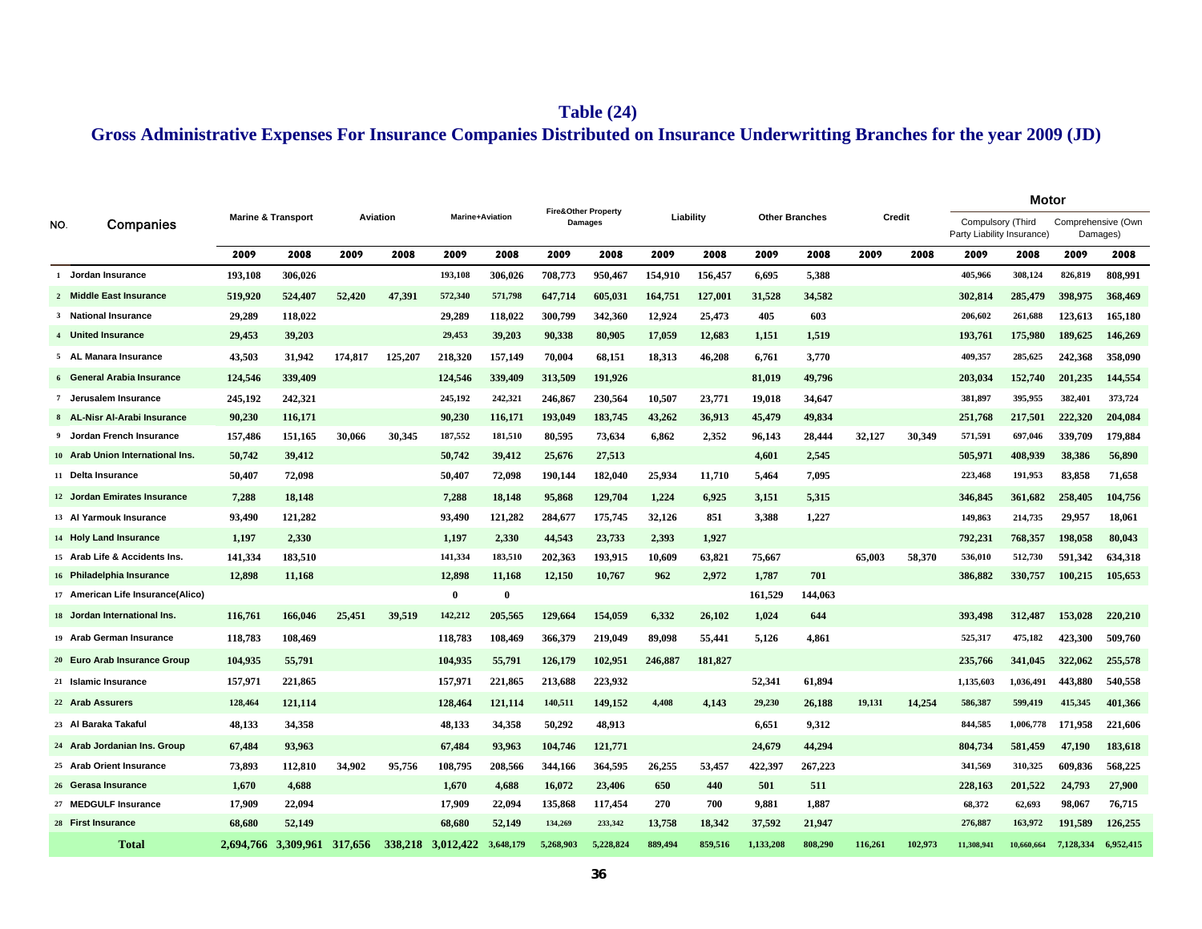# Table (24)

## Gross Administrative Expenses For Insurance Companies Distributed on Insurance Underwritting Branches for the year 2009 (JD)

| NO. | Companies | Marine & Transport | | Aviation | | Marine+Aviation | | Fire&Other Property Damages | | Liability | | Other Branches | | Credit | | Motor | | | |
|---|---|---|---|---|---|---|---|---|---|---|---|---|---|---|---|---|---|---|---|
| | | | | | | | | | | | | | | | | Compulsory (Third Party Liability Insurance) | | Comprehensive (Own Damages) | |
| | | 2009 | 2008 | 2009 | 2008 | 2009 | 2008 | 2009 | 2008 | 2009 | 2008 | 2009 | 2008 | 2009 | 2008 | 2009 | 2008 | 2009 | 2008 |
| 1 | Jordan Insurance | 193,108 | 306,026 | | | 193,108 | 306,026 | 708,773 | 950,467 | 154,910 | 156,457 | 6,695 | 5,388 | | | 405,966 | 308,124 | 826,819 | 808,991 |
| 2 | Middle East Insurance | 519,920 | 524,407 | 52,420 | 47,391 | 572,340 | 571,798 | 647,714 | 605,031 | 164,751 | 127,001 | 31,528 | 34,582 | | | 302,814 | 285,479 | 398,975 | 368,469 |
| 3 | National Insurance | 29,289 | 118,022 | | | 29,289 | 118,022 | 300,799 | 342,360 | 12,924 | 25,473 | 405 | 603 | | | 206,602 | 261,688 | 123,613 | 165,180 |
| 4 | United Insurance | 29,453 | 39,203 | | | 29,453 | 39,203 | 90,338 | 80,905 | 17,059 | 12,683 | 1,151 | 1,519 | | | 193,761 | 175,980 | 189,625 | 146,269 |
| 5 | AL Manara Insurance | 43,503 | 31,942 | 174,817 | 125,207 | 218,320 | 157,149 | 70,004 | 68,151 | 18,313 | 46,208 | 6,761 | 3,770 | | | 409,357 | 285,625 | 242,368 | 358,090 |
| 6 | General Arabia Insurance | 124,546 | 339,409 | | | 124,546 | 339,409 | 313,509 | 191,926 | | | 81,019 | 49,796 | | | 203,034 | 152,740 | 201,235 | 144,554 |
| 7 | Jerusalem Insurance | 245,192 | 242,321 | | | 245,192 | 242,321 | 246,867 | 230,564 | 10,507 | 23,771 | 19,018 | 34,647 | | | 381,897 | 395,955 | 382,401 | 373,724 |
| 8 | AL-Nisr Al-Arabi Insurance | 90,230 | 116,171 | | | 90,230 | 116,171 | 193,049 | 183,745 | 43,262 | 36,913 | 45,479 | 49,834 | | | 251,768 | 217,501 | 222,320 | 204,084 |
| 9 | Jordan French Insurance | 157,486 | 151,165 | 30,066 | 30,345 | 187,552 | 181,510 | 80,595 | 73,634 | 6,862 | 2,352 | 96,143 | 28,444 | 32,127 | 30,349 | 571,591 | 697,046 | 339,709 | 179,884 |
| 10 | Arab Union International Ins. | 50,742 | 39,412 | | | 50,742 | 39,412 | 25,676 | 27,513 | | | 4,601 | 2,545 | | | 505,971 | 408,939 | 38,386 | 56,890 |
| 11 | Delta Insurance | 50,407 | 72,098 | | | 50,407 | 72,098 | 190,144 | 182,040 | 25,934 | 11,710 | 5,464 | 7,095 | | | 223,468 | 191,953 | 83,858 | 71,658 |
| 12 | Jordan Emirates Insurance | 7,288 | 18,148 | | | 7,288 | 18,148 | 95,868 | 129,704 | 1,224 | 6,925 | 3,151 | 5,315 | | | 346,845 | 361,682 | 258,405 | 104,756 |
| 13 | Al Yarmouk Insurance | 93,490 | 121,282 | | | 93,490 | 121,282 | 284,677 | 175,745 | 32,126 | 851 | 3,388 | 1,227 | | | 149,863 | 214,735 | 29,957 | 18,061 |
| 14 | Holy Land Insurance | 1,197 | 2,330 | | | 1,197 | 2,330 | 44,543 | 23,733 | 2,393 | 1,927 | | | | | 792,231 | 768,357 | 198,058 | 80,043 |
| 15 | Arab Life & Accidents Ins. | 141,334 | 183,510 | | | 141,334 | 183,510 | 202,363 | 193,915 | 10,609 | 63,821 | 75,667 | | 65,003 | 58,370 | 536,010 | 512,730 | 591,342 | 634,318 |
| 16 | Philadelphia Insurance | 12,898 | 11,168 | | | 12,898 | 11,168 | 12,150 | 10,767 | 962 | 2,972 | 1,787 | 701 | | | 386,882 | 330,757 | 100,215 | 105,653 |
| 17 | American Life Insurance(Alico) | | | | | 0 | 0 | | | | | 161,529 | 144,063 | | | | | | |
| 18 | Jordan International Ins. | 116,761 | 166,046 | 25,451 | 39,519 | 142,212 | 205,565 | 129,664 | 154,059 | 6,332 | 26,102 | 1,024 | 644 | | | 393,498 | 312,487 | 153,028 | 220,210 |
| 19 | Arab German Insurance | 118,783 | 108,469 | | | 118,783 | 108,469 | 366,379 | 219,049 | 89,098 | 55,441 | 5,126 | 4,861 | | | 525,317 | 475,182 | 423,300 | 509,760 |
| 20 | Euro Arab Insurance Group | 104,935 | 55,791 | | | 104,935 | 55,791 | 126,179 | 102,951 | 246,887 | 181,827 | | | | | 235,766 | 341,045 | 322,062 | 255,578 |
| 21 | Islamic Insurance | 157,971 | 221,865 | | | 157,971 | 221,865 | 213,688 | 223,932 | | | 52,341 | 61,894 | | | 1,135,603 | 1,036,491 | 443,880 | 540,558 |
| 22 | Arab Assurers | 128,464 | 121,114 | | | 128,464 | 121,114 | 140,511 | 149,152 | 4,408 | 4,143 | 29,230 | 26,188 | 19,131 | 14,254 | 586,387 | 599,419 | 415,345 | 401,366 |
| 23 | Al Baraka Takaful | 48,133 | 34,358 | | | 48,133 | 34,358 | 50,292 | 48,913 | | | 6,651 | 9,312 | | | 844,585 | 1,006,778 | 171,958 | 221,606 |
| 24 | Arab Jordanian Ins. Group | 67,484 | 93,963 | | | 67,484 | 93,963 | 104,746 | 121,771 | | | 24,679 | 44,294 | | | 804,734 | 581,459 | 47,190 | 183,618 |
| 25 | Arab Orient Insurance | 73,893 | 112,810 | 34,902 | 95,756 | 108,795 | 208,566 | 344,166 | 364,595 | 26,255 | 53,457 | 422,397 | 267,223 | | | 341,569 | 310,325 | 609,836 | 568,225 |
| 26 | Gerasa Insurance | 1,670 | 4,688 | | | 1,670 | 4,688 | 16,072 | 23,406 | 650 | 440 | 501 | 511 | | | 228,163 | 201,522 | 24,793 | 27,900 |
| 27 | MEDGULF Insurance | 17,909 | 22,094 | | | 17,909 | 22,094 | 135,868 | 117,454 | 270 | 700 | 9,881 | 1,887 | | | 68,372 | 62,693 | 98,067 | 76,715 |
| 28 | First Insurance | 68,680 | 52,149 | | | 68,680 | 52,149 | 134,269 | 233,342 | 13,758 | 18,342 | 37,592 | 21,947 | | | 276,887 | 163,972 | 191,589 | 126,255 |
| | **Total** | 2,694,766 | 3,309,961 | 317,656 | 338,218 | 3,012,422 | 3,648,179 | 5,268,903 | 5,228,824 | 889,494 | 859,516 | 1,133,208 | 808,290 | 116,261 | 102,973 | 11,308,941 | 10,660,664 | 7,128,334 | 6,952,415 |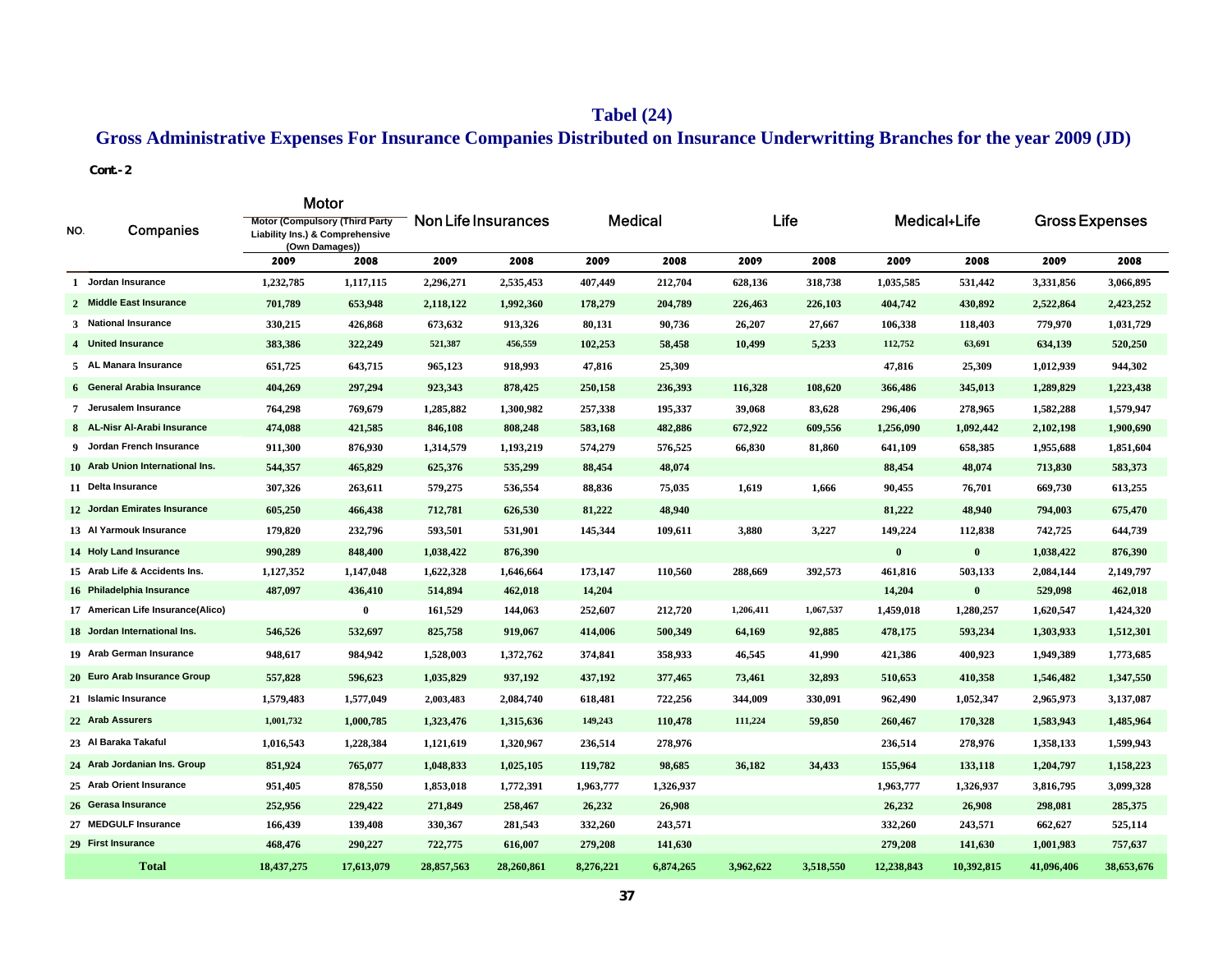## Tabel (24)

## Gross Administrative Expenses For Insurance Companies Distributed on Insurance Underwritting Branches for the year 2009 (JD)

**Cont.- 2**

| NO. | Companies | Motor: Motor (Compulsory (Third Party Liability Ins.) & Comprehensive (Own Damages)) | | Non Life Insurances | | Medical | | Life | | Medical+Life | | Gross Expenses | |
|---|---|---|---|---|---|---|---|---|---|---|---|---|---|
| | | 2009 | 2008 | 2009 | 2008 | 2009 | 2008 | 2009 | 2008 | 2009 | 2008 | 2009 | 2008 |
| 1 | Jordan Insurance | 1,232,785 | 1,117,115 | 2,296,271 | 2,535,453 | 407,449 | 212,704 | 628,136 | 318,738 | 1,035,585 | 531,442 | 3,331,856 | 3,066,895 |
| 2 | Middle East Insurance | 701,789 | 653,948 | 2,118,122 | 1,992,360 | 178,279 | 204,789 | 226,463 | 226,103 | 404,742 | 430,892 | 2,522,864 | 2,423,252 |
| 3 | National Insurance | 330,215 | 426,868 | 673,632 | 913,326 | 80,131 | 90,736 | 26,207 | 27,667 | 106,338 | 118,403 | 779,970 | 1,031,729 |
| 4 | United Insurance | 383,386 | 322,249 | 521,387 | 456,559 | 102,253 | 58,458 | 10,499 | 5,233 | 112,752 | 63,691 | 634,139 | 520,250 |
| 5 | AL Manara Insurance | 651,725 | 643,715 | 965,123 | 918,993 | 47,816 | 25,309 | | | 47,816 | 25,309 | 1,012,939 | 944,302 |
| 6 | General Arabia Insurance | 404,269 | 297,294 | 923,343 | 878,425 | 250,158 | 236,393 | 116,328 | 108,620 | 366,486 | 345,013 | 1,289,829 | 1,223,438 |
| 7 | Jerusalem Insurance | 764,298 | 769,679 | 1,285,882 | 1,300,982 | 257,338 | 195,337 | 39,068 | 83,628 | 296,406 | 278,965 | 1,582,288 | 1,579,947 |
| 8 | AL-Nisr Al-Arabi Insurance | 474,088 | 421,585 | 846,108 | 808,248 | 583,168 | 482,886 | 672,922 | 609,556 | 1,256,090 | 1,092,442 | 2,102,198 | 1,900,690 |
| 9 | Jordan French Insurance | 911,300 | 876,930 | 1,314,579 | 1,193,219 | 574,279 | 576,525 | 66,830 | 81,860 | 641,109 | 658,385 | 1,955,688 | 1,851,604 |
| 10 | Arab Union International Ins. | 544,357 | 465,829 | 625,376 | 535,299 | 88,454 | 48,074 | | | 88,454 | 48,074 | 713,830 | 583,373 |
| 11 | Delta Insurance | 307,326 | 263,611 | 579,275 | 536,554 | 88,836 | 75,035 | 1,619 | 1,666 | 90,455 | 76,701 | 669,730 | 613,255 |
| 12 | Jordan Emirates Insurance | 605,250 | 466,438 | 712,781 | 626,530 | 81,222 | 48,940 | | | 81,222 | 48,940 | 794,003 | 675,470 |
| 13 | Al Yarmouk Insurance | 179,820 | 232,796 | 593,501 | 531,901 | 145,344 | 109,611 | 3,880 | 3,227 | 149,224 | 112,838 | 742,725 | 644,739 |
| 14 | Holy Land Insurance | 990,289 | 848,400 | 1,038,422 | 876,390 | | | | | 0 | 0 | 1,038,422 | 876,390 |
| 15 | Arab Life & Accidents Ins. | 1,127,352 | 1,147,048 | 1,622,328 | 1,646,664 | 173,147 | 110,560 | 288,669 | 392,573 | 461,816 | 503,133 | 2,084,144 | 2,149,797 |
| 16 | Philadelphia Insurance | 487,097 | 436,410 | 514,894 | 462,018 | 14,204 | | | | 14,204 | 0 | 529,098 | 462,018 |
| 17 | American Life Insurance(Alico) | | 0 | 161,529 | 144,063 | 252,607 | 212,720 | 1,206,411 | 1,067,537 | 1,459,018 | 1,280,257 | 1,620,547 | 1,424,320 |
| 18 | Jordan International Ins. | 546,526 | 532,697 | 825,758 | 919,067 | 414,006 | 500,349 | 64,169 | 92,885 | 478,175 | 593,234 | 1,303,933 | 1,512,301 |
| 19 | Arab German Insurance | 948,617 | 984,942 | 1,528,003 | 1,372,762 | 374,841 | 358,933 | 46,545 | 41,990 | 421,386 | 400,923 | 1,949,389 | 1,773,685 |
| 20 | Euro Arab Insurance Group | 557,828 | 596,623 | 1,035,829 | 937,192 | 437,192 | 377,465 | 73,461 | 32,893 | 510,653 | 410,358 | 1,546,482 | 1,347,550 |
| 21 | Islamic Insurance | 1,579,483 | 1,577,049 | 2,003,483 | 2,084,740 | 618,481 | 722,256 | 344,009 | 330,091 | 962,490 | 1,052,347 | 2,965,973 | 3,137,087 |
| 22 | Arab Assurers | 1,001,732 | 1,000,785 | 1,323,476 | 1,315,636 | 149,243 | 110,478 | 111,224 | 59,850 | 260,467 | 170,328 | 1,583,943 | 1,485,964 |
| 23 | Al Baraka Takaful | 1,016,543 | 1,228,384 | 1,121,619 | 1,320,967 | 236,514 | 278,976 | | | 236,514 | 278,976 | 1,358,133 | 1,599,943 |
| 24 | Arab Jordanian Ins. Group | 851,924 | 765,077 | 1,048,833 | 1,025,105 | 119,782 | 98,685 | 36,182 | 34,433 | 155,964 | 133,118 | 1,204,797 | 1,158,223 |
| 25 | Arab Orient Insurance | 951,405 | 878,550 | 1,853,018 | 1,772,391 | 1,963,777 | 1,326,937 | | | 1,963,777 | 1,326,937 | 3,816,795 | 3,099,328 |
| 26 | Gerasa Insurance | 252,956 | 229,422 | 271,849 | 258,467 | 26,232 | 26,908 | | | 26,232 | 26,908 | 298,081 | 285,375 |
| 27 | MEDGULF Insurance | 166,439 | 139,408 | 330,367 | 281,543 | 332,260 | 243,571 | | | 332,260 | 243,571 | 662,627 | 525,114 |
| 29 | First Insurance | 468,476 | 290,227 | 722,775 | 616,007 | 279,208 | 141,630 | | | 279,208 | 141,630 | 1,001,983 | 757,637 |
| | **Total** | **18,437,275** | **17,613,079** | **28,857,563** | **28,260,861** | **8,276,221** | **6,874,265** | **3,962,622** | **3,518,550** | **12,238,843** | **10,392,815** | **41,096,406** | **38,653,676** |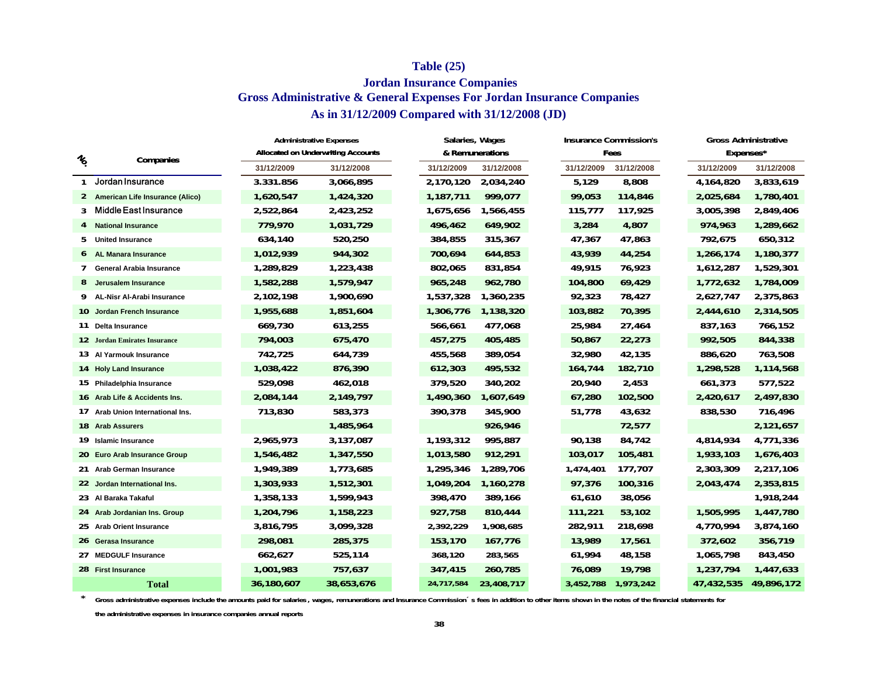# Table (25)

## Jordan Insurance Companies

## Gross Administrative & General Expenses For Jordan Insurance Companies

## As in 31/12/2009 Compared with 31/12/2008 (JD)

| No. | Companies | Administrative Expenses Allocated on Underwriting Accounts | | Salaries, Wages & Remunerations | | Insurance Commission's Fees | | Gross Administrative Expenses* | |
|---|---|---|---|---|---|---|---|---|---|
| | | 31/12/2009 | 31/12/2008 | 31/12/2009 | 31/12/2008 | 31/12/2009 | 31/12/2008 | 31/12/2009 | 31/12/2008 |
| 1 | Jordan Insurance | 3.331.856 | 3,066,895 | 2,170,120 | 2,034,240 | 5,129 | 8,808 | 4,164,820 | 3,833,619 |
| 2 | American Life Insurance (Alico) | 1,620,547 | 1,424,320 | 1,187,711 | 999,077 | 99,053 | 114,846 | 2,025,684 | 1,780,401 |
| 3 | Middle East Insurance | 2,522,864 | 2,423,252 | 1,675,656 | 1,566,455 | 115,777 | 117,925 | 3,005,398 | 2,849,406 |
| 4 | National Insurance | 779,970 | 1,031,729 | 496,462 | 649,902 | 3,284 | 4,807 | 974,963 | 1,289,662 |
| 5 | United Insurance | 634,140 | 520,250 | 384,855 | 315,367 | 47,367 | 47,863 | 792,675 | 650,312 |
| 6 | AL Manara Insurance | 1,012,939 | 944,302 | 700,694 | 644,853 | 43,939 | 44,254 | 1,266,174 | 1,180,377 |
| 7 | General Arabia Insurance | 1,289,829 | 1,223,438 | 802,065 | 831,854 | 49,915 | 76,923 | 1,612,287 | 1,529,301 |
| 8 | Jerusalem Insurance | 1,582,288 | 1,579,947 | 965,248 | 962,780 | 104,800 | 69,429 | 1,772,632 | 1,784,009 |
| 9 | AL-Nisr Al-Arabi Insurance | 2,102,198 | 1,900,690 | 1,537,328 | 1,360,235 | 92,323 | 78,427 | 2,627,747 | 2,375,863 |
| 10 | Jordan French Insurance | 1,955,688 | 1,851,604 | 1,306,776 | 1,138,320 | 103,882 | 70,395 | 2,444,610 | 2,314,505 |
| 11 | Delta Insurance | 669,730 | 613,255 | 566,661 | 477,068 | 25,984 | 27,464 | 837,163 | 766,152 |
| 12 | Jordan Emirates Insurance | 794,003 | 675,470 | 457,275 | 405,485 | 50,867 | 22,273 | 992,505 | 844,338 |
| 13 | Al Yarmouk Insurance | 742,725 | 644,739 | 455,568 | 389,054 | 32,980 | 42,135 | 886,620 | 763,508 |
| 14 | Holy Land Insurance | 1,038,422 | 876,390 | 612,303 | 495,532 | 164,744 | 182,710 | 1,298,528 | 1,114,568 |
| 15 | Philadelphia Insurance | 529,098 | 462,018 | 379,520 | 340,202 | 20,940 | 2,453 | 661,373 | 577,522 |
| 16 | Arab Life & Accidents Ins. | 2,084,144 | 2,149,797 | 1,490,360 | 1,607,649 | 67,280 | 102,500 | 2,420,617 | 2,497,830 |
| 17 | Arab Union International Ins. | 713,830 | 583,373 | 390,378 | 345,900 | 51,778 | 43,632 | 838,530 | 716,496 |
| 18 | Arab Assurers | | 1,485,964 | | 926,946 | | 72,577 | | 2,121,657 |
| 19 | Islamic Insurance | 2,965,973 | 3,137,087 | 1,193,312 | 995,887 | 90,138 | 84,742 | 4,814,934 | 4,771,336 |
| 20 | Euro Arab Insurance Group | 1,546,482 | 1,347,550 | 1,013,580 | 912,291 | 103,017 | 105,481 | 1,933,103 | 1,676,403 |
| 21 | Arab German Insurance | 1,949,389 | 1,773,685 | 1,295,346 | 1,289,706 | 1,474,401 | 177,707 | 2,303,309 | 2,217,106 |
| 22 | Jordan International Ins. | 1,303,933 | 1,512,301 | 1,049,204 | 1,160,278 | 97,376 | 100,316 | 2,043,474 | 2,353,815 |
| 23 | Al Baraka Takaful | 1,358,133 | 1,599,943 | 398,470 | 389,166 | 61,610 | 38,056 | | 1,918,244 |
| 24 | Arab Jordanian Ins. Group | 1,204,796 | 1,158,223 | 927,758 | 810,444 | 111,221 | 53,102 | 1,505,995 | 1,447,780 |
| 25 | Arab Orient Insurance | 3,816,795 | 3,099,328 | 2,392,229 | 1,908,685 | 282,911 | 218,698 | 4,770,994 | 3,874,160 |
| 26 | Gerasa Insurance | 298,081 | 285,375 | 153,170 | 167,776 | 13,989 | 17,561 | 372,602 | 356,719 |
| 27 | MEDGULF Insurance | 662,627 | 525,114 | 368,120 | 283,565 | 61,994 | 48,158 | 1,065,798 | 843,450 |
| 28 | First Insurance | 1,001,983 | 757,637 | 347,415 | 260,785 | 76,089 | 19,798 | 1,237,794 | 1,447,633 |
| | **Total** | 36,180,607 | 38,653,676 | 24,717,584 | 23,408,717 | 3,452,788 | 1,973,242 | 47,432,535 | 49,896,172 |

\* Gross administrative expenses include the amounts paid for salaries , wages, remunerations and Insurance Commission´s fees in addition to other items shown in the notes of the financial statements for the administrative expenses in insurance companies annual reports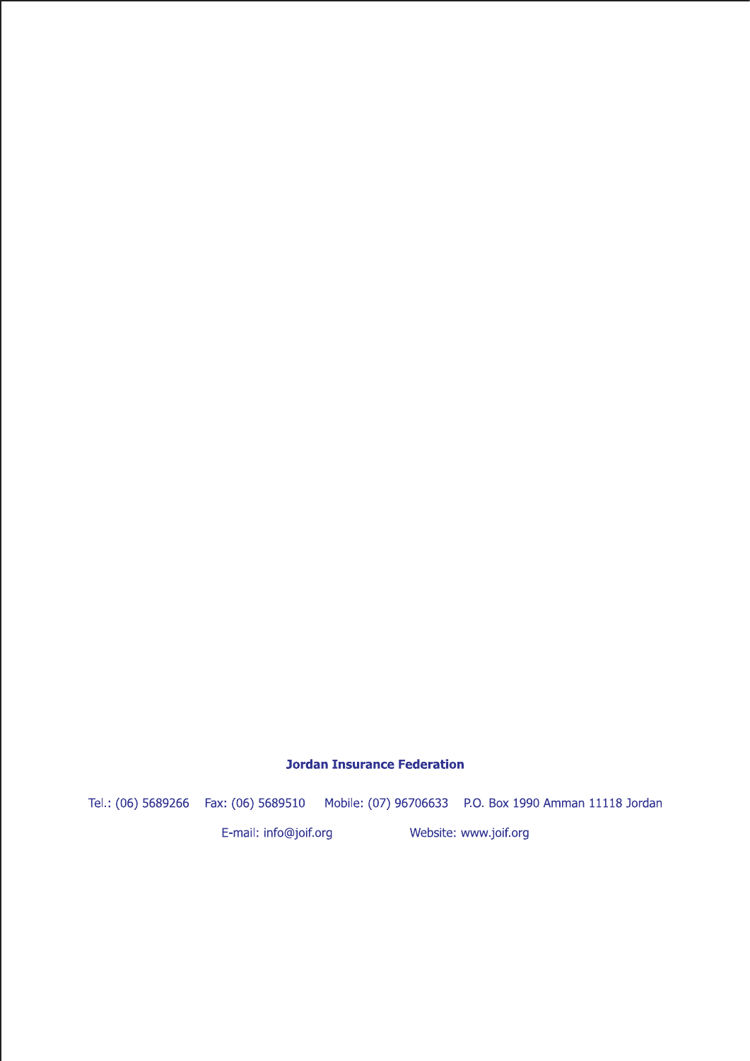**Jordan Insurance Federation**

Tel.: (06) 5689266 Fax: (06) 5689510 Mobile: (07) 96706633 P.O. Box 1990 Amman 11118 Jordan

E-mail: info@joif.org Website: www.joif.org